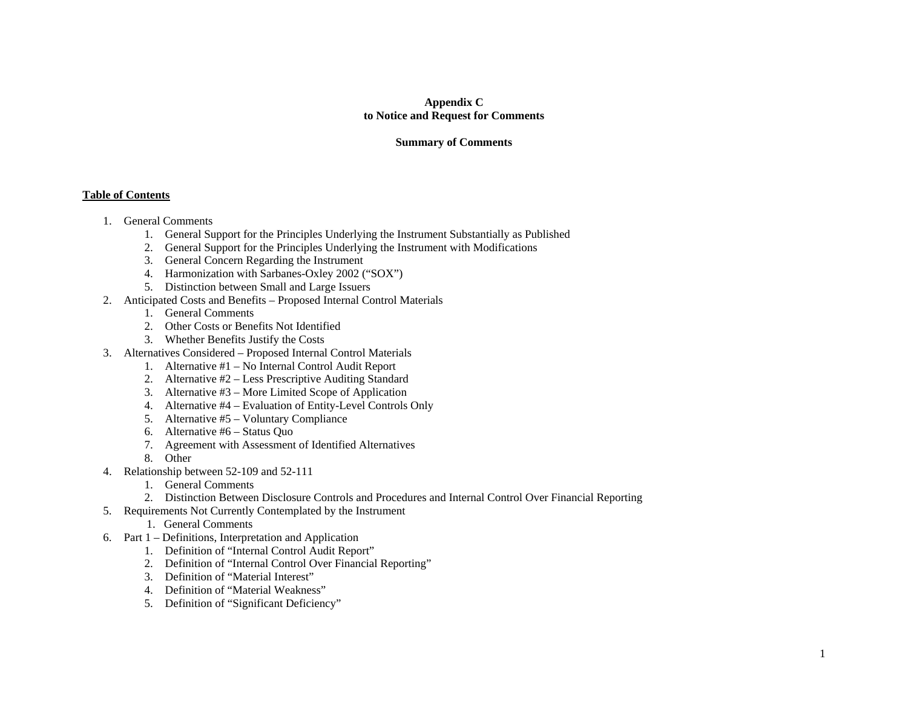**Appendix C**
**to Notice and Request for Comments**

**Summary of Comments**

**Table of Contents**

1. General Comments
   1. General Support for the Principles Underlying the Instrument Substantially as Published
   2. General Support for the Principles Underlying the Instrument with Modifications
   3. General Concern Regarding the Instrument
   4. Harmonization with Sarbanes-Oxley 2002 ("SOX")
   5. Distinction between Small and Large Issuers
2. Anticipated Costs and Benefits – Proposed Internal Control Materials
   1. General Comments
   2. Other Costs or Benefits Not Identified
   3. Whether Benefits Justify the Costs
3. Alternatives Considered – Proposed Internal Control Materials
   1. Alternative #1 – No Internal Control Audit Report
   2. Alternative #2 – Less Prescriptive Auditing Standard
   3. Alternative #3 – More Limited Scope of Application
   4. Alternative #4 – Evaluation of Entity-Level Controls Only
   5. Alternative #5 – Voluntary Compliance
   6. Alternative #6 – Status Quo
   7. Agreement with Assessment of Identified Alternatives
   8. Other
4. Relationship between 52-109 and 52-111
   1. General Comments
   2. Distinction Between Disclosure Controls and Procedures and Internal Control Over Financial Reporting
5. Requirements Not Currently Contemplated by the Instrument
   1. General Comments
6. Part 1 – Definitions, Interpretation and Application
   1. Definition of "Internal Control Audit Report"
   2. Definition of "Internal Control Over Financial Reporting"
   3. Definition of "Material Interest"
   4. Definition of "Material Weakness"
   5. Definition of "Significant Deficiency"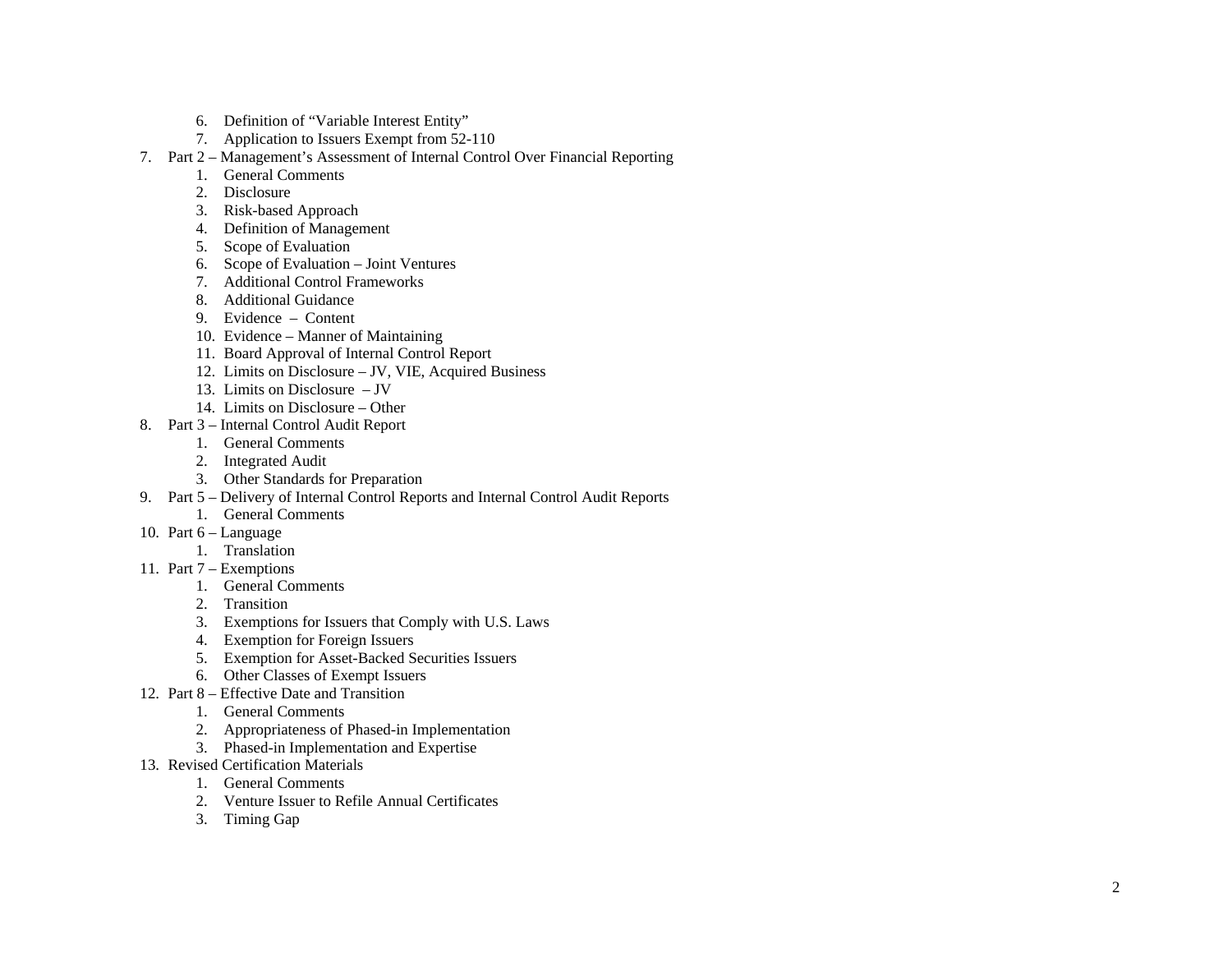6. Definition of “Variable Interest Entity”
   7. Application to Issuers Exempt from 52-110

7. Part 2 – Management’s Assessment of Internal Control Over Financial Reporting
   1. General Comments
   2. Disclosure
   3. Risk-based Approach
   4. Definition of Management
   5. Scope of Evaluation
   6. Scope of Evaluation – Joint Ventures
   7. Additional Control Frameworks
   8. Additional Guidance
   9. Evidence – Content
   10. Evidence – Manner of Maintaining
   11. Board Approval of Internal Control Report
   12. Limits on Disclosure – JV, VIE, Acquired Business
   13. Limits on Disclosure – JV
   14. Limits on Disclosure – Other
8. Part 3 – Internal Control Audit Report
   1. General Comments
   2. Integrated Audit
   3. Other Standards for Preparation
9. Part 5 – Delivery of Internal Control Reports and Internal Control Audit Reports
   1. General Comments
10. Part 6 – Language
    1. Translation
11. Part 7 – Exemptions
    1. General Comments
    2. Transition
    3. Exemptions for Issuers that Comply with U.S. Laws
    4. Exemption for Foreign Issuers
    5. Exemption for Asset-Backed Securities Issuers
    6. Other Classes of Exempt Issuers
12. Part 8 – Effective Date and Transition
    1. General Comments
    2. Appropriateness of Phased-in Implementation
    3. Phased-in Implementation and Expertise
13. Revised Certification Materials
    1. General Comments
    2. Venture Issuer to Refile Annual Certificates
    3. Timing Gap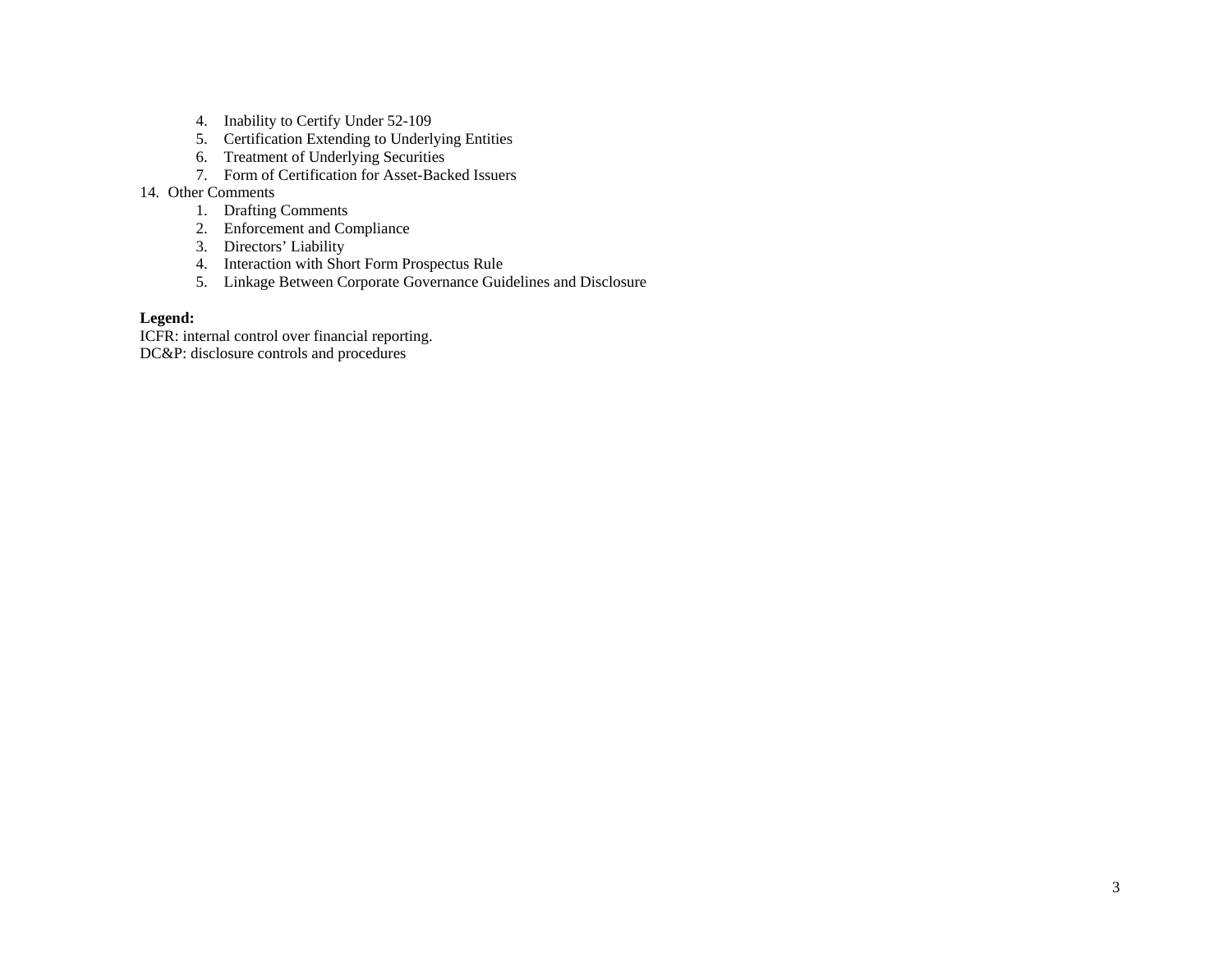4. Inability to Certify Under 52-109
5. Certification Extending to Underlying Entities
6. Treatment of Underlying Securities
7. Form of Certification for Asset-Backed Issuers

14. Other Comments
    1. Drafting Comments
    2. Enforcement and Compliance
    3. Directors' Liability
    4. Interaction with Short Form Prospectus Rule
    5. Linkage Between Corporate Governance Guidelines and Disclosure

**Legend:**
ICFR: internal control over financial reporting.
DC&P: disclosure controls and procedures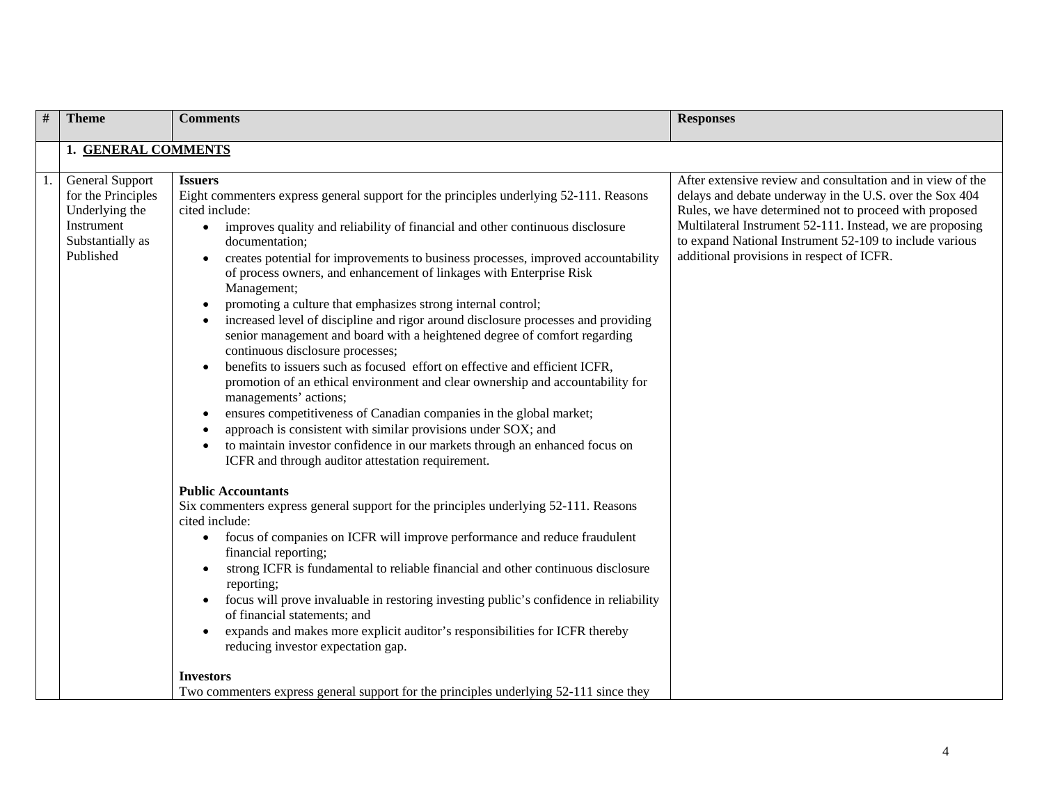| # | Theme | Comments | Responses |
|---|---|---|---|
| | **1. GENERAL COMMENTS** | | |
| 1. | General Support for the Principles Underlying the Instrument Substantially as Published | **Issuers**<br>Eight commenters express general support for the principles underlying 52-111. Reasons cited include:<br>• improves quality and reliability of financial and other continuous disclosure documentation;<br>• creates potential for improvements to business processes, improved accountability of process owners, and enhancement of linkages with Enterprise Risk Management;<br>• promoting a culture that emphasizes strong internal control;<br>• increased level of discipline and rigor around disclosure processes and providing senior management and board with a heightened degree of comfort regarding continuous disclosure processes;<br>• benefits to issuers such as focused effort on effective and efficient ICFR, promotion of an ethical environment and clear ownership and accountability for managements' actions;<br>• ensures competitiveness of Canadian companies in the global market;<br>• approach is consistent with similar provisions under SOX; and<br>• to maintain investor confidence in our markets through an enhanced focus on ICFR and through auditor attestation requirement.<br><br>**Public Accountants**<br>Six commenters express general support for the principles underlying 52-111. Reasons cited include:<br>• focus of companies on ICFR will improve performance and reduce fraudulent financial reporting;<br>• strong ICFR is fundamental to reliable financial and other continuous disclosure reporting;<br>• focus will prove invaluable in restoring investing public's confidence in reliability of financial statements; and<br>• expands and makes more explicit auditor's responsibilities for ICFR thereby reducing investor expectation gap.<br><br>**Investors**<br>Two commenters express general support for the principles underlying 52-111 since they | After extensive review and consultation and in view of the delays and debate underway in the U.S. over the Sox 404 Rules, we have determined not to proceed with proposed Multilateral Instrument 52-111. Instead, we are proposing to expand National Instrument 52-109 to include various additional provisions in respect of ICFR. |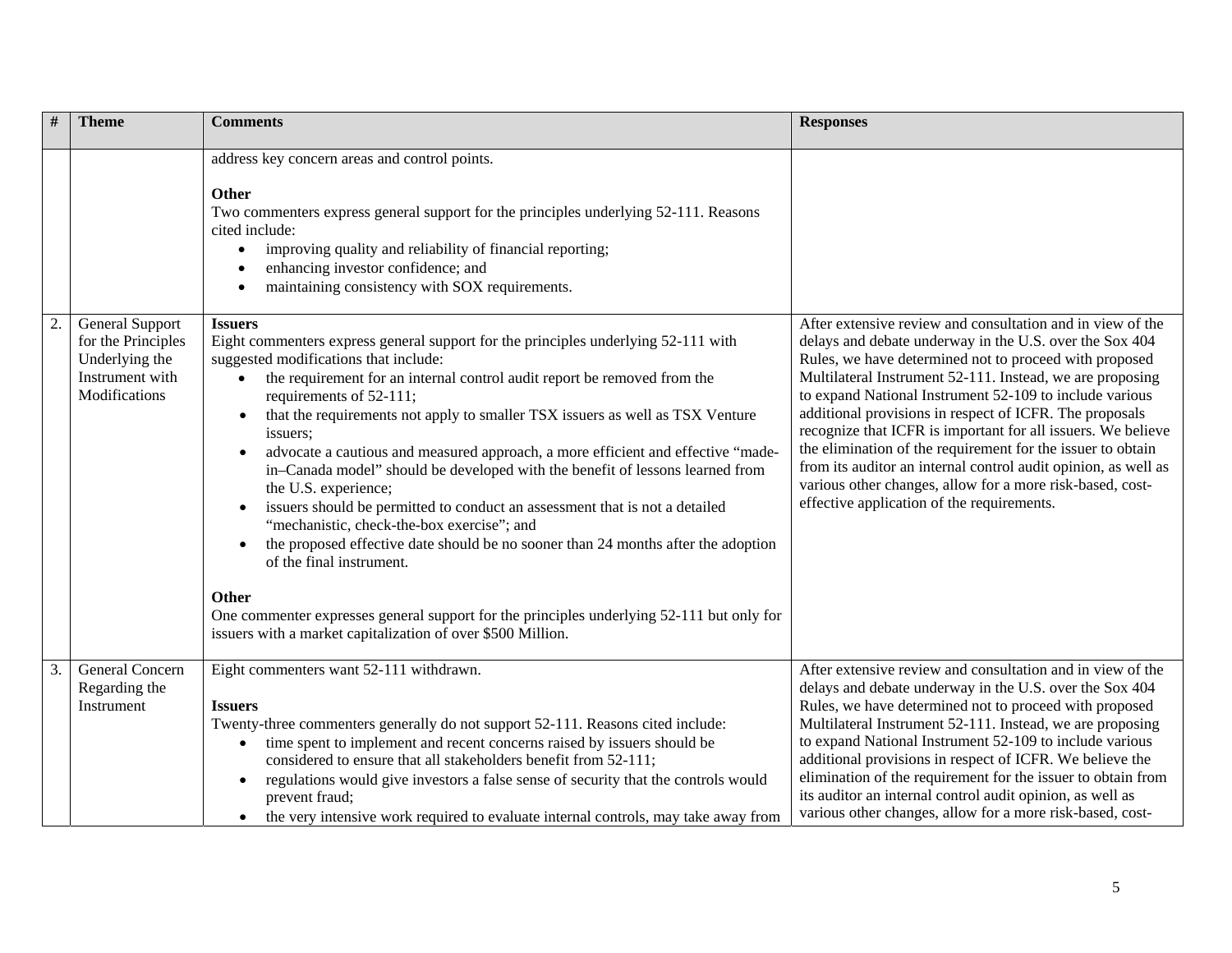| # | Theme | Comments | Responses |
|---|---|---|---|
| | | address key concern areas and control points.<br><br>**Other**<br>Two commenters express general support for the principles underlying 52-111. Reasons cited include:<br>• improving quality and reliability of financial reporting;<br>• enhancing investor confidence; and<br>• maintaining consistency with SOX requirements. | |
| 2. | General Support for the Principles Underlying the Instrument with Modifications | **Issuers**<br>Eight commenters express general support for the principles underlying 52-111 with suggested modifications that include:<br>• the requirement for an internal control audit report be removed from the requirements of 52-111;<br>• that the requirements not apply to smaller TSX issuers as well as TSX Venture issuers;<br>• advocate a cautious and measured approach, a more efficient and effective "made-in–Canada model" should be developed with the benefit of lessons learned from the U.S. experience;<br>• issuers should be permitted to conduct an assessment that is not a detailed "mechanistic, check-the-box exercise"; and<br>• the proposed effective date should be no sooner than 24 months after the adoption of the final instrument.<br><br>**Other**<br>One commenter expresses general support for the principles underlying 52-111 but only for issuers with a market capitalization of over $500 Million. | After extensive review and consultation and in view of the delays and debate underway in the U.S. over the Sox 404 Rules, we have determined not to proceed with proposed Multilateral Instrument 52-111. Instead, we are proposing to expand National Instrument 52-109 to include various additional provisions in respect of ICFR. The proposals recognize that ICFR is important for all issuers. We believe the elimination of the requirement for the issuer to obtain from its auditor an internal control audit opinion, as well as various other changes, allow for a more risk-based, cost-effective application of the requirements. |
| 3. | General Concern Regarding the Instrument | Eight commenters want 52-111 withdrawn.<br><br>**Issuers**<br>Twenty-three commenters generally do not support 52-111. Reasons cited include:<br>• time spent to implement and recent concerns raised by issuers should be considered to ensure that all stakeholders benefit from 52-111;<br>• regulations would give investors a false sense of security that the controls would prevent fraud;<br>• the very intensive work required to evaluate internal controls, may take away from | After extensive review and consultation and in view of the delays and debate underway in the U.S. over the Sox 404 Rules, we have determined not to proceed with proposed Multilateral Instrument 52-111. Instead, we are proposing to expand National Instrument 52-109 to include various additional provisions in respect of ICFR. We believe the elimination of the requirement for the issuer to obtain from its auditor an internal control audit opinion, as well as various other changes, allow for a more risk-based, cost- |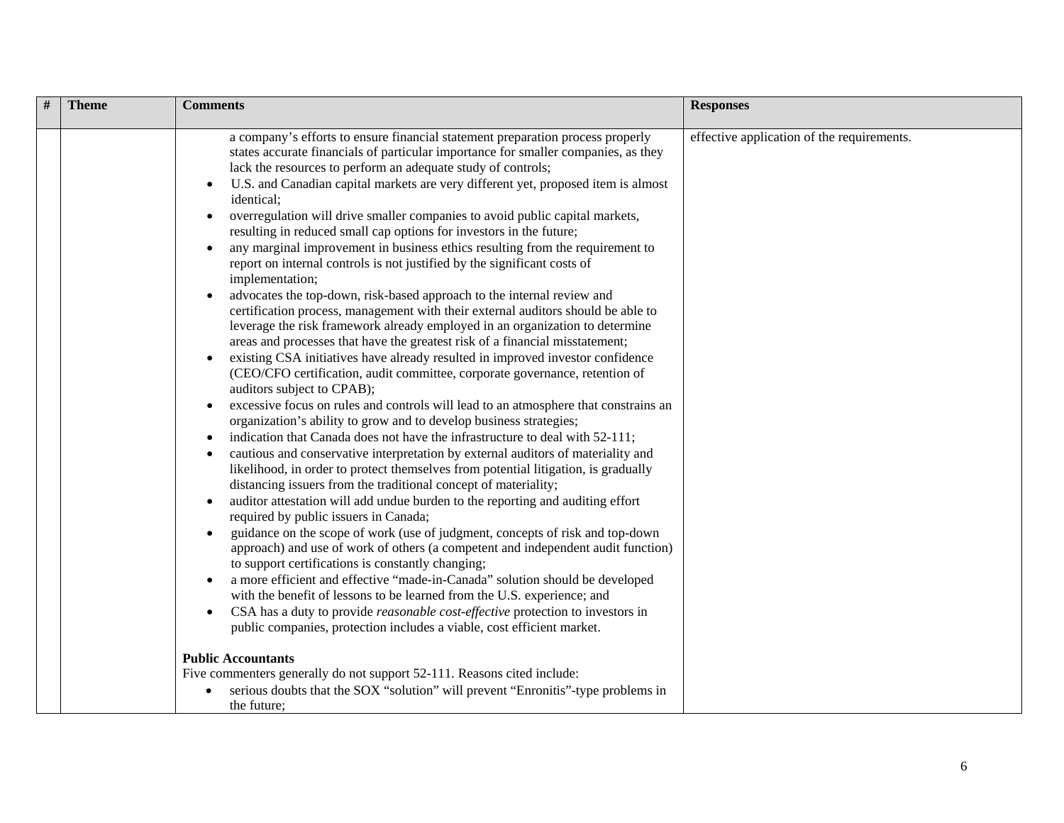| # | Theme | Comments | Responses |
|---|---|---|---|
| | | a company's efforts to ensure financial statement preparation process properly states accurate financials of particular importance for smaller companies, as they lack the resources to perform an adequate study of controls;<br>• U.S. and Canadian capital markets are very different yet, proposed item is almost identical;<br>• overregulation will drive smaller companies to avoid public capital markets, resulting in reduced small cap options for investors in the future;<br>• any marginal improvement in business ethics resulting from the requirement to report on internal controls is not justified by the significant costs of implementation;<br>• advocates the top-down, risk-based approach to the internal review and certification process, management with their external auditors should be able to leverage the risk framework already employed in an organization to determine areas and processes that have the greatest risk of a financial misstatement;<br>• existing CSA initiatives have already resulted in improved investor confidence (CEO/CFO certification, audit committee, corporate governance, retention of auditors subject to CPAB);<br>• excessive focus on rules and controls will lead to an atmosphere that constrains an organization's ability to grow and to develop business strategies;<br>• indication that Canada does not have the infrastructure to deal with 52-111;<br>• cautious and conservative interpretation by external auditors of materiality and likelihood, in order to protect themselves from potential litigation, is gradually distancing issuers from the traditional concept of materiality;<br>• auditor attestation will add undue burden to the reporting and auditing effort required by public issuers in Canada;<br>• guidance on the scope of work (use of judgment, concepts of risk and top-down approach) and use of work of others (a competent and independent audit function) to support certifications is constantly changing;<br>• a more efficient and effective "made-in-Canada" solution should be developed with the benefit of lessons to be learned from the U.S. experience; and<br>• CSA has a duty to provide *reasonable cost-effective* protection to investors in public companies, protection includes a viable, cost efficient market.<br><br>**Public Accountants**<br>Five commenters generally do not support 52-111. Reasons cited include:<br>• serious doubts that the SOX "solution" will prevent "Enronitis"-type problems in the future; | effective application of the requirements. |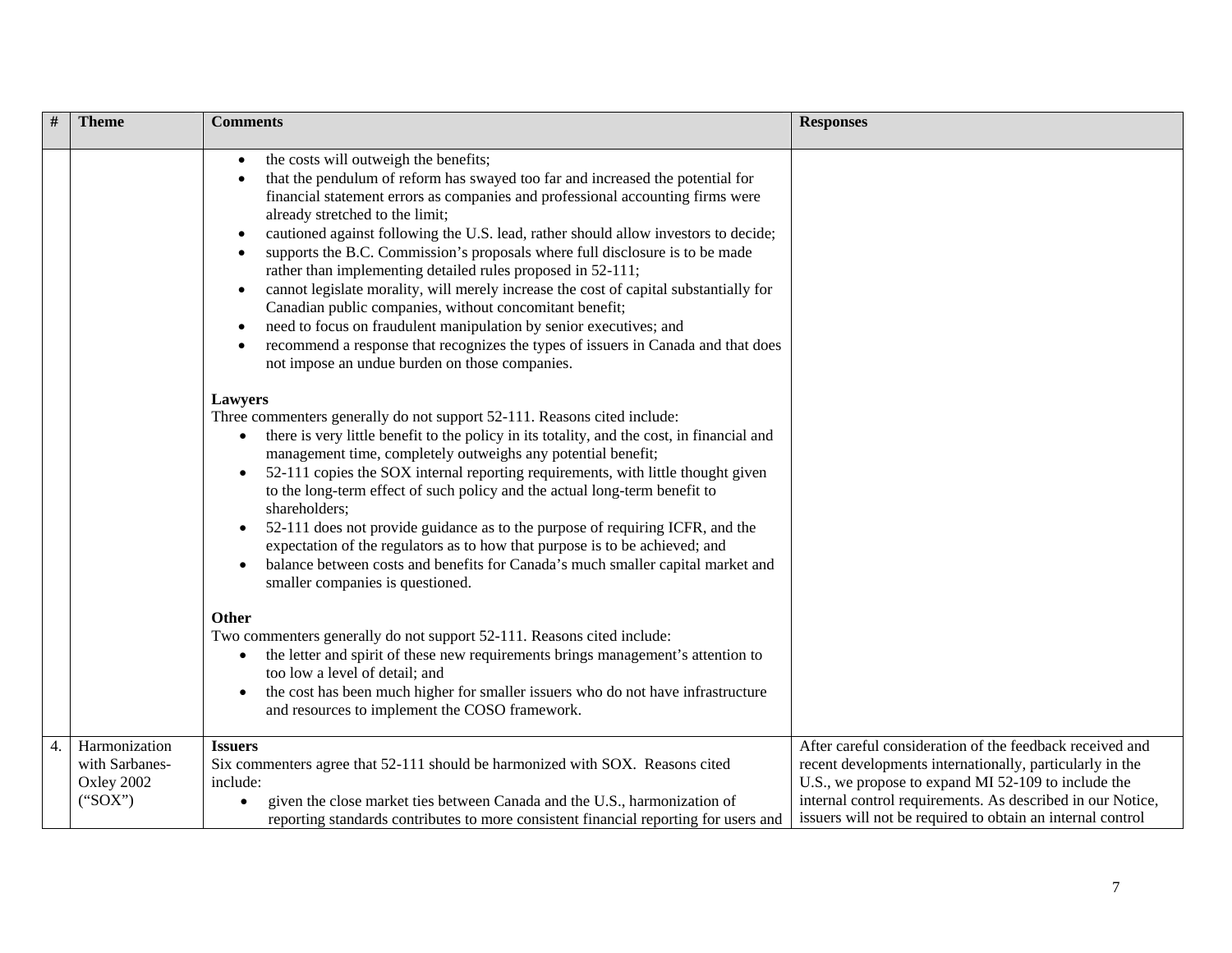| # | Theme | Comments | Responses |
|---|---|---|---|
| | | • the costs will outweigh the benefits;<br>• that the pendulum of reform has swayed too far and increased the potential for financial statement errors as companies and professional accounting firms were already stretched to the limit;<br>• cautioned against following the U.S. lead, rather should allow investors to decide;<br>• supports the B.C. Commission's proposals where full disclosure is to be made rather than implementing detailed rules proposed in 52-111;<br>• cannot legislate morality, will merely increase the cost of capital substantially for Canadian public companies, without concomitant benefit;<br>• need to focus on fraudulent manipulation by senior executives; and<br>• recommend a response that recognizes the types of issuers in Canada and that does not impose an undue burden on those companies.<br><br>**Lawyers**<br>Three commenters generally do not support 52-111. Reasons cited include:<br>• there is very little benefit to the policy in its totality, and the cost, in financial and management time, completely outweighs any potential benefit;<br>• 52-111 copies the SOX internal reporting requirements, with little thought given to the long-term effect of such policy and the actual long-term benefit to shareholders;<br>• 52-111 does not provide guidance as to the purpose of requiring ICFR, and the expectation of the regulators as to how that purpose is to be achieved; and<br>• balance between costs and benefits for Canada's much smaller capital market and smaller companies is questioned.<br><br>**Other**<br>Two commenters generally do not support 52-111. Reasons cited include:<br>• the letter and spirit of these new requirements brings management's attention to too low a level of detail; and<br>• the cost has been much higher for smaller issuers who do not have infrastructure and resources to implement the COSO framework. | |
| 4. | Harmonization with Sarbanes-Oxley 2002 ("SOX") | **Issuers**<br>Six commenters agree that 52-111 should be harmonized with SOX. Reasons cited include:<br>• given the close market ties between Canada and the U.S., harmonization of reporting standards contributes to more consistent financial reporting for users and | After careful consideration of the feedback received and recent developments internationally, particularly in the U.S., we propose to expand MI 52-109 to include the internal control requirements. As described in our Notice, issuers will not be required to obtain an internal control |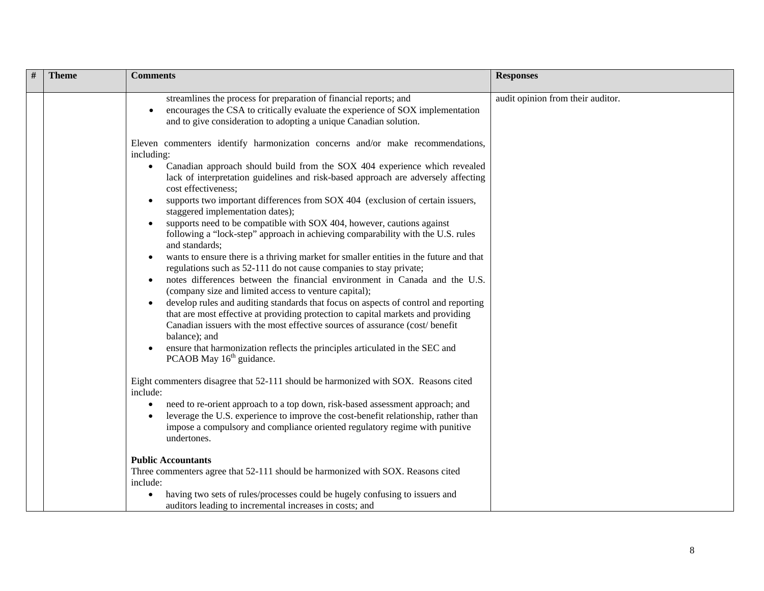| # | Theme | Comments | Responses |
|---|---|---|---|
| | | streamlines the process for preparation of financial reports; and<br>• encourages the CSA to critically evaluate the experience of SOX implementation and to give consideration to adopting a unique Canadian solution.<br><br>Eleven commenters identify harmonization concerns and/or make recommendations, including:<br>• Canadian approach should build from the SOX 404 experience which revealed lack of interpretation guidelines and risk-based approach are adversely affecting cost effectiveness;<br>• supports two important differences from SOX 404 (exclusion of certain issuers, staggered implementation dates);<br>• supports need to be compatible with SOX 404, however, cautions against following a "lock-step" approach in achieving comparability with the U.S. rules and standards;<br>• wants to ensure there is a thriving market for smaller entities in the future and that regulations such as 52-111 do not cause companies to stay private;<br>• notes differences between the financial environment in Canada and the U.S. (company size and limited access to venture capital);<br>• develop rules and auditing standards that focus on aspects of control and reporting that are most effective at providing protection to capital markets and providing Canadian issuers with the most effective sources of assurance (cost/ benefit balance); and<br>• ensure that harmonization reflects the principles articulated in the SEC and PCAOB May 16th guidance.<br><br>Eight commenters disagree that 52-111 should be harmonized with SOX. Reasons cited include:<br>• need to re-orient approach to a top down, risk-based assessment approach; and<br>• leverage the U.S. experience to improve the cost-benefit relationship, rather than impose a compulsory and compliance oriented regulatory regime with punitive undertones.<br><br>**Public Accountants**<br>Three commenters agree that 52-111 should be harmonized with SOX. Reasons cited include:<br>• having two sets of rules/processes could be hugely confusing to issuers and auditors leading to incremental increases in costs; and | audit opinion from their auditor. |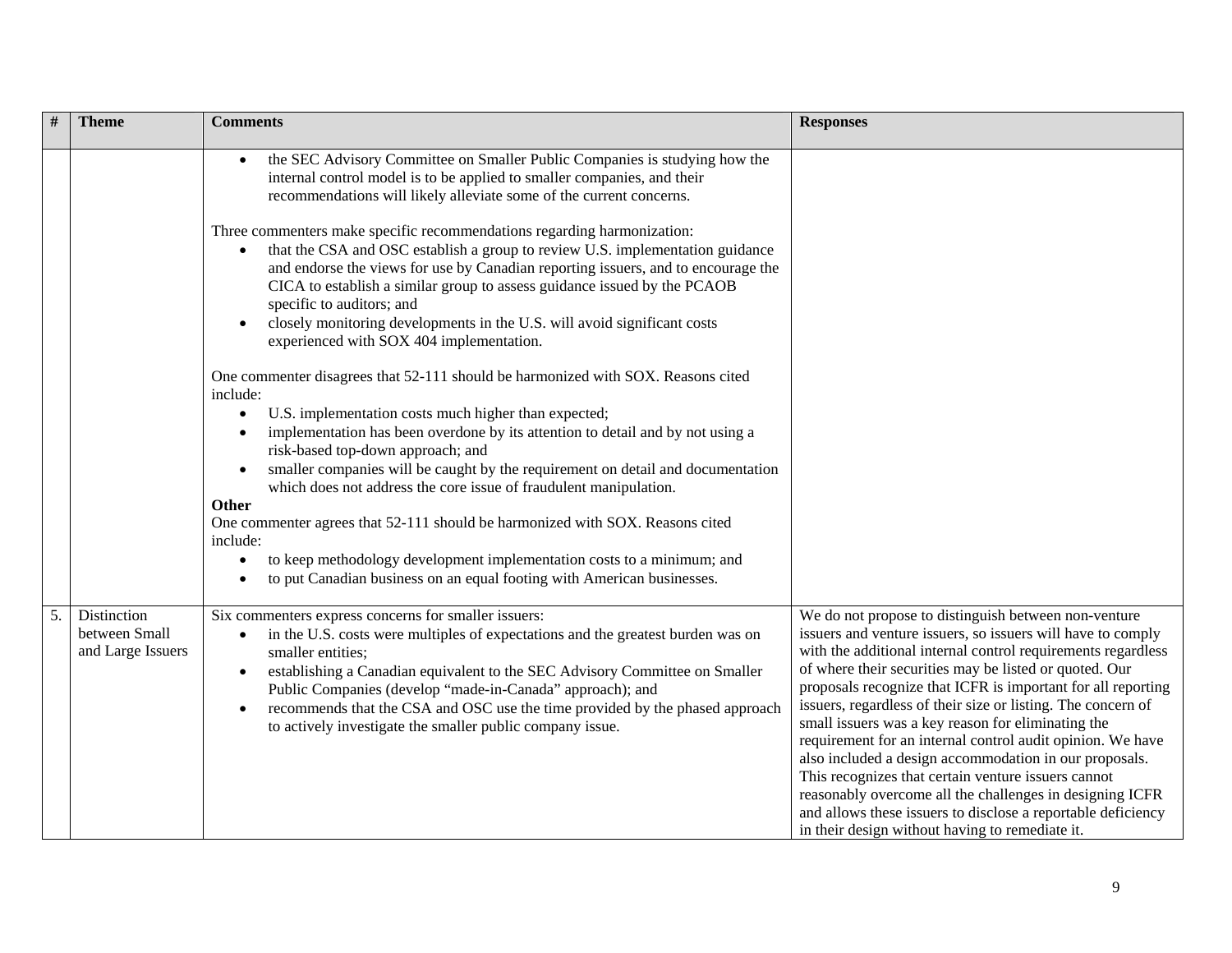| # | Theme | Comments | Responses |
|---|---|---|---|
| | | • the SEC Advisory Committee on Smaller Public Companies is studying how the internal control model is to be applied to smaller companies, and their recommendations will likely alleviate some of the current concerns.<br><br>Three commenters make specific recommendations regarding harmonization:<br>• that the CSA and OSC establish a group to review U.S. implementation guidance and endorse the views for use by Canadian reporting issuers, and to encourage the CICA to establish a similar group to assess guidance issued by the PCAOB specific to auditors; and<br>• closely monitoring developments in the U.S. will avoid significant costs experienced with SOX 404 implementation.<br><br>One commenter disagrees that 52-111 should be harmonized with SOX. Reasons cited include:<br>• U.S. implementation costs much higher than expected;<br>• implementation has been overdone by its attention to detail and by not using a risk-based top-down approach; and<br>• smaller companies will be caught by the requirement on detail and documentation which does not address the core issue of fraudulent manipulation.<br>**Other**<br>One commenter agrees that 52-111 should be harmonized with SOX. Reasons cited include:<br>• to keep methodology development implementation costs to a minimum; and<br>• to put Canadian business on an equal footing with American businesses. | |
| 5. | Distinction between Small and Large Issuers | Six commenters express concerns for smaller issuers:<br>• in the U.S. costs were multiples of expectations and the greatest burden was on smaller entities;<br>• establishing a Canadian equivalent to the SEC Advisory Committee on Smaller Public Companies (develop "made-in-Canada" approach); and<br>• recommends that the CSA and OSC use the time provided by the phased approach to actively investigate the smaller public company issue. | We do not propose to distinguish between non-venture issuers and venture issuers, so issuers will have to comply with the additional internal control requirements regardless of where their securities may be listed or quoted. Our proposals recognize that ICFR is important for all reporting issuers, regardless of their size or listing. The concern of small issuers was a key reason for eliminating the requirement for an internal control audit opinion. We have also included a design accommodation in our proposals. This recognizes that certain venture issuers cannot reasonably overcome all the challenges in designing ICFR and allows these issuers to disclose a reportable deficiency in their design without having to remediate it. |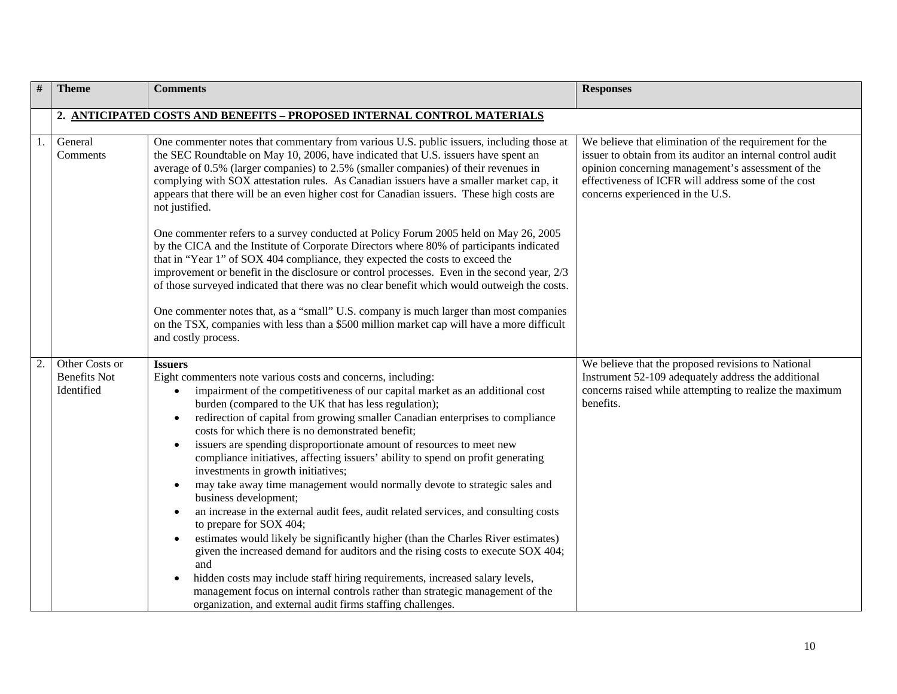| # | Theme | Comments | Responses |
|---|---|---|---|
| | **2. ANTICIPATED COSTS AND BENEFITS – PROPOSED INTERNAL CONTROL MATERIALS** | | |
| 1. | General Comments | One commenter notes that commentary from various U.S. public issuers, including those at the SEC Roundtable on May 10, 2006, have indicated that U.S. issuers have spent an average of 0.5% (larger companies) to 2.5% (smaller companies) of their revenues in complying with SOX attestation rules. As Canadian issuers have a smaller market cap, it appears that there will be an even higher cost for Canadian issuers. These high costs are not justified.<br><br>One commenter refers to a survey conducted at Policy Forum 2005 held on May 26, 2005 by the CICA and the Institute of Corporate Directors where 80% of participants indicated that in "Year 1" of SOX 404 compliance, they expected the costs to exceed the improvement or benefit in the disclosure or control processes. Even in the second year, 2/3 of those surveyed indicated that there was no clear benefit which would outweigh the costs.<br><br>One commenter notes that, as a "small" U.S. company is much larger than most companies on the TSX, companies with less than a $500 million market cap will have a more difficult and costly process. | We believe that elimination of the requirement for the issuer to obtain from its auditor an internal control audit opinion concerning management's assessment of the effectiveness of ICFR will address some of the cost concerns experienced in the U.S. |
| 2. | Other Costs or Benefits Not Identified | **Issuers**<br>Eight commenters note various costs and concerns, including:<br>• impairment of the competitiveness of our capital market as an additional cost burden (compared to the UK that has less regulation);<br>• redirection of capital from growing smaller Canadian enterprises to compliance costs for which there is no demonstrated benefit;<br>• issuers are spending disproportionate amount of resources to meet new compliance initiatives, affecting issuers' ability to spend on profit generating investments in growth initiatives;<br>• may take away time management would normally devote to strategic sales and business development;<br>• an increase in the external audit fees, audit related services, and consulting costs to prepare for SOX 404;<br>• estimates would likely be significantly higher (than the Charles River estimates) given the increased demand for auditors and the rising costs to execute SOX 404; and<br>• hidden costs may include staff hiring requirements, increased salary levels, management focus on internal controls rather than strategic management of the organization, and external audit firms staffing challenges. | We believe that the proposed revisions to National Instrument 52-109 adequately address the additional concerns raised while attempting to realize the maximum benefits. |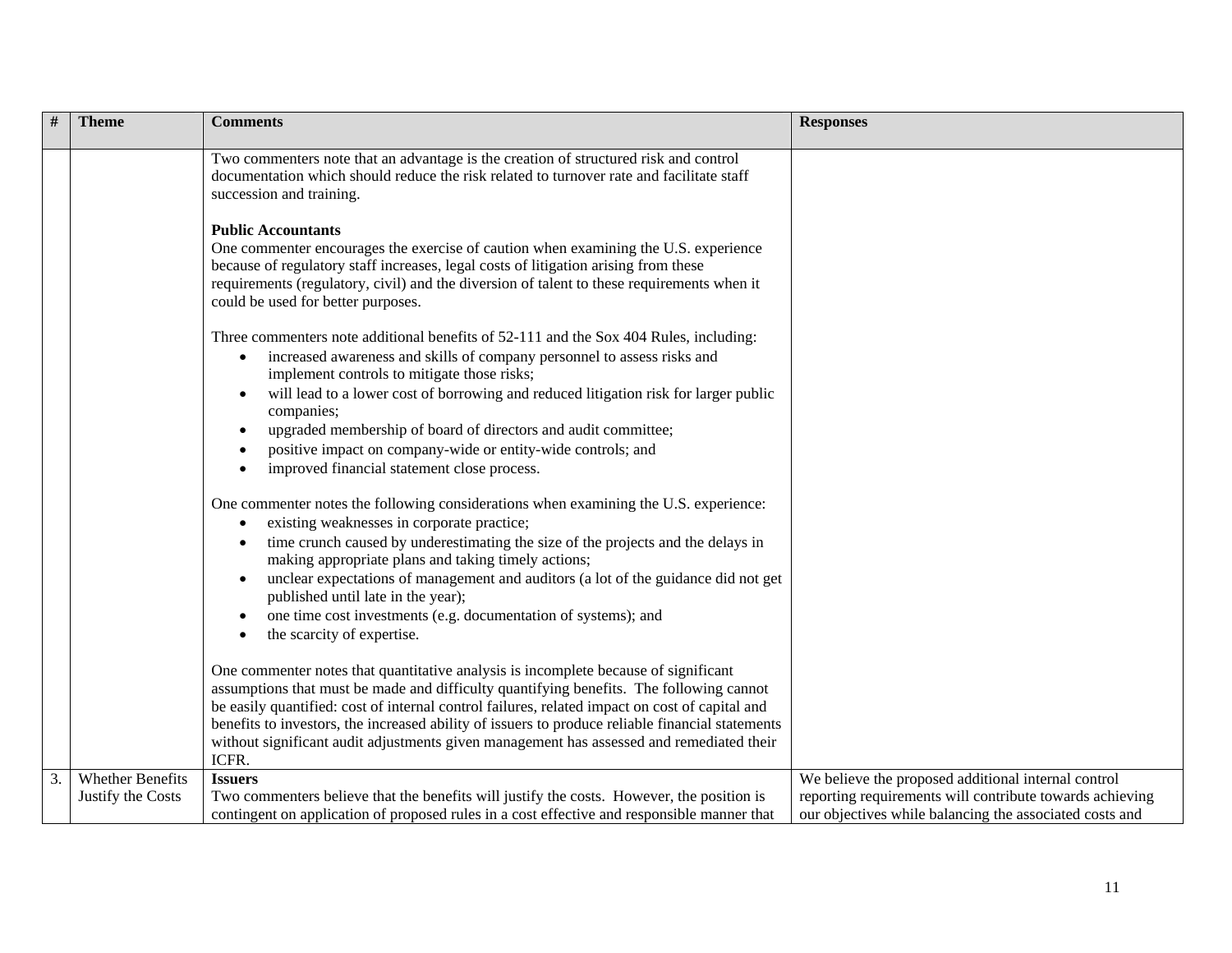| # | Theme | Comments | Responses |
|---|---|---|---|
| | | Two commenters note that an advantage is the creation of structured risk and control documentation which should reduce the risk related to turnover rate and facilitate staff succession and training.<br><br>**Public Accountants**<br>One commenter encourages the exercise of caution when examining the U.S. experience because of regulatory staff increases, legal costs of litigation arising from these requirements (regulatory, civil) and the diversion of talent to these requirements when it could be used for better purposes.<br><br>Three commenters note additional benefits of 52-111 and the Sox 404 Rules, including:<br>• increased awareness and skills of company personnel to assess risks and implement controls to mitigate those risks;<br>• will lead to a lower cost of borrowing and reduced litigation risk for larger public companies;<br>• upgraded membership of board of directors and audit committee;<br>• positive impact on company-wide or entity-wide controls; and<br>• improved financial statement close process.<br><br>One commenter notes the following considerations when examining the U.S. experience:<br>• existing weaknesses in corporate practice;<br>• time crunch caused by underestimating the size of the projects and the delays in making appropriate plans and taking timely actions;<br>• unclear expectations of management and auditors (a lot of the guidance did not get published until late in the year);<br>• one time cost investments (e.g. documentation of systems); and<br>• the scarcity of expertise.<br><br>One commenter notes that quantitative analysis is incomplete because of significant assumptions that must be made and difficulty quantifying benefits. The following cannot be easily quantified: cost of internal control failures, related impact on cost of capital and benefits to investors, the increased ability of issuers to produce reliable financial statements without significant audit adjustments given management has assessed and remediated their ICFR. | |
| 3. | Whether Benefits Justify the Costs | **Issuers**<br>Two commenters believe that the benefits will justify the costs. However, the position is contingent on application of proposed rules in a cost effective and responsible manner that | We believe the proposed additional internal control reporting requirements will contribute towards achieving our objectives while balancing the associated costs and |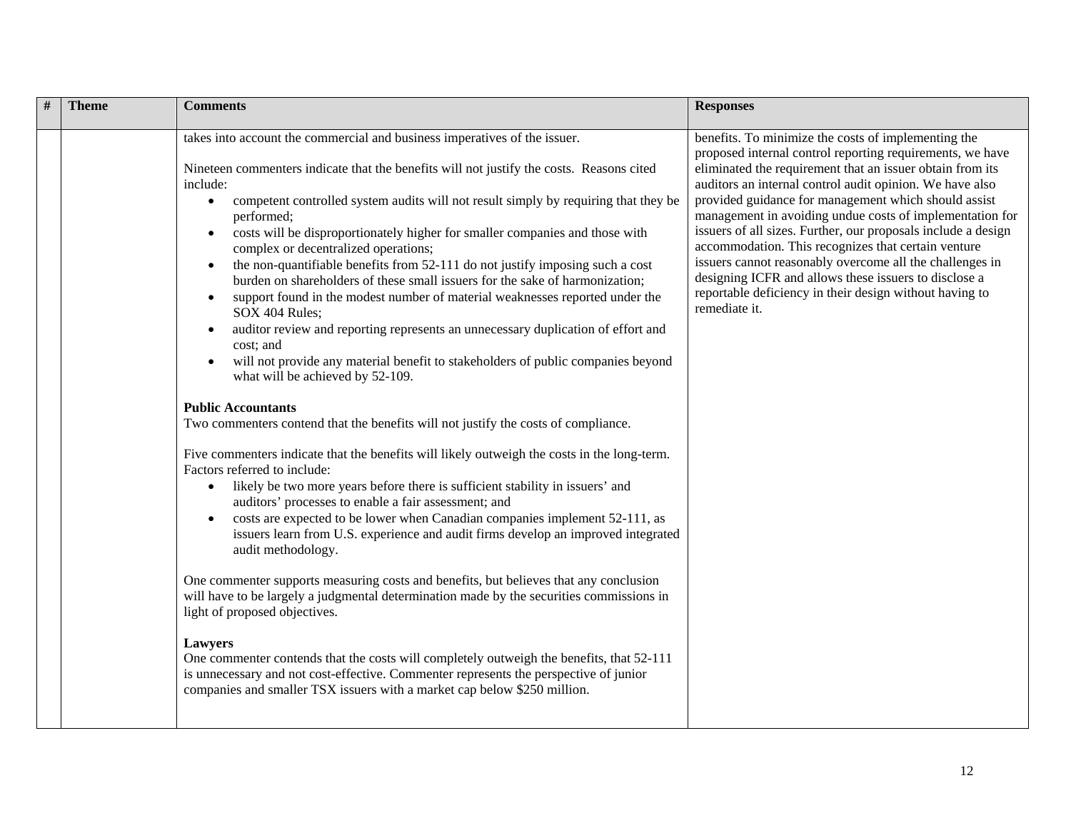| # | Theme | Comments | Responses |
|---|---|---|---|
| | | takes into account the commercial and business imperatives of the issuer.<br><br>Nineteen commenters indicate that the benefits will not justify the costs. Reasons cited include:<br>• competent controlled system audits will not result simply by requiring that they be performed;<br>• costs will be disproportionately higher for smaller companies and those with complex or decentralized operations;<br>• the non-quantifiable benefits from 52-111 do not justify imposing such a cost burden on shareholders of these small issuers for the sake of harmonization;<br>• support found in the modest number of material weaknesses reported under the SOX 404 Rules;<br>• auditor review and reporting represents an unnecessary duplication of effort and cost; and<br>• will not provide any material benefit to stakeholders of public companies beyond what will be achieved by 52-109.<br><br>**Public Accountants**<br>Two commenters contend that the benefits will not justify the costs of compliance.<br><br>Five commenters indicate that the benefits will likely outweigh the costs in the long-term. Factors referred to include:<br>• likely be two more years before there is sufficient stability in issuers' and auditors' processes to enable a fair assessment; and<br>• costs are expected to be lower when Canadian companies implement 52-111, as issuers learn from U.S. experience and audit firms develop an improved integrated audit methodology.<br><br>One commenter supports measuring costs and benefits, but believes that any conclusion will have to be largely a judgmental determination made by the securities commissions in light of proposed objectives.<br><br>**Lawyers**<br>One commenter contends that the costs will completely outweigh the benefits, that 52-111 is unnecessary and not cost-effective. Commenter represents the perspective of junior companies and smaller TSX issuers with a market cap below $250 million. | benefits. To minimize the costs of implementing the proposed internal control reporting requirements, we have eliminated the requirement that an issuer obtain from its auditors an internal control audit opinion. We have also provided guidance for management which should assist management in avoiding undue costs of implementation for issuers of all sizes. Further, our proposals include a design accommodation. This recognizes that certain venture issuers cannot reasonably overcome all the challenges in designing ICFR and allows these issuers to disclose a reportable deficiency in their design without having to remediate it. |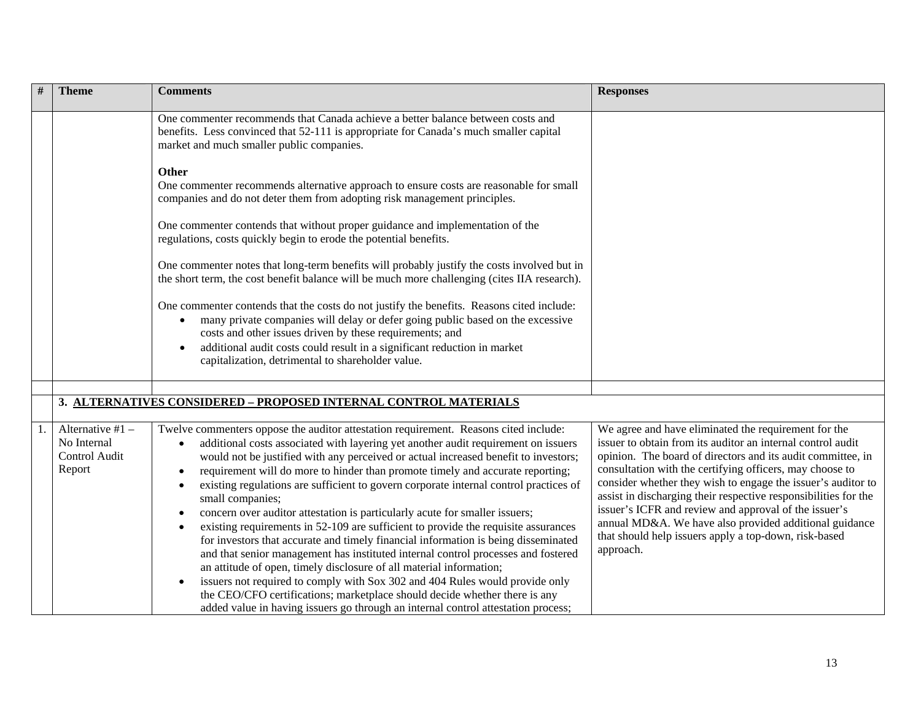| # | Theme | Comments | Responses |
|---|---|---|---|
| | | One commenter recommends that Canada achieve a better balance between costs and benefits. Less convinced that 52-111 is appropriate for Canada's much smaller capital market and much smaller public companies.<br><br>**Other**<br>One commenter recommends alternative approach to ensure costs are reasonable for small companies and do not deter them from adopting risk management principles.<br><br>One commenter contends that without proper guidance and implementation of the regulations, costs quickly begin to erode the potential benefits.<br><br>One commenter notes that long-term benefits will probably justify the costs involved but in the short term, the cost benefit balance will be much more challenging (cites IIA research).<br><br>One commenter contends that the costs do not justify the benefits. Reasons cited include:<br>• many private companies will delay or defer going public based on the excessive costs and other issues driven by these requirements; and<br>• additional audit costs could result in a significant reduction in market capitalization, detrimental to shareholder value. | |
| | | | |
| | **3. ALTERNATIVES CONSIDERED – PROPOSED INTERNAL CONTROL MATERIALS** | | |
| 1. | Alternative #1 – No Internal Control Audit Report | Twelve commenters oppose the auditor attestation requirement. Reasons cited include:<br>• additional costs associated with layering yet another audit requirement on issuers would not be justified with any perceived or actual increased benefit to investors;<br>• requirement will do more to hinder than promote timely and accurate reporting;<br>• existing regulations are sufficient to govern corporate internal control practices of small companies;<br>• concern over auditor attestation is particularly acute for smaller issuers;<br>• existing requirements in 52-109 are sufficient to provide the requisite assurances for investors that accurate and timely financial information is being disseminated and that senior management has instituted internal control processes and fostered an attitude of open, timely disclosure of all material information;<br>• issuers not required to comply with Sox 302 and 404 Rules would provide only the CEO/CFO certifications; marketplace should decide whether there is any added value in having issuers go through an internal control attestation process; | We agree and have eliminated the requirement for the issuer to obtain from its auditor an internal control audit opinion. The board of directors and its audit committee, in consultation with the certifying officers, may choose to consider whether they wish to engage the issuer's auditor to assist in discharging their respective responsibilities for the issuer's ICFR and review and approval of the issuer's annual MD&A. We have also provided additional guidance that should help issuers apply a top-down, risk-based approach. |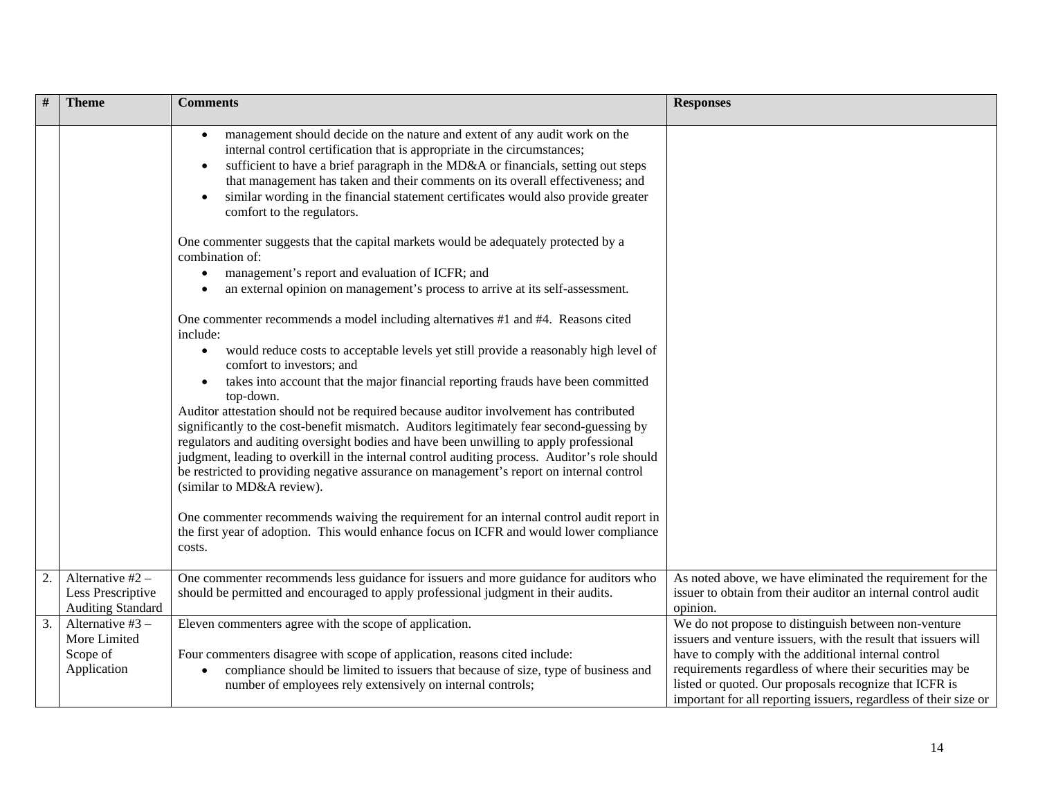| # | Theme | Comments | Responses |
|---|---|---|---|
| | | • management should decide on the nature and extent of any audit work on the internal control certification that is appropriate in the circumstances;<br>• sufficient to have a brief paragraph in the MD&A or financials, setting out steps that management has taken and their comments on its overall effectiveness; and<br>• similar wording in the financial statement certificates would also provide greater comfort to the regulators.<br><br>One commenter suggests that the capital markets would be adequately protected by a combination of:<br>• management's report and evaluation of ICFR; and<br>• an external opinion on management's process to arrive at its self-assessment.<br><br>One commenter recommends a model including alternatives #1 and #4. Reasons cited include:<br>• would reduce costs to acceptable levels yet still provide a reasonably high level of comfort to investors; and<br>• takes into account that the major financial reporting frauds have been committed top-down.<br>Auditor attestation should not be required because auditor involvement has contributed significantly to the cost-benefit mismatch. Auditors legitimately fear second-guessing by regulators and auditing oversight bodies and have been unwilling to apply professional judgment, leading to overkill in the internal control auditing process. Auditor's role should be restricted to providing negative assurance on management's report on internal control (similar to MD&A review).<br><br>One commenter recommends waiving the requirement for an internal control audit report in the first year of adoption. This would enhance focus on ICFR and would lower compliance costs. | |
| 2. | Alternative #2 – Less Prescriptive Auditing Standard | One commenter recommends less guidance for issuers and more guidance for auditors who should be permitted and encouraged to apply professional judgment in their audits. | As noted above, we have eliminated the requirement for the issuer to obtain from their auditor an internal control audit opinion. |
| 3. | Alternative #3 – More Limited Scope of Application | Eleven commenters agree with the scope of application.<br><br>Four commenters disagree with scope of application, reasons cited include:<br>• compliance should be limited to issuers that because of size, type of business and number of employees rely extensively on internal controls; | We do not propose to distinguish between non-venture issuers and venture issuers, with the result that issuers will have to comply with the additional internal control requirements regardless of where their securities may be listed or quoted. Our proposals recognize that ICFR is important for all reporting issuers, regardless of their size or |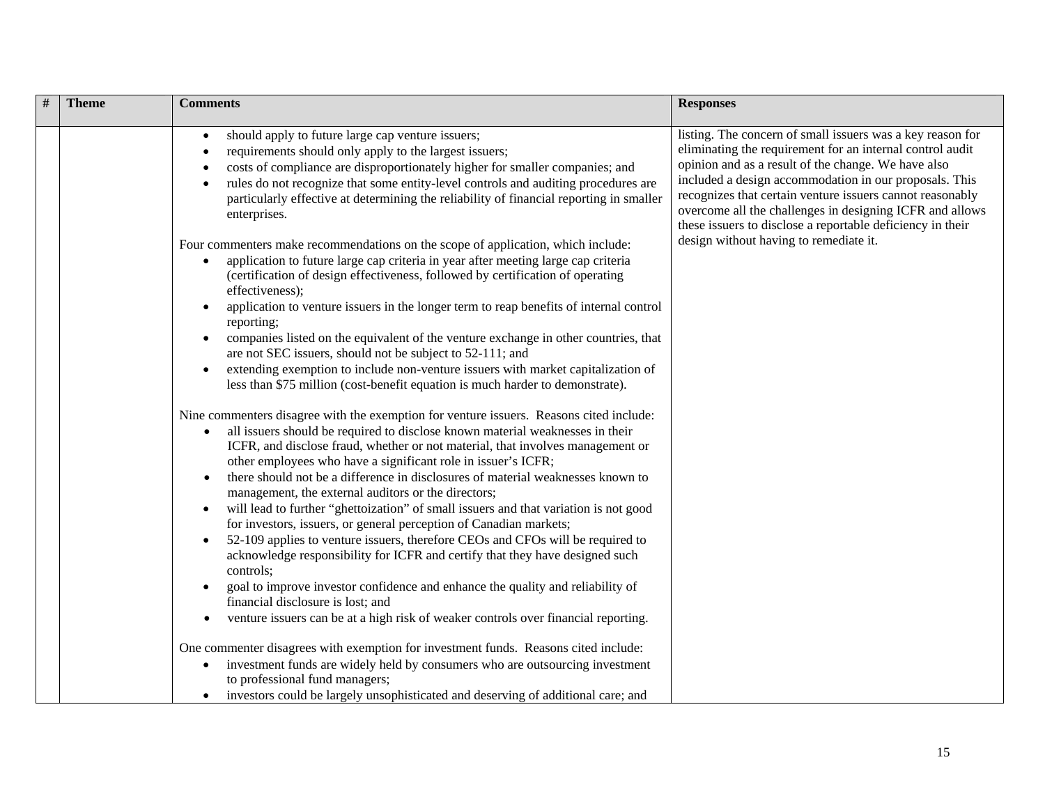| # | Theme | Comments | Responses |
|---|---|---|---|
| | | • should apply to future large cap venture issuers;<br>• requirements should only apply to the largest issuers;<br>• costs of compliance are disproportionately higher for smaller companies; and<br>• rules do not recognize that some entity-level controls and auditing procedures are particularly effective at determining the reliability of financial reporting in smaller enterprises.<br><br>Four commenters make recommendations on the scope of application, which include:<br>• application to future large cap criteria in year after meeting large cap criteria (certification of design effectiveness, followed by certification of operating effectiveness);<br>• application to venture issuers in the longer term to reap benefits of internal control reporting;<br>• companies listed on the equivalent of the venture exchange in other countries, that are not SEC issuers, should not be subject to 52-111; and<br>• extending exemption to include non-venture issuers with market capitalization of less than $75 million (cost-benefit equation is much harder to demonstrate).<br><br>Nine commenters disagree with the exemption for venture issuers. Reasons cited include:<br>• all issuers should be required to disclose known material weaknesses in their ICFR, and disclose fraud, whether or not material, that involves management or other employees who have a significant role in issuer's ICFR;<br>• there should not be a difference in disclosures of material weaknesses known to management, the external auditors or the directors;<br>• will lead to further "ghettoization" of small issuers and that variation is not good for investors, issuers, or general perception of Canadian markets;<br>• 52-109 applies to venture issuers, therefore CEOs and CFOs will be required to acknowledge responsibility for ICFR and certify that they have designed such controls;<br>• goal to improve investor confidence and enhance the quality and reliability of financial disclosure is lost; and<br>• venture issuers can be at a high risk of weaker controls over financial reporting.<br><br>One commenter disagrees with exemption for investment funds. Reasons cited include:<br>• investment funds are widely held by consumers who are outsourcing investment to professional fund managers;<br>• investors could be largely unsophisticated and deserving of additional care; and | listing. The concern of small issuers was a key reason for eliminating the requirement for an internal control audit opinion and as a result of the change. We have also included a design accommodation in our proposals. This recognizes that certain venture issuers cannot reasonably overcome all the challenges in designing ICFR and allows these issuers to disclose a reportable deficiency in their design without having to remediate it. |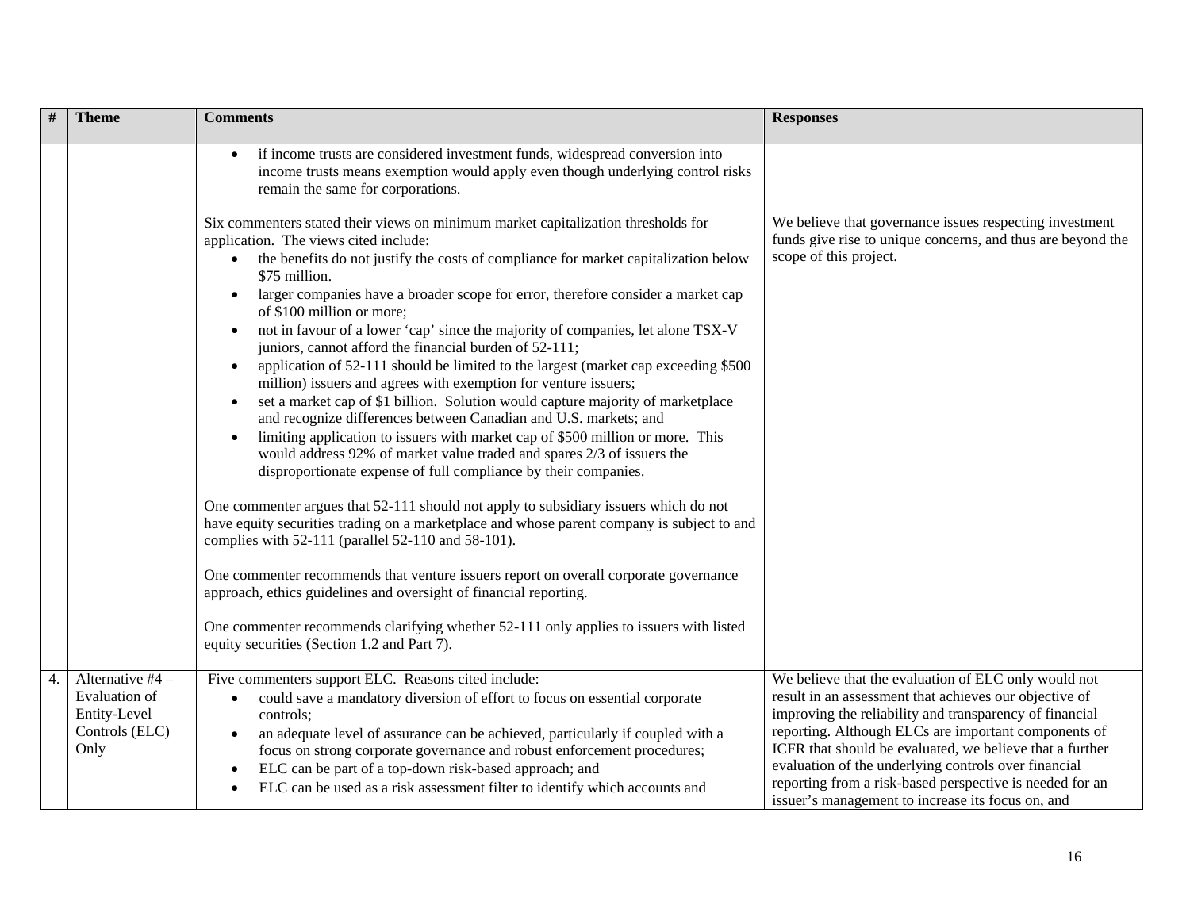| # | Theme | Comments | Responses |
|---|---|---|---|
| | | • if income trusts are considered investment funds, widespread conversion into income trusts means exemption would apply even though underlying control risks remain the same for corporations.<br><br>Six commenters stated their views on minimum market capitalization thresholds for application. The views cited include:<br>• the benefits do not justify the costs of compliance for market capitalization below $75 million.<br>• larger companies have a broader scope for error, therefore consider a market cap of $100 million or more;<br>• not in favour of a lower 'cap' since the majority of companies, let alone TSX-V juniors, cannot afford the financial burden of 52-111;<br>• application of 52-111 should be limited to the largest (market cap exceeding $500 million) issuers and agrees with exemption for venture issuers;<br>• set a market cap of $1 billion. Solution would capture majority of marketplace and recognize differences between Canadian and U.S. markets; and<br>• limiting application to issuers with market cap of $500 million or more. This would address 92% of market value traded and spares 2/3 of issuers the disproportionate expense of full compliance by their companies.<br><br>One commenter argues that 52-111 should not apply to subsidiary issuers which do not have equity securities trading on a marketplace and whose parent company is subject to and complies with 52-111 (parallel 52-110 and 58-101).<br><br>One commenter recommends that venture issuers report on overall corporate governance approach, ethics guidelines and oversight of financial reporting.<br><br>One commenter recommends clarifying whether 52-111 only applies to issuers with listed equity securities (Section 1.2 and Part 7). | We believe that governance issues respecting investment funds give rise to unique concerns, and thus are beyond the scope of this project. |
| 4. | Alternative #4 – Evaluation of Entity-Level Controls (ELC) Only | Five commenters support ELC. Reasons cited include:<br>• could save a mandatory diversion of effort to focus on essential corporate controls;<br>• an adequate level of assurance can be achieved, particularly if coupled with a focus on strong corporate governance and robust enforcement procedures;<br>• ELC can be part of a top-down risk-based approach; and<br>• ELC can be used as a risk assessment filter to identify which accounts and | We believe that the evaluation of ELC only would not result in an assessment that achieves our objective of improving the reliability and transparency of financial reporting. Although ELCs are important components of ICFR that should be evaluated, we believe that a further evaluation of the underlying controls over financial reporting from a risk-based perspective is needed for an issuer's management to increase its focus on, and |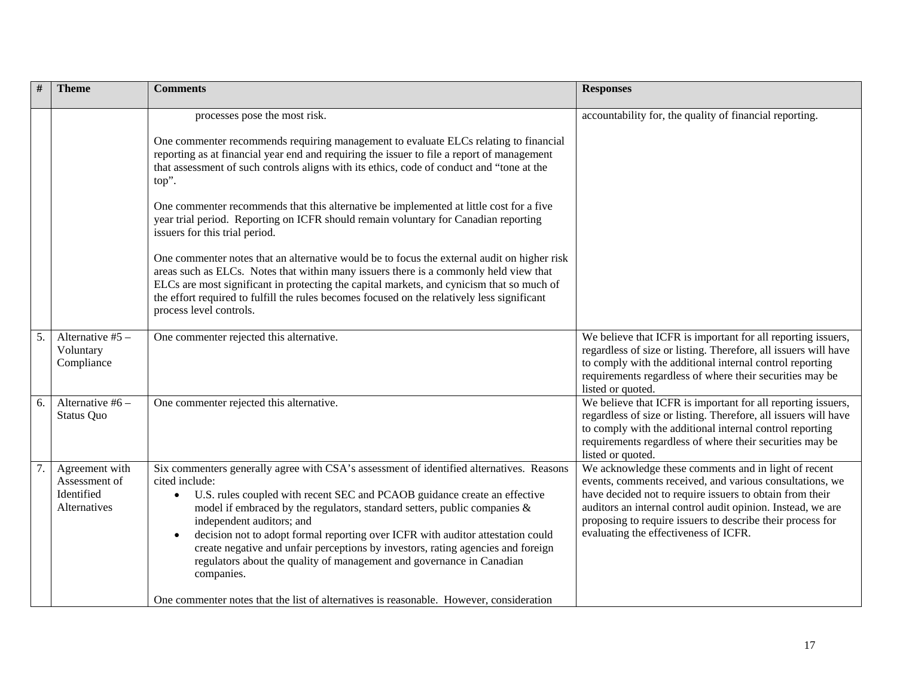| # | Theme | Comments | Responses |
|---|---|---|---|
| | | processes pose the most risk.<br><br>One commenter recommends requiring management to evaluate ELCs relating to financial reporting as at financial year end and requiring the issuer to file a report of management that assessment of such controls aligns with its ethics, code of conduct and "tone at the top".<br><br>One commenter recommends that this alternative be implemented at little cost for a five year trial period. Reporting on ICFR should remain voluntary for Canadian reporting issuers for this trial period.<br><br>One commenter notes that an alternative would be to focus the external audit on higher risk areas such as ELCs. Notes that within many issuers there is a commonly held view that ELCs are most significant in protecting the capital markets, and cynicism that so much of the effort required to fulfill the rules becomes focused on the relatively less significant process level controls. | accountability for, the quality of financial reporting. |
| 5. | Alternative #5 – Voluntary Compliance | One commenter rejected this alternative. | We believe that ICFR is important for all reporting issuers, regardless of size or listing. Therefore, all issuers will have to comply with the additional internal control reporting requirements regardless of where their securities may be listed or quoted. |
| 6. | Alternative #6 – Status Quo | One commenter rejected this alternative. | We believe that ICFR is important for all reporting issuers, regardless of size or listing. Therefore, all issuers will have to comply with the additional internal control reporting requirements regardless of where their securities may be listed or quoted. |
| 7. | Agreement with Assessment of Identified Alternatives | Six commenters generally agree with CSA's assessment of identified alternatives. Reasons cited include:<br>• U.S. rules coupled with recent SEC and PCAOB guidance create an effective model if embraced by the regulators, standard setters, public companies & independent auditors; and<br>• decision not to adopt formal reporting over ICFR with auditor attestation could create negative and unfair perceptions by investors, rating agencies and foreign regulators about the quality of management and governance in Canadian companies.<br><br>One commenter notes that the list of alternatives is reasonable. However, consideration | We acknowledge these comments and in light of recent events, comments received, and various consultations, we have decided not to require issuers to obtain from their auditors an internal control audit opinion. Instead, we are proposing to require issuers to describe their process for evaluating the effectiveness of ICFR. |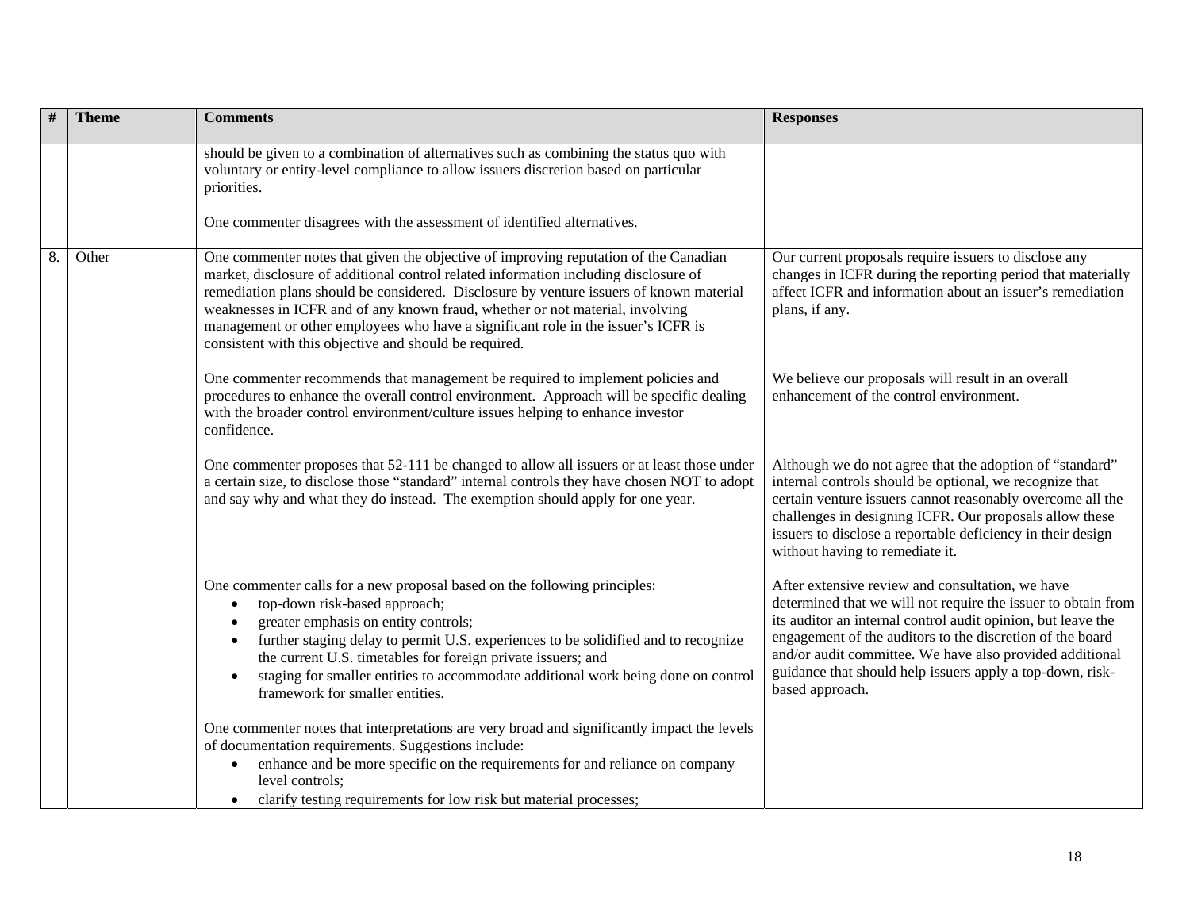| # | Theme | Comments | Responses |
|---|---|---|---|
| | | should be given to a combination of alternatives such as combining the status quo with voluntary or entity-level compliance to allow issuers discretion based on particular priorities.<br><br>One commenter disagrees with the assessment of identified alternatives. | |
| 8. | Other | One commenter notes that given the objective of improving reputation of the Canadian market, disclosure of additional control related information including disclosure of remediation plans should be considered. Disclosure by venture issuers of known material weaknesses in ICFR and of any known fraud, whether or not material, involving management or other employees who have a significant role in the issuer's ICFR is consistent with this objective and should be required. | Our current proposals require issuers to disclose any changes in ICFR during the reporting period that materially affect ICFR and information about an issuer's remediation plans, if any. |
| | | One commenter recommends that management be required to implement policies and procedures to enhance the overall control environment. Approach will be specific dealing with the broader control environment/culture issues helping to enhance investor confidence. | We believe our proposals will result in an overall enhancement of the control environment. |
| | | One commenter proposes that 52-111 be changed to allow all issuers or at least those under a certain size, to disclose those "standard" internal controls they have chosen NOT to adopt and say why and what they do instead. The exemption should apply for one year. | Although we do not agree that the adoption of "standard" internal controls should be optional, we recognize that certain venture issuers cannot reasonably overcome all the challenges in designing ICFR. Our proposals allow these issuers to disclose a reportable deficiency in their design without having to remediate it. |
| | | One commenter calls for a new proposal based on the following principles:<br>• top-down risk-based approach;<br>• greater emphasis on entity controls;<br>• further staging delay to permit U.S. experiences to be solidified and to recognize the current U.S. timetables for foreign private issuers; and<br>• staging for smaller entities to accommodate additional work being done on control framework for smaller entities. | After extensive review and consultation, we have determined that we will not require the issuer to obtain from its auditor an internal control audit opinion, but leave the engagement of the auditors to the discretion of the board and/or audit committee. We have also provided additional guidance that should help issuers apply a top-down, risk-based approach. |
| | | One commenter notes that interpretations are very broad and significantly impact the levels of documentation requirements. Suggestions include:<br>• enhance and be more specific on the requirements for and reliance on company level controls;<br>• clarify testing requirements for low risk but material processes; | |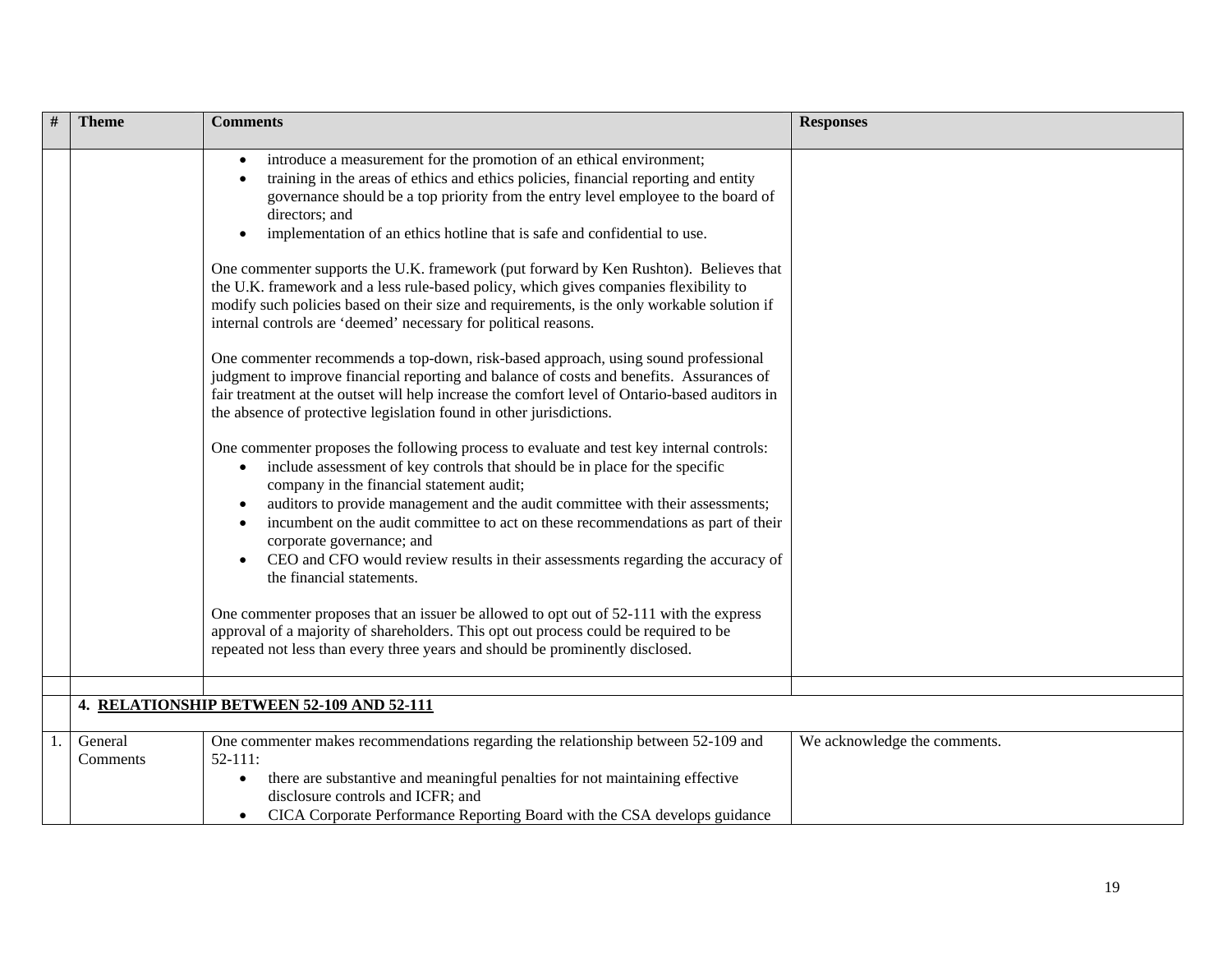| # | Theme | Comments | Responses |
|---|---|---|---|
| | | • introduce a measurement for the promotion of an ethical environment;<br>• training in the areas of ethics and ethics policies, financial reporting and entity governance should be a top priority from the entry level employee to the board of directors; and<br>• implementation of an ethics hotline that is safe and confidential to use.<br><br>One commenter supports the U.K. framework (put forward by Ken Rushton). Believes that the U.K. framework and a less rule-based policy, which gives companies flexibility to modify such policies based on their size and requirements, is the only workable solution if internal controls are 'deemed' necessary for political reasons.<br><br>One commenter recommends a top-down, risk-based approach, using sound professional judgment to improve financial reporting and balance of costs and benefits. Assurances of fair treatment at the outset will help increase the comfort level of Ontario-based auditors in the absence of protective legislation found in other jurisdictions.<br><br>One commenter proposes the following process to evaluate and test key internal controls:<br>• include assessment of key controls that should be in place for the specific company in the financial statement audit;<br>• auditors to provide management and the audit committee with their assessments;<br>• incumbent on the audit committee to act on these recommendations as part of their corporate governance; and<br>• CEO and CFO would review results in their assessments regarding the accuracy of the financial statements.<br><br>One commenter proposes that an issuer be allowed to opt out of 52-111 with the express approval of a majority of shareholders. This opt out process could be required to be repeated not less than every three years and should be prominently disclosed. | |
| | | | |
| | **4. RELATIONSHIP BETWEEN 52-109 AND 52-111** | | |
| 1. | General Comments | One commenter makes recommendations regarding the relationship between 52-109 and 52-111:<br>• there are substantive and meaningful penalties for not maintaining effective disclosure controls and ICFR; and<br>• CICA Corporate Performance Reporting Board with the CSA develops guidance | We acknowledge the comments. |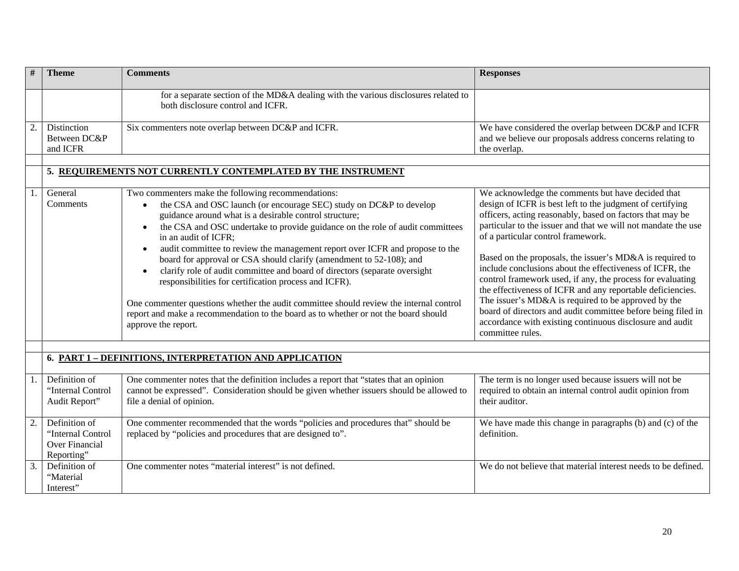| # | Theme | Comments | Responses |
|---|---|---|---|
| | | for a separate section of the MD&A dealing with the various disclosures related to both disclosure control and ICFR. | |
| 2. | Distinction Between DC&P and ICFR | Six commenters note overlap between DC&P and ICFR. | We have considered the overlap between DC&P and ICFR and we believe our proposals address concerns relating to the overlap. |
| | | | |
| | **5. REQUIREMENTS NOT CURRENTLY CONTEMPLATED BY THE INSTRUMENT** | | |
| 1. | General Comments | Two commenters make the following recommendations: <br>• the CSA and OSC launch (or encourage SEC) study on DC&P to develop guidance around what is a desirable control structure; <br>• the CSA and OSC undertake to provide guidance on the role of audit committees in an audit of ICFR; <br>• audit committee to review the management report over ICFR and propose to the board for approval or CSA should clarify (amendment to 52-108); and <br>• clarify role of audit committee and board of directors (separate oversight responsibilities for certification process and ICFR). <br><br>One commenter questions whether the audit committee should review the internal control report and make a recommendation to the board as to whether or not the board should approve the report. | We acknowledge the comments but have decided that design of ICFR is best left to the judgment of certifying officers, acting reasonably, based on factors that may be particular to the issuer and that we will not mandate the use of a particular control framework. <br><br>Based on the proposals, the issuer's MD&A is required to include conclusions about the effectiveness of ICFR, the control framework used, if any, the process for evaluating the effectiveness of ICFR and any reportable deficiencies. The issuer's MD&A is required to be approved by the board of directors and audit committee before being filed in accordance with existing continuous disclosure and audit committee rules. |
| | | | |
| | **6. PART 1 – DEFINITIONS, INTERPRETATION AND APPLICATION** | | |
| 1. | Definition of "Internal Control Audit Report" | One commenter notes that the definition includes a report that "states that an opinion cannot be expressed". Consideration should be given whether issuers should be allowed to file a denial of opinion. | The term is no longer used because issuers will not be required to obtain an internal control audit opinion from their auditor. |
| 2. | Definition of "Internal Control Over Financial Reporting" | One commenter recommended that the words "policies and procedures that" should be replaced by "policies and procedures that are designed to". | We have made this change in paragraphs (b) and (c) of the definition. |
| 3. | Definition of "Material Interest" | One commenter notes "material interest" is not defined. | We do not believe that material interest needs to be defined. |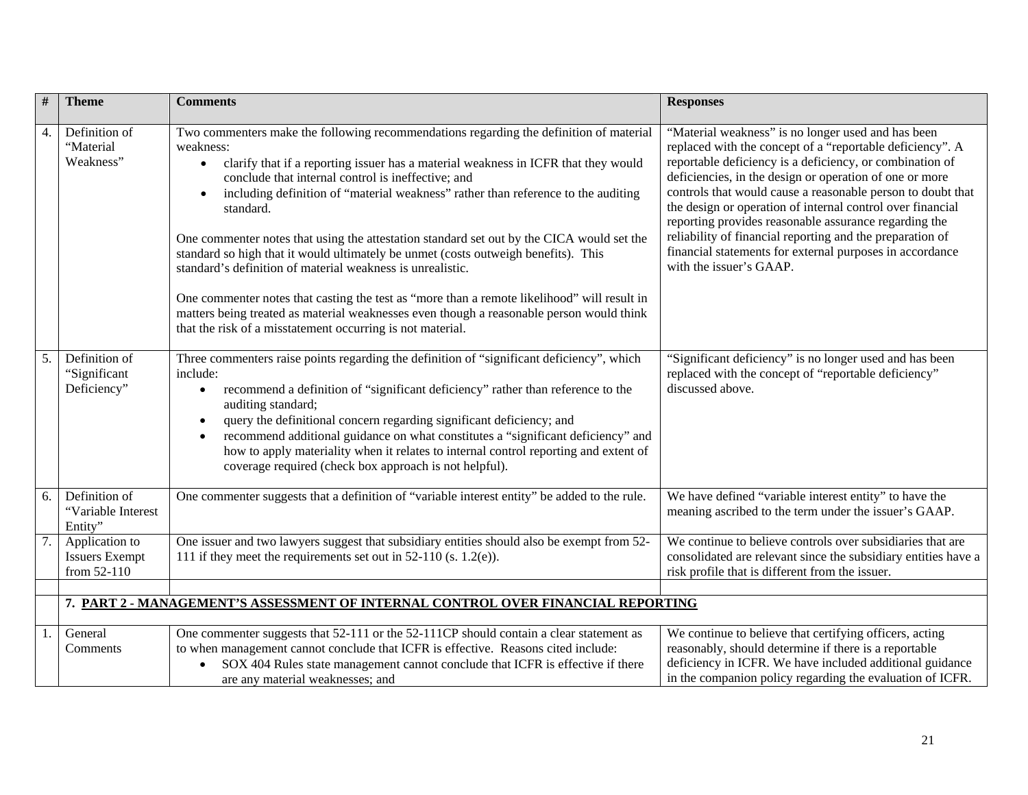| # | Theme | Comments | Responses |
|---|---|---|---|
| 4. | Definition of "Material Weakness" | Two commenters make the following recommendations regarding the definition of material weakness:<br>• clarify that if a reporting issuer has a material weakness in ICFR that they would conclude that internal control is ineffective; and<br>• including definition of "material weakness" rather than reference to the auditing standard.<br><br>One commenter notes that using the attestation standard set out by the CICA would set the standard so high that it would ultimately be unmet (costs outweigh benefits). This standard's definition of material weakness is unrealistic.<br><br>One commenter notes that casting the test as "more than a remote likelihood" will result in matters being treated as material weaknesses even though a reasonable person would think that the risk of a misstatement occurring is not material. | "Material weakness" is no longer used and has been replaced with the concept of a "reportable deficiency". A reportable deficiency is a deficiency, or combination of deficiencies, in the design or operation of one or more controls that would cause a reasonable person to doubt that the design or operation of internal control over financial reporting provides reasonable assurance regarding the reliability of financial reporting and the preparation of financial statements for external purposes in accordance with the issuer's GAAP. |
| 5. | Definition of "Significant Deficiency" | Three commenters raise points regarding the definition of "significant deficiency", which include:<br>• recommend a definition of "significant deficiency" rather than reference to the auditing standard;<br>• query the definitional concern regarding significant deficiency; and<br>• recommend additional guidance on what constitutes a "significant deficiency" and how to apply materiality when it relates to internal control reporting and extent of coverage required (check box approach is not helpful). | "Significant deficiency" is no longer used and has been replaced with the concept of "reportable deficiency" discussed above. |
| 6. | Definition of "Variable Interest Entity" | One commenter suggests that a definition of "variable interest entity" be added to the rule. | We have defined "variable interest entity" to have the meaning ascribed to the term under the issuer's GAAP. |
| 7. | Application to Issuers Exempt from 52-110 | One issuer and two lawyers suggest that subsidiary entities should also be exempt from 52-111 if they meet the requirements set out in 52-110 (s. 1.2(e)). | We continue to believe controls over subsidiaries that are consolidated are relevant since the subsidiary entities have a risk profile that is different from the issuer. |
| | | | |
| | **7. PART 2 - MANAGEMENT'S ASSESSMENT OF INTERNAL CONTROL OVER FINANCIAL REPORTING** | | |
| 1. | General Comments | One commenter suggests that 52-111 or the 52-111CP should contain a clear statement as to when management cannot conclude that ICFR is effective. Reasons cited include:<br>• SOX 404 Rules state management cannot conclude that ICFR is effective if there are any material weaknesses; and | We continue to believe that certifying officers, acting reasonably, should determine if there is a reportable deficiency in ICFR. We have included additional guidance in the companion policy regarding the evaluation of ICFR. |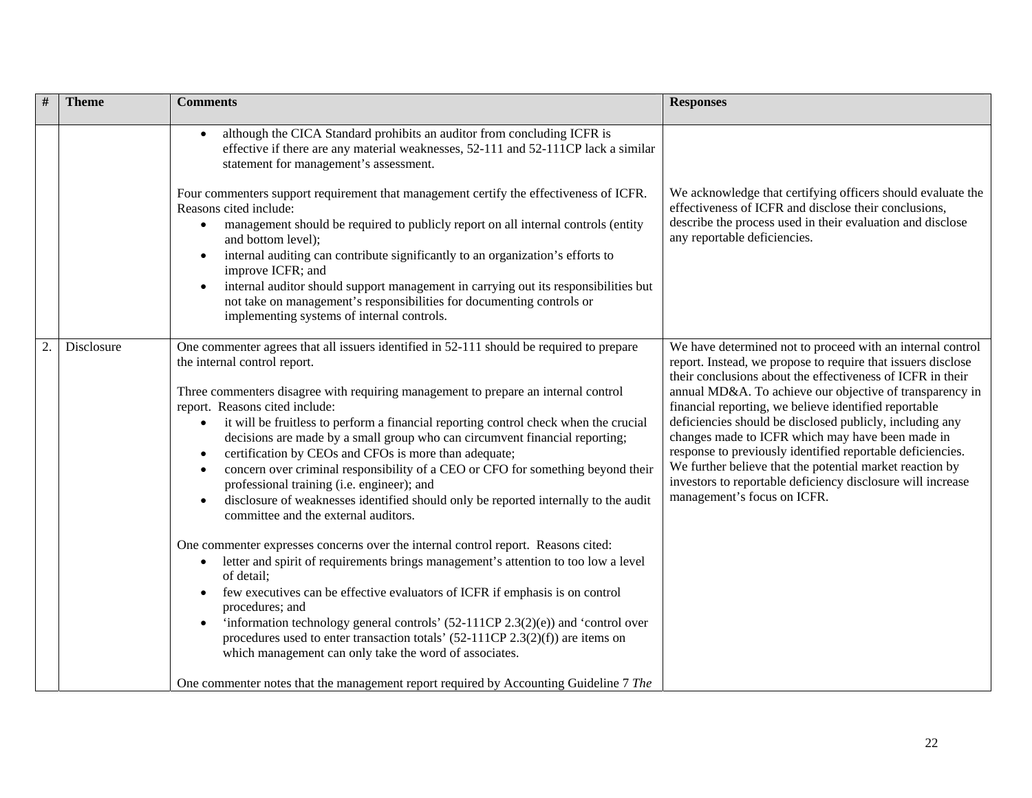| # | Theme | Comments | Responses |
|---|---|---|---|
| | | • although the CICA Standard prohibits an auditor from concluding ICFR is effective if there are any material weaknesses, 52-111 and 52-111CP lack a similar statement for management's assessment.<br><br>Four commenters support requirement that management certify the effectiveness of ICFR. Reasons cited include:<br>• management should be required to publicly report on all internal controls (entity and bottom level);<br>• internal auditing can contribute significantly to an organization's efforts to improve ICFR; and<br>• internal auditor should support management in carrying out its responsibilities but not take on management's responsibilities for documenting controls or implementing systems of internal controls. | We acknowledge that certifying officers should evaluate the effectiveness of ICFR and disclose their conclusions, describe the process used in their evaluation and disclose any reportable deficiencies. |
| 2. | Disclosure | One commenter agrees that all issuers identified in 52-111 should be required to prepare the internal control report.<br><br>Three commenters disagree with requiring management to prepare an internal control report. Reasons cited include:<br>• it will be fruitless to perform a financial reporting control check when the crucial decisions are made by a small group who can circumvent financial reporting;<br>• certification by CEOs and CFOs is more than adequate;<br>• concern over criminal responsibility of a CEO or CFO for something beyond their professional training (i.e. engineer); and<br>• disclosure of weaknesses identified should only be reported internally to the audit committee and the external auditors.<br><br>One commenter expresses concerns over the internal control report. Reasons cited:<br>• letter and spirit of requirements brings management's attention to too low a level of detail;<br>• few executives can be effective evaluators of ICFR if emphasis is on control procedures; and<br>• 'information technology general controls' (52-111CP 2.3(2)(e)) and 'control over procedures used to enter transaction totals' (52-111CP 2.3(2)(f)) are items on which management can only take the word of associates.<br><br>One commenter notes that the management report required by Accounting Guideline 7 *The* | We have determined not to proceed with an internal control report. Instead, we propose to require that issuers disclose their conclusions about the effectiveness of ICFR in their annual MD&A. To achieve our objective of transparency in financial reporting, we believe identified reportable deficiencies should be disclosed publicly, including any changes made to ICFR which may have been made in response to previously identified reportable deficiencies. We further believe that the potential market reaction by investors to reportable deficiency disclosure will increase management's focus on ICFR. |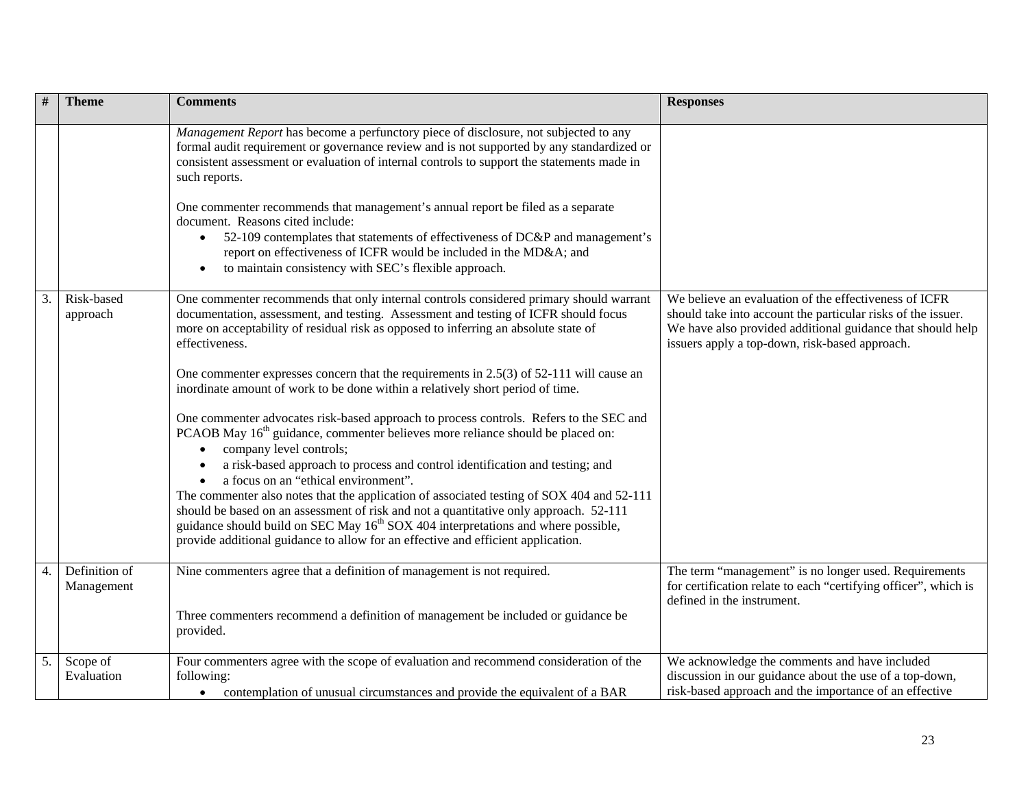| # | Theme | Comments | Responses |
|---|---|---|---|
| | | *Management Report* has become a perfunctory piece of disclosure, not subjected to any formal audit requirement or governance review and is not supported by any standardized or consistent assessment or evaluation of internal controls to support the statements made in such reports.<br><br>One commenter recommends that management's annual report be filed as a separate document. Reasons cited include:<br>• 52-109 contemplates that statements of effectiveness of DC&P and management's report on effectiveness of ICFR would be included in the MD&A; and<br>• to maintain consistency with SEC's flexible approach. | |
| 3. | Risk-based approach | One commenter recommends that only internal controls considered primary should warrant documentation, assessment, and testing. Assessment and testing of ICFR should focus more on acceptability of residual risk as opposed to inferring an absolute state of effectiveness.<br><br>One commenter expresses concern that the requirements in 2.5(3) of 52-111 will cause an inordinate amount of work to be done within a relatively short period of time.<br><br>One commenter advocates risk-based approach to process controls. Refers to the SEC and PCAOB May 16th guidance, commenter believes more reliance should be placed on:<br>• company level controls;<br>• a risk-based approach to process and control identification and testing; and<br>• a focus on an "ethical environment".<br>The commenter also notes that the application of associated testing of SOX 404 and 52-111 should be based on an assessment of risk and not a quantitative only approach. 52-111 guidance should build on SEC May 16th SOX 404 interpretations and where possible, provide additional guidance to allow for an effective and efficient application. | We believe an evaluation of the effectiveness of ICFR should take into account the particular risks of the issuer. We have also provided additional guidance that should help issuers apply a top-down, risk-based approach. |
| 4. | Definition of Management | Nine commenters agree that a definition of management is not required.<br><br>Three commenters recommend a definition of management be included or guidance be provided. | The term "management" is no longer used. Requirements for certification relate to each "certifying officer", which is defined in the instrument. |
| 5. | Scope of Evaluation | Four commenters agree with the scope of evaluation and recommend consideration of the following:<br>• contemplation of unusual circumstances and provide the equivalent of a BAR | We acknowledge the comments and have included discussion in our guidance about the use of a top-down, risk-based approach and the importance of an effective |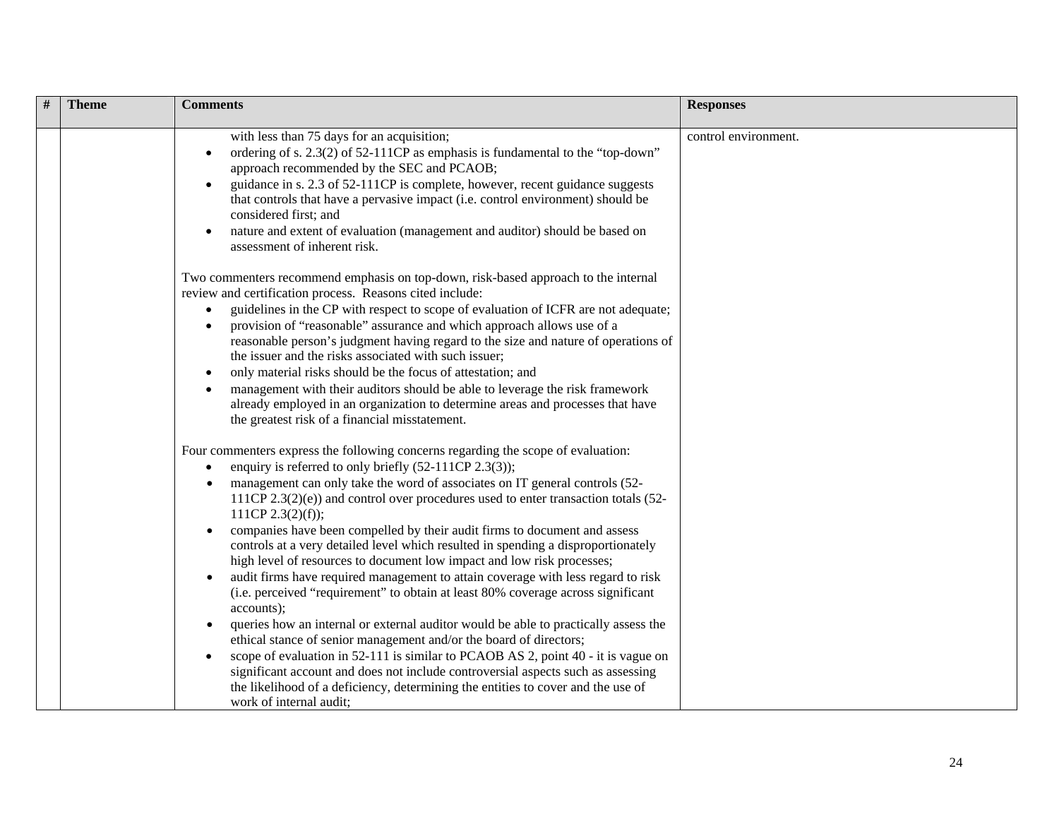| # | Theme | Comments | Responses |
|---|---|---|---|
| | | with less than 75 days for an acquisition;<br>• ordering of s. 2.3(2) of 52-111CP as emphasis is fundamental to the "top-down" approach recommended by the SEC and PCAOB;<br>• guidance in s. 2.3 of 52-111CP is complete, however, recent guidance suggests that controls that have a pervasive impact (i.e. control environment) should be considered first; and<br>• nature and extent of evaluation (management and auditor) should be based on assessment of inherent risk.<br><br>Two commenters recommend emphasis on top-down, risk-based approach to the internal review and certification process. Reasons cited include:<br>• guidelines in the CP with respect to scope of evaluation of ICFR are not adequate;<br>• provision of "reasonable" assurance and which approach allows use of a reasonable person's judgment having regard to the size and nature of operations of the issuer and the risks associated with such issuer;<br>• only material risks should be the focus of attestation; and<br>• management with their auditors should be able to leverage the risk framework already employed in an organization to determine areas and processes that have the greatest risk of a financial misstatement.<br><br>Four commenters express the following concerns regarding the scope of evaluation:<br>• enquiry is referred to only briefly (52-111CP 2.3(3));<br>• management can only take the word of associates on IT general controls (52-111CP 2.3(2)(e)) and control over procedures used to enter transaction totals (52-111CP 2.3(2)(f));<br>• companies have been compelled by their audit firms to document and assess controls at a very detailed level which resulted in spending a disproportionately high level of resources to document low impact and low risk processes;<br>• audit firms have required management to attain coverage with less regard to risk (i.e. perceived "requirement" to obtain at least 80% coverage across significant accounts);<br>• queries how an internal or external auditor would be able to practically assess the ethical stance of senior management and/or the board of directors;<br>• scope of evaluation in 52-111 is similar to PCAOB AS 2, point 40 - it is vague on significant account and does not include controversial aspects such as assessing the likelihood of a deficiency, determining the entities to cover and the use of work of internal audit; | control environment. |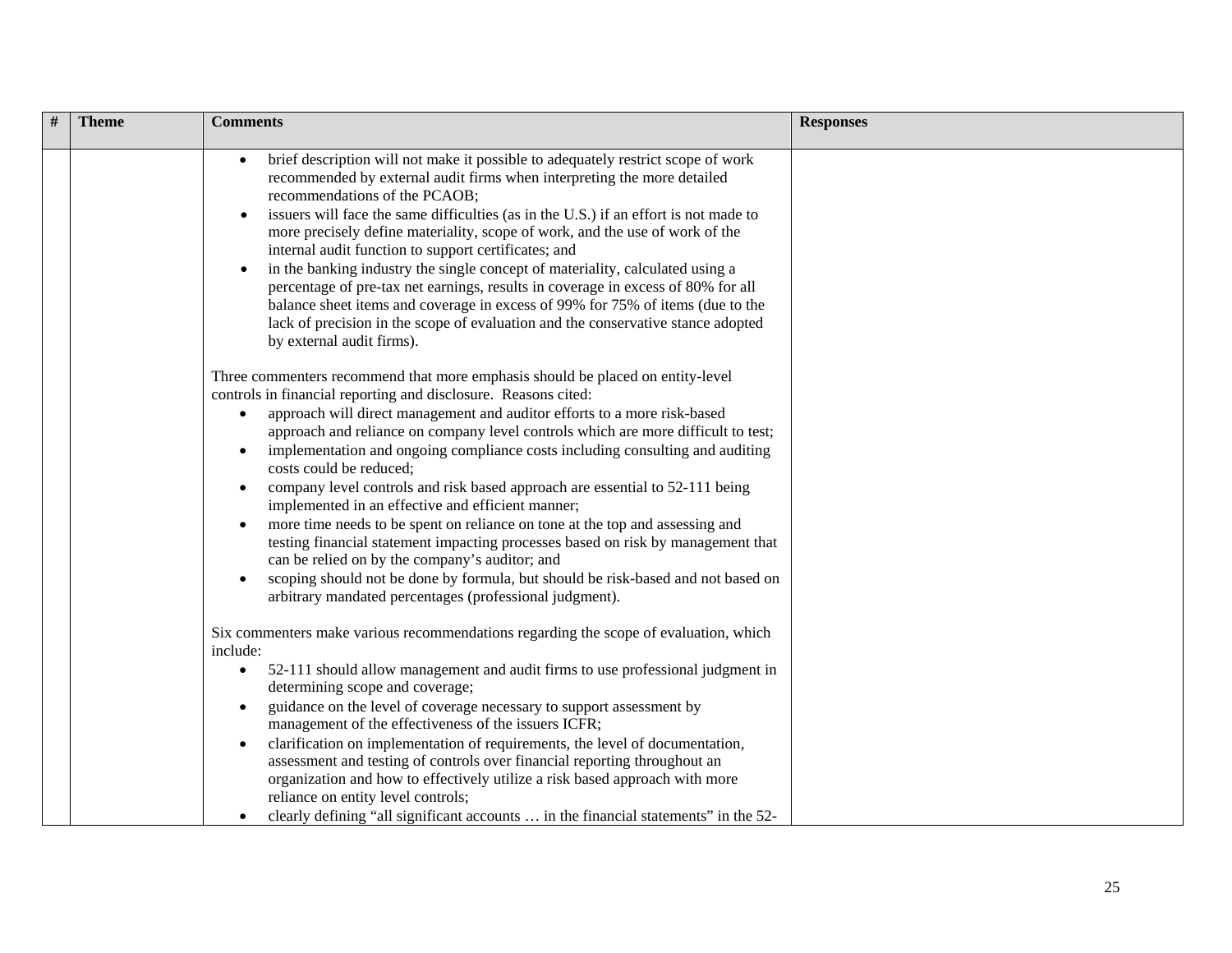| # | Theme | Comments | Responses |
|---|---|---|---|
| | | • brief description will not make it possible to adequately restrict scope of work recommended by external audit firms when interpreting the more detailed recommendations of the PCAOB;<br>• issuers will face the same difficulties (as in the U.S.) if an effort is not made to more precisely define materiality, scope of work, and the use of work of the internal audit function to support certificates; and<br>• in the banking industry the single concept of materiality, calculated using a percentage of pre-tax net earnings, results in coverage in excess of 80% for all balance sheet items and coverage in excess of 99% for 75% of items (due to the lack of precision in the scope of evaluation and the conservative stance adopted by external audit firms).<br><br>Three commenters recommend that more emphasis should be placed on entity-level controls in financial reporting and disclosure. Reasons cited:<br>• approach will direct management and auditor efforts to a more risk-based approach and reliance on company level controls which are more difficult to test;<br>• implementation and ongoing compliance costs including consulting and auditing costs could be reduced;<br>• company level controls and risk based approach are essential to 52-111 being implemented in an effective and efficient manner;<br>• more time needs to be spent on reliance on tone at the top and assessing and testing financial statement impacting processes based on risk by management that can be relied on by the company's auditor; and<br>• scoping should not be done by formula, but should be risk-based and not based on arbitrary mandated percentages (professional judgment).<br><br>Six commenters make various recommendations regarding the scope of evaluation, which include:<br>• 52-111 should allow management and audit firms to use professional judgment in determining scope and coverage;<br>• guidance on the level of coverage necessary to support assessment by management of the effectiveness of the issuers ICFR;<br>• clarification on implementation of requirements, the level of documentation, assessment and testing of controls over financial reporting throughout an organization and how to effectively utilize a risk based approach with more reliance on entity level controls;<br>• clearly defining "all significant accounts … in the financial statements" in the 52- | |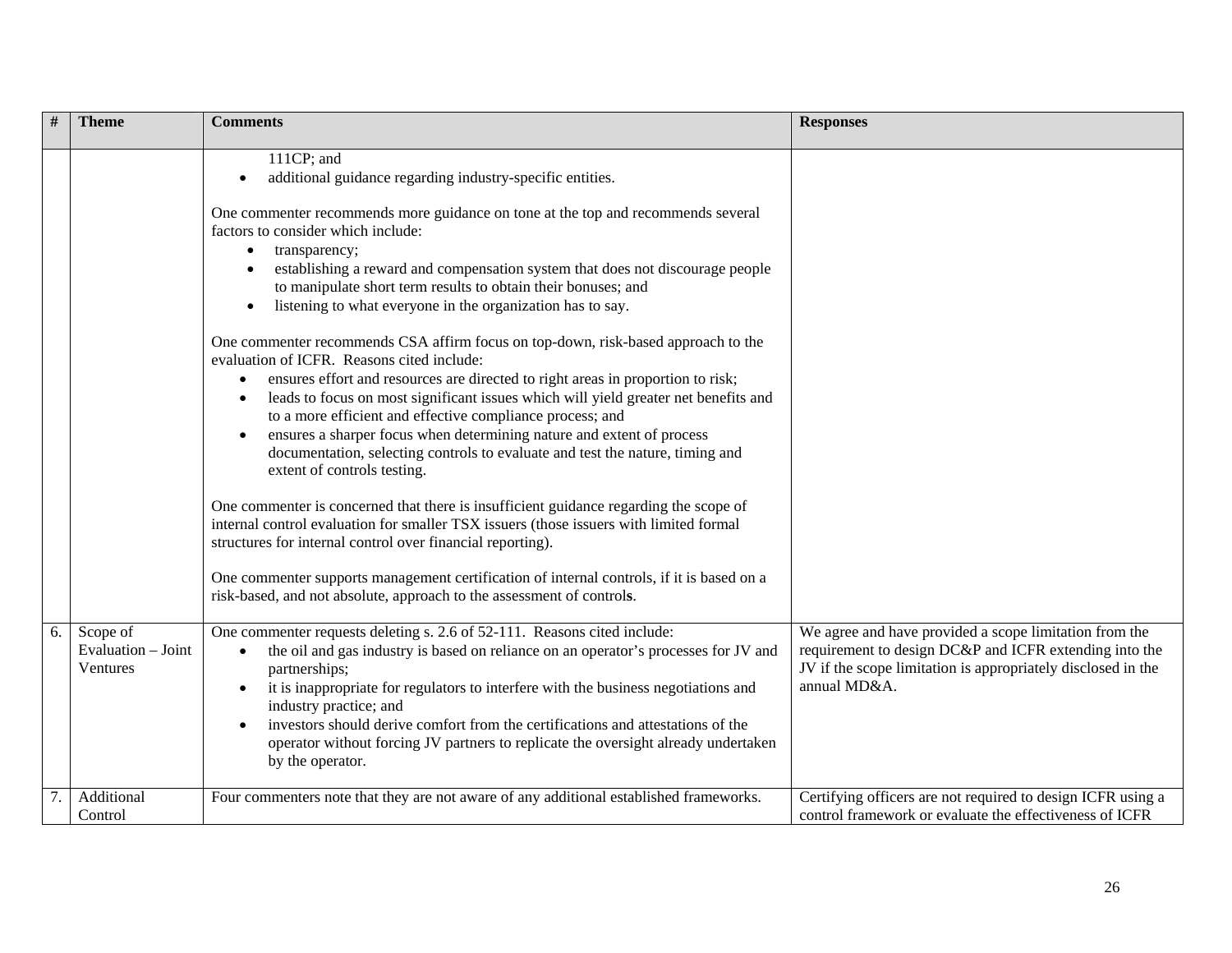| # | Theme | Comments | Responses |
|---|---|---|---|
| | | 111CP; and<br>• additional guidance regarding industry-specific entities.<br><br>One commenter recommends more guidance on tone at the top and recommends several factors to consider which include:<br>• transparency;<br>• establishing a reward and compensation system that does not discourage people to manipulate short term results to obtain their bonuses; and<br>• listening to what everyone in the organization has to say.<br><br>One commenter recommends CSA affirm focus on top-down, risk-based approach to the evaluation of ICFR. Reasons cited include:<br>• ensures effort and resources are directed to right areas in proportion to risk;<br>• leads to focus on most significant issues which will yield greater net benefits and to a more efficient and effective compliance process; and<br>• ensures a sharper focus when determining nature and extent of process documentation, selecting controls to evaluate and test the nature, timing and extent of controls testing.<br><br>One commenter is concerned that there is insufficient guidance regarding the scope of internal control evaluation for smaller TSX issuers (those issuers with limited formal structures for internal control over financial reporting).<br><br>One commenter supports management certification of internal controls, if it is based on a risk-based, and not absolute, approach to the assessment of controls. | |
| 6. | Scope of Evaluation – Joint Ventures | One commenter requests deleting s. 2.6 of 52-111. Reasons cited include:<br>• the oil and gas industry is based on reliance on an operator's processes for JV and partnerships;<br>• it is inappropriate for regulators to interfere with the business negotiations and industry practice; and<br>• investors should derive comfort from the certifications and attestations of the operator without forcing JV partners to replicate the oversight already undertaken by the operator. | We agree and have provided a scope limitation from the requirement to design DC&P and ICFR extending into the JV if the scope limitation is appropriately disclosed in the annual MD&A. |
| 7. | Additional Control | Four commenters note that they are not aware of any additional established frameworks. | Certifying officers are not required to design ICFR using a control framework or evaluate the effectiveness of ICFR |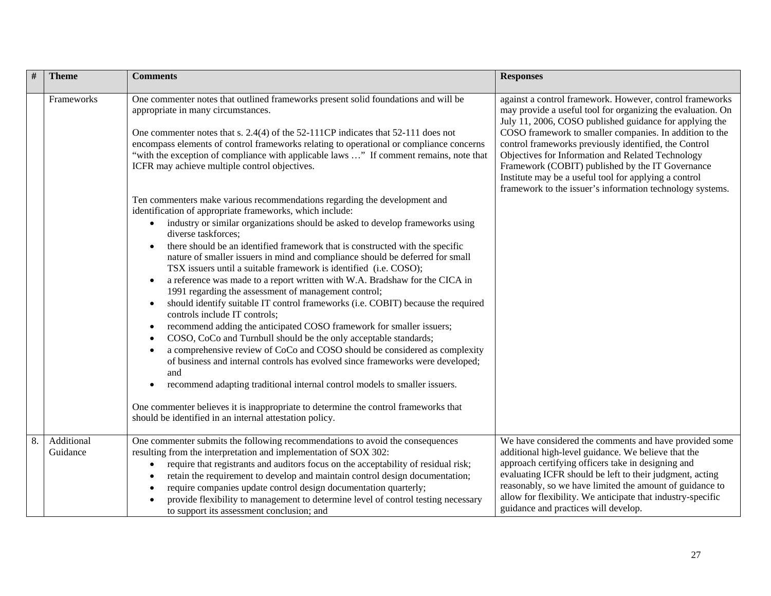| # | Theme | Comments | Responses |
|---|---|---|---|
| | Frameworks | One commenter notes that outlined frameworks present solid foundations and will be appropriate in many circumstances.<br><br>One commenter notes that s. 2.4(4) of the 52-111CP indicates that 52-111 does not encompass elements of control frameworks relating to operational or compliance concerns "with the exception of compliance with applicable laws …" If comment remains, note that ICFR may achieve multiple control objectives.<br><br>Ten commenters make various recommendations regarding the development and identification of appropriate frameworks, which include:<br>• industry or similar organizations should be asked to develop frameworks using diverse taskforces;<br>• there should be an identified framework that is constructed with the specific nature of smaller issuers in mind and compliance should be deferred for small TSX issuers until a suitable framework is identified (i.e. COSO);<br>• a reference was made to a report written with W.A. Bradshaw for the CICA in 1991 regarding the assessment of management control;<br>• should identify suitable IT control frameworks (i.e. COBIT) because the required controls include IT controls;<br>• recommend adding the anticipated COSO framework for smaller issuers;<br>• COSO, CoCo and Turnbull should be the only acceptable standards;<br>• a comprehensive review of CoCo and COSO should be considered as complexity of business and internal controls has evolved since frameworks were developed; and<br>• recommend adapting traditional internal control models to smaller issuers.<br><br>One commenter believes it is inappropriate to determine the control frameworks that should be identified in an internal attestation policy. | against a control framework. However, control frameworks may provide a useful tool for organizing the evaluation. On July 11, 2006, COSO published guidance for applying the COSO framework to smaller companies. In addition to the control frameworks previously identified, the Control Objectives for Information and Related Technology Framework (COBIT) published by the IT Governance Institute may be a useful tool for applying a control framework to the issuer's information technology systems. |
| 8. | Additional Guidance | One commenter submits the following recommendations to avoid the consequences resulting from the interpretation and implementation of SOX 302:<br>• require that registrants and auditors focus on the acceptability of residual risk;<br>• retain the requirement to develop and maintain control design documentation;<br>• require companies update control design documentation quarterly;<br>• provide flexibility to management to determine level of control testing necessary to support its assessment conclusion; and | We have considered the comments and have provided some additional high-level guidance. We believe that the approach certifying officers take in designing and evaluating ICFR should be left to their judgment, acting reasonably, so we have limited the amount of guidance to allow for flexibility. We anticipate that industry-specific guidance and practices will develop. |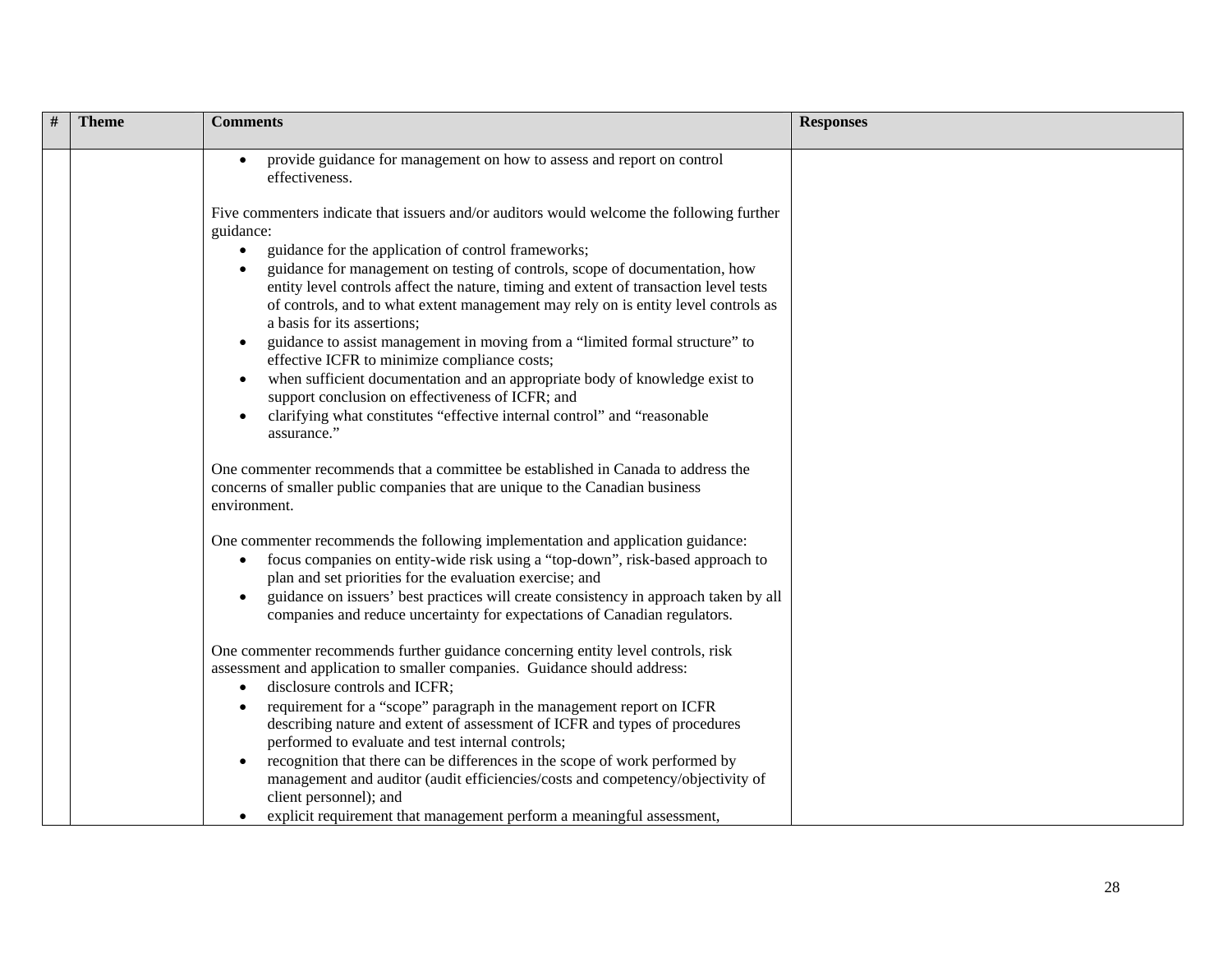| # | Theme | Comments | Responses |
|---|---|---|---|
| | | • provide guidance for management on how to assess and report on control effectiveness.<br><br>Five commenters indicate that issuers and/or auditors would welcome the following further guidance:<br>• guidance for the application of control frameworks;<br>• guidance for management on testing of controls, scope of documentation, how entity level controls affect the nature, timing and extent of transaction level tests of controls, and to what extent management may rely on is entity level controls as a basis for its assertions;<br>• guidance to assist management in moving from a "limited formal structure" to effective ICFR to minimize compliance costs;<br>• when sufficient documentation and an appropriate body of knowledge exist to support conclusion on effectiveness of ICFR; and<br>• clarifying what constitutes "effective internal control" and "reasonable assurance."<br><br>One commenter recommends that a committee be established in Canada to address the concerns of smaller public companies that are unique to the Canadian business environment.<br><br>One commenter recommends the following implementation and application guidance:<br>• focus companies on entity-wide risk using a "top-down", risk-based approach to plan and set priorities for the evaluation exercise; and<br>• guidance on issuers' best practices will create consistency in approach taken by all companies and reduce uncertainty for expectations of Canadian regulators.<br><br>One commenter recommends further guidance concerning entity level controls, risk assessment and application to smaller companies. Guidance should address:<br>• disclosure controls and ICFR;<br>• requirement for a "scope" paragraph in the management report on ICFR describing nature and extent of assessment of ICFR and types of procedures performed to evaluate and test internal controls;<br>• recognition that there can be differences in the scope of work performed by management and auditor (audit efficiencies/costs and competency/objectivity of client personnel); and<br>• explicit requirement that management perform a meaningful assessment, | |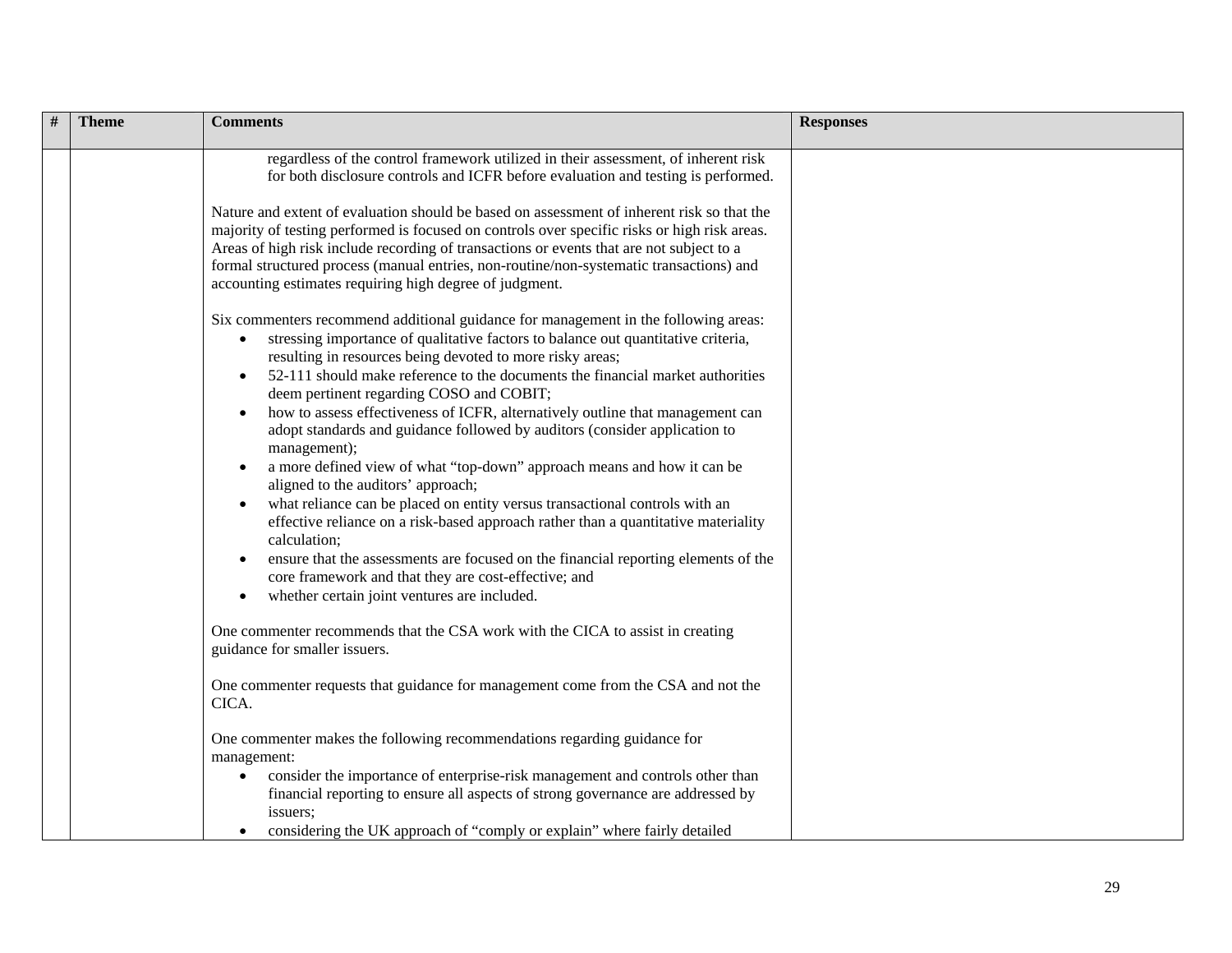| # | Theme | Comments | Responses |
|---|---|---|---|
| | | regardless of the control framework utilized in their assessment, of inherent risk for both disclosure controls and ICFR before evaluation and testing is performed.<br><br>Nature and extent of evaluation should be based on assessment of inherent risk so that the majority of testing performed is focused on controls over specific risks or high risk areas. Areas of high risk include recording of transactions or events that are not subject to a formal structured process (manual entries, non-routine/non-systematic transactions) and accounting estimates requiring high degree of judgment.<br><br>Six commenters recommend additional guidance for management in the following areas:<br>• stressing importance of qualitative factors to balance out quantitative criteria, resulting in resources being devoted to more risky areas;<br>• 52-111 should make reference to the documents the financial market authorities deem pertinent regarding COSO and COBIT;<br>• how to assess effectiveness of ICFR, alternatively outline that management can adopt standards and guidance followed by auditors (consider application to management);<br>• a more defined view of what "top-down" approach means and how it can be aligned to the auditors' approach;<br>• what reliance can be placed on entity versus transactional controls with an effective reliance on a risk-based approach rather than a quantitative materiality calculation;<br>• ensure that the assessments are focused on the financial reporting elements of the core framework and that they are cost-effective; and<br>• whether certain joint ventures are included.<br><br>One commenter recommends that the CSA work with the CICA to assist in creating guidance for smaller issuers.<br><br>One commenter requests that guidance for management come from the CSA and not the CICA.<br><br>One commenter makes the following recommendations regarding guidance for management:<br>• consider the importance of enterprise-risk management and controls other than financial reporting to ensure all aspects of strong governance are addressed by issuers;<br>• considering the UK approach of "comply or explain" where fairly detailed | |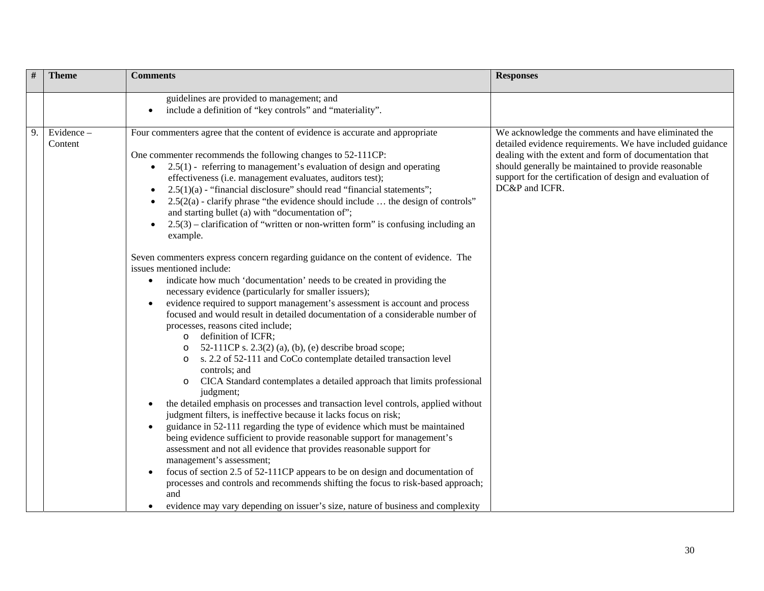| # | Theme | Comments | Responses |
|---|---|---|---|
| | | guidelines are provided to management; and<br>• include a definition of "key controls" and "materiality". | |
| 9. | Evidence – Content | Four commenters agree that the content of evidence is accurate and appropriate<br><br>One commenter recommends the following changes to 52-111CP:<br>• 2.5(1) - referring to management's evaluation of design and operating effectiveness (i.e. management evaluates, auditors test);<br>• 2.5(1)(a) - "financial disclosure" should read "financial statements";<br>• 2.5(2(a) - clarify phrase "the evidence should include … the design of controls" and starting bullet (a) with "documentation of";<br>• 2.5(3) – clarification of "written or non-written form" is confusing including an example.<br><br>Seven commenters express concern regarding guidance on the content of evidence. The issues mentioned include:<br>• indicate how much 'documentation' needs to be created in providing the necessary evidence (particularly for smaller issuers);<br>• evidence required to support management's assessment is account and process focused and would result in detailed documentation of a considerable number of processes, reasons cited include;<br>&nbsp;&nbsp;&nbsp;&nbsp;o definition of ICFR;<br>&nbsp;&nbsp;&nbsp;&nbsp;o 52-111CP s. 2.3(2) (a), (b), (e) describe broad scope;<br>&nbsp;&nbsp;&nbsp;&nbsp;o s. 2.2 of 52-111 and CoCo contemplate detailed transaction level controls; and<br>&nbsp;&nbsp;&nbsp;&nbsp;o CICA Standard contemplates a detailed approach that limits professional judgment;<br>• the detailed emphasis on processes and transaction level controls, applied without judgment filters, is ineffective because it lacks focus on risk;<br>• guidance in 52-111 regarding the type of evidence which must be maintained being evidence sufficient to provide reasonable support for management's assessment and not all evidence that provides reasonable support for management's assessment;<br>• focus of section 2.5 of 52-111CP appears to be on design and documentation of processes and controls and recommends shifting the focus to risk-based approach; and<br>• evidence may vary depending on issuer's size, nature of business and complexity | We acknowledge the comments and have eliminated the detailed evidence requirements. We have included guidance dealing with the extent and form of documentation that should generally be maintained to provide reasonable support for the certification of design and evaluation of DC&P and ICFR. |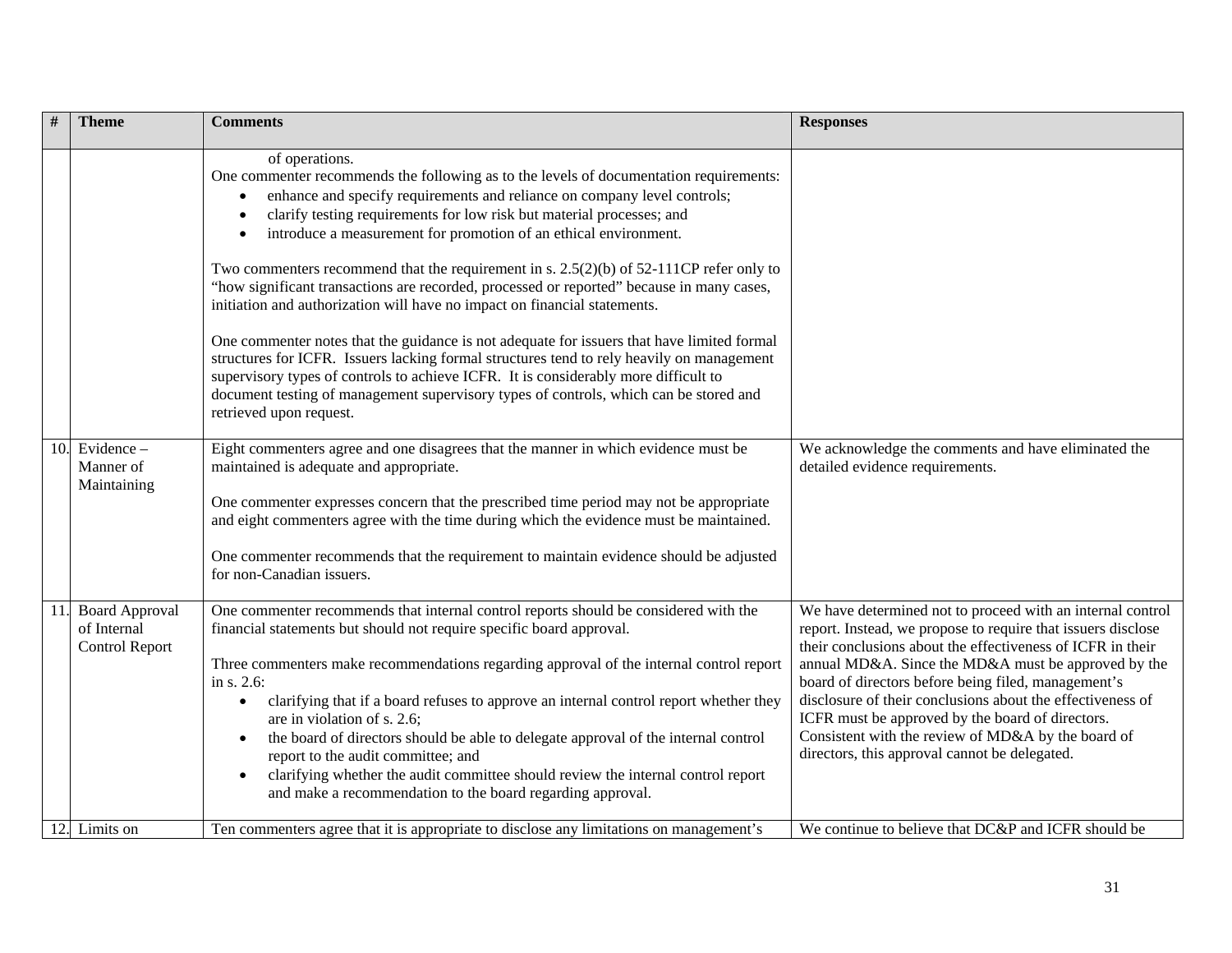| # | Theme | Comments | Responses |
|---|---|---|---|
| | | of operations.<br>One commenter recommends the following as to the levels of documentation requirements:<br>• enhance and specify requirements and reliance on company level controls;<br>• clarify testing requirements for low risk but material processes; and<br>• introduce a measurement for promotion of an ethical environment.<br><br>Two commenters recommend that the requirement in s. 2.5(2)(b) of 52-111CP refer only to "how significant transactions are recorded, processed or reported" because in many cases, initiation and authorization will have no impact on financial statements.<br><br>One commenter notes that the guidance is not adequate for issuers that have limited formal structures for ICFR. Issuers lacking formal structures tend to rely heavily on management supervisory types of controls to achieve ICFR. It is considerably more difficult to document testing of management supervisory types of controls, which can be stored and retrieved upon request. | |
| 10. | Evidence – Manner of Maintaining | Eight commenters agree and one disagrees that the manner in which evidence must be maintained is adequate and appropriate.<br><br>One commenter expresses concern that the prescribed time period may not be appropriate and eight commenters agree with the time during which the evidence must be maintained.<br><br>One commenter recommends that the requirement to maintain evidence should be adjusted for non-Canadian issuers. | We acknowledge the comments and have eliminated the detailed evidence requirements. |
| 11. | Board Approval of Internal Control Report | One commenter recommends that internal control reports should be considered with the financial statements but should not require specific board approval.<br><br>Three commenters make recommendations regarding approval of the internal control report in s. 2.6:<br>• clarifying that if a board refuses to approve an internal control report whether they are in violation of s. 2.6;<br>• the board of directors should be able to delegate approval of the internal control report to the audit committee; and<br>• clarifying whether the audit committee should review the internal control report and make a recommendation to the board regarding approval. | We have determined not to proceed with an internal control report. Instead, we propose to require that issuers disclose their conclusions about the effectiveness of ICFR in their annual MD&A. Since the MD&A must be approved by the board of directors before being filed, management's disclosure of their conclusions about the effectiveness of ICFR must be approved by the board of directors. Consistent with the review of MD&A by the board of directors, this approval cannot be delegated. |
| 12. | Limits on | Ten commenters agree that it is appropriate to disclose any limitations on management's | We continue to believe that DC&P and ICFR should be |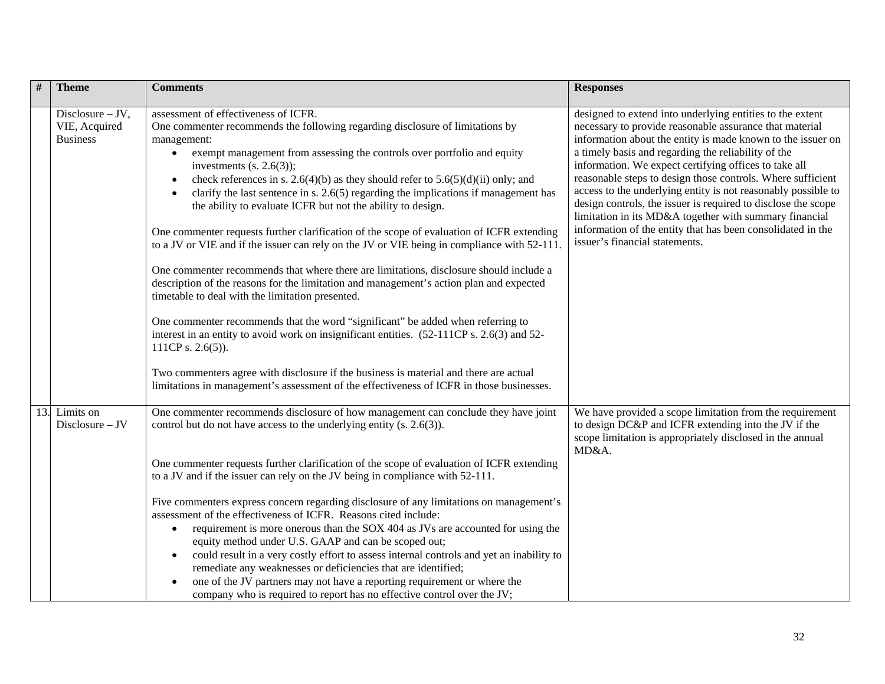| # | Theme | Comments | Responses |
|---|---|---|---|
| | Disclosure – JV, VIE, Acquired Business | assessment of effectiveness of ICFR.<br>One commenter recommends the following regarding disclosure of limitations by management:<br>• exempt management from assessing the controls over portfolio and equity investments (s. 2.6(3));<br>• check references in s. 2.6(4)(b) as they should refer to 5.6(5)(d)(ii) only; and<br>• clarify the last sentence in s. 2.6(5) regarding the implications if management has the ability to evaluate ICFR but not the ability to design.<br><br>One commenter requests further clarification of the scope of evaluation of ICFR extending to a JV or VIE and if the issuer can rely on the JV or VIE being in compliance with 52-111.<br><br>One commenter recommends that where there are limitations, disclosure should include a description of the reasons for the limitation and management's action plan and expected timetable to deal with the limitation presented.<br><br>One commenter recommends that the word "significant" be added when referring to interest in an entity to avoid work on insignificant entities. (52-111CP s. 2.6(3) and 52-111CP s. 2.6(5)).<br><br>Two commenters agree with disclosure if the business is material and there are actual limitations in management's assessment of the effectiveness of ICFR in those businesses. | designed to extend into underlying entities to the extent necessary to provide reasonable assurance that material information about the entity is made known to the issuer on a timely basis and regarding the reliability of the information. We expect certifying offices to take all reasonable steps to design those controls. Where sufficient access to the underlying entity is not reasonably possible to design controls, the issuer is required to disclose the scope limitation in its MD&A together with summary financial information of the entity that has been consolidated in the issuer's financial statements. |
| 13. | Limits on Disclosure – JV | One commenter recommends disclosure of how management can conclude they have joint control but do not have access to the underlying entity (s. 2.6(3)).<br><br>One commenter requests further clarification of the scope of evaluation of ICFR extending to a JV and if the issuer can rely on the JV being in compliance with 52-111.<br><br>Five commenters express concern regarding disclosure of any limitations on management's assessment of the effectiveness of ICFR. Reasons cited include:<br>• requirement is more onerous than the SOX 404 as JVs are accounted for using the equity method under U.S. GAAP and can be scoped out;<br>• could result in a very costly effort to assess internal controls and yet an inability to remediate any weaknesses or deficiencies that are identified;<br>• one of the JV partners may not have a reporting requirement or where the company who is required to report has no effective control over the JV; | We have provided a scope limitation from the requirement to design DC&P and ICFR extending into the JV if the scope limitation is appropriately disclosed in the annual MD&A. |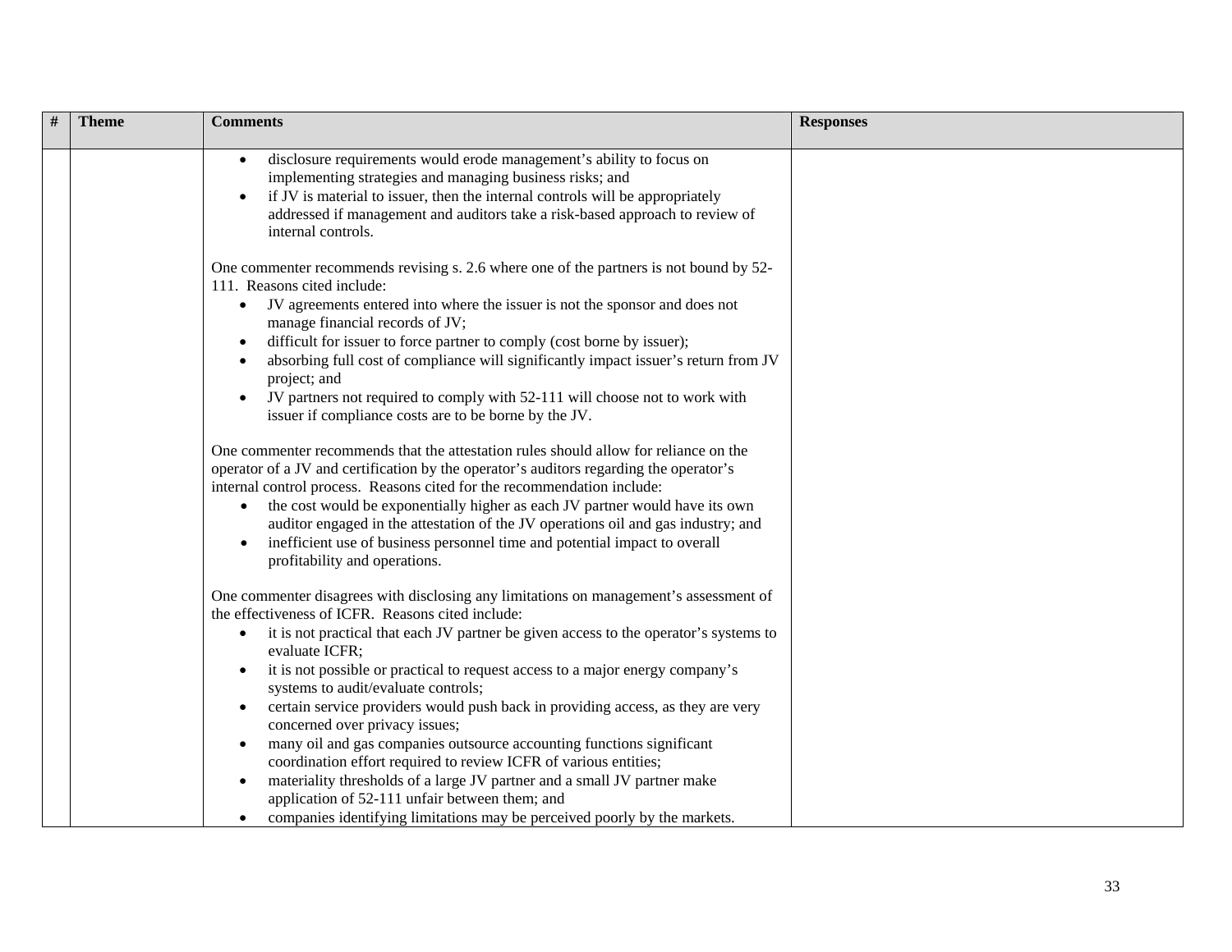| # | Theme | Comments | Responses |
|---|---|---|---|
| | | • disclosure requirements would erode management's ability to focus on implementing strategies and managing business risks; and<br>• if JV is material to issuer, then the internal controls will be appropriately addressed if management and auditors take a risk-based approach to review of internal controls.<br><br>One commenter recommends revising s. 2.6 where one of the partners is not bound by 52-111. Reasons cited include:<br>• JV agreements entered into where the issuer is not the sponsor and does not manage financial records of JV;<br>• difficult for issuer to force partner to comply (cost borne by issuer);<br>• absorbing full cost of compliance will significantly impact issuer's return from JV project; and<br>• JV partners not required to comply with 52-111 will choose not to work with issuer if compliance costs are to be borne by the JV.<br><br>One commenter recommends that the attestation rules should allow for reliance on the operator of a JV and certification by the operator's auditors regarding the operator's internal control process. Reasons cited for the recommendation include:<br>• the cost would be exponentially higher as each JV partner would have its own auditor engaged in the attestation of the JV operations oil and gas industry; and<br>• inefficient use of business personnel time and potential impact to overall profitability and operations.<br><br>One commenter disagrees with disclosing any limitations on management's assessment of the effectiveness of ICFR. Reasons cited include:<br>• it is not practical that each JV partner be given access to the operator's systems to evaluate ICFR;<br>• it is not possible or practical to request access to a major energy company's systems to audit/evaluate controls;<br>• certain service providers would push back in providing access, as they are very concerned over privacy issues;<br>• many oil and gas companies outsource accounting functions significant coordination effort required to review ICFR of various entities;<br>• materiality thresholds of a large JV partner and a small JV partner make application of 52-111 unfair between them; and<br>• companies identifying limitations may be perceived poorly by the markets. | |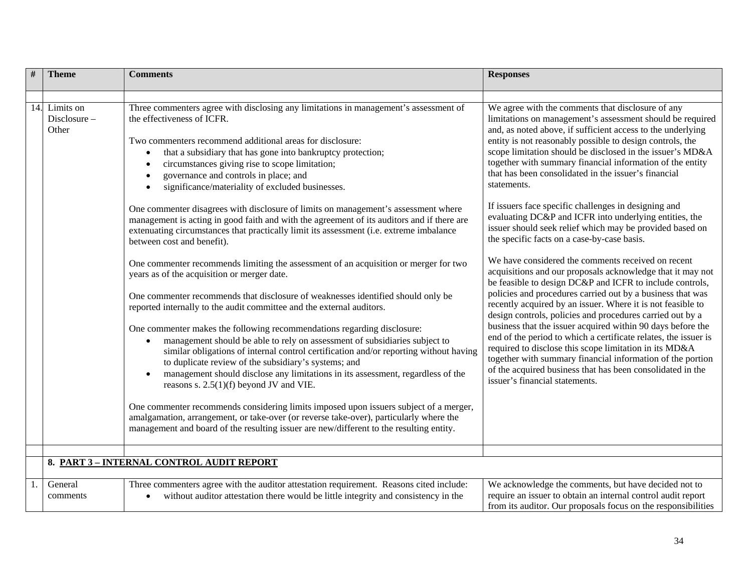| # | Theme | Comments | Responses |
|---|---|---|---|
| | | | |
| 14. | Limits on Disclosure – Other | Three commenters agree with disclosing any limitations in management's assessment of the effectiveness of ICFR.<br><br>Two commenters recommend additional areas for disclosure:<br>• that a subsidiary that has gone into bankruptcy protection;<br>• circumstances giving rise to scope limitation;<br>• governance and controls in place; and<br>• significance/materiality of excluded businesses.<br><br>One commenter disagrees with disclosure of limits on management's assessment where management is acting in good faith and with the agreement of its auditors and if there are extenuating circumstances that practically limit its assessment (i.e. extreme imbalance between cost and benefit).<br><br>One commenter recommends limiting the assessment of an acquisition or merger for two years as of the acquisition or merger date.<br><br>One commenter recommends that disclosure of weaknesses identified should only be reported internally to the audit committee and the external auditors.<br><br>One commenter makes the following recommendations regarding disclosure:<br>• management should be able to rely on assessment of subsidiaries subject to similar obligations of internal control certification and/or reporting without having to duplicate review of the subsidiary's systems; and<br>• management should disclose any limitations in its assessment, regardless of the reasons s. 2.5(1)(f) beyond JV and VIE.<br><br>One commenter recommends considering limits imposed upon issuers subject of a merger, amalgamation, arrangement, or take-over (or reverse take-over), particularly where the management and board of the resulting issuer are new/different to the resulting entity. | We agree with the comments that disclosure of any limitations on management's assessment should be required and, as noted above, if sufficient access to the underlying entity is not reasonably possible to design controls, the scope limitation should be disclosed in the issuer's MD&A together with summary financial information of the entity that has been consolidated in the issuer's financial statements.<br><br>If issuers face specific challenges in designing and evaluating DC&P and ICFR into underlying entities, the issuer should seek relief which may be provided based on the specific facts on a case-by-case basis.<br><br>We have considered the comments received on recent acquisitions and our proposals acknowledge that it may not be feasible to design DC&P and ICFR to include controls, policies and procedures carried out by a business that was recently acquired by an issuer. Where it is not feasible to design controls, policies and procedures carried out by a business that the issuer acquired within 90 days before the end of the period to which a certificate relates, the issuer is required to disclose this scope limitation in its MD&A together with summary financial information of the portion of the acquired business that has been consolidated in the issuer's financial statements. |
| | | | |
| | **8. PART 3 – INTERNAL CONTROL AUDIT REPORT** | | |
| 1. | General comments | Three commenters agree with the auditor attestation requirement. Reasons cited include:<br>• without auditor attestation there would be little integrity and consistency in the | We acknowledge the comments, but have decided not to require an issuer to obtain an internal control audit report from its auditor. Our proposals focus on the responsibilities |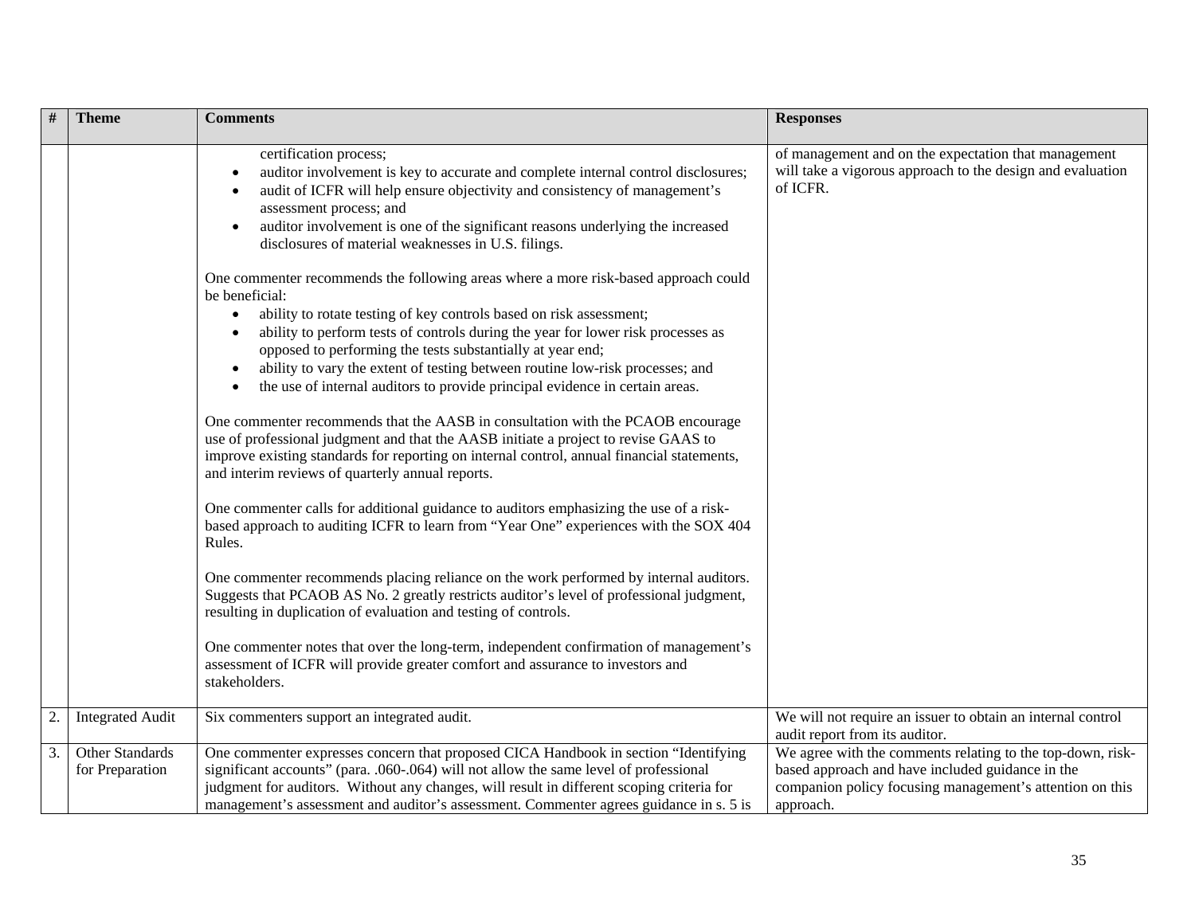| # | Theme | Comments | Responses |
|---|---|---|---|
| | | certification process;<br>• auditor involvement is key to accurate and complete internal control disclosures;<br>• audit of ICFR will help ensure objectivity and consistency of management's assessment process; and<br>• auditor involvement is one of the significant reasons underlying the increased disclosures of material weaknesses in U.S. filings.<br><br>One commenter recommends the following areas where a more risk-based approach could be beneficial:<br>• ability to rotate testing of key controls based on risk assessment;<br>• ability to perform tests of controls during the year for lower risk processes as opposed to performing the tests substantially at year end;<br>• ability to vary the extent of testing between routine low-risk processes; and<br>• the use of internal auditors to provide principal evidence in certain areas.<br><br>One commenter recommends that the AASB in consultation with the PCAOB encourage use of professional judgment and that the AASB initiate a project to revise GAAS to improve existing standards for reporting on internal control, annual financial statements, and interim reviews of quarterly annual reports.<br><br>One commenter calls for additional guidance to auditors emphasizing the use of a risk-based approach to auditing ICFR to learn from "Year One" experiences with the SOX 404 Rules.<br><br>One commenter recommends placing reliance on the work performed by internal auditors. Suggests that PCAOB AS No. 2 greatly restricts auditor's level of professional judgment, resulting in duplication of evaluation and testing of controls.<br><br>One commenter notes that over the long-term, independent confirmation of management's assessment of ICFR will provide greater comfort and assurance to investors and stakeholders. | of management and on the expectation that management will take a vigorous approach to the design and evaluation of ICFR. |
| 2. | Integrated Audit | Six commenters support an integrated audit. | We will not require an issuer to obtain an internal control audit report from its auditor. |
| 3. | Other Standards for Preparation | One commenter expresses concern that proposed CICA Handbook in section "Identifying significant accounts" (para. .060-.064) will not allow the same level of professional judgment for auditors. Without any changes, will result in different scoping criteria for management's assessment and auditor's assessment. Commenter agrees guidance in s. 5 is | We agree with the comments relating to the top-down, risk-based approach and have included guidance in the companion policy focusing management's attention on this approach. |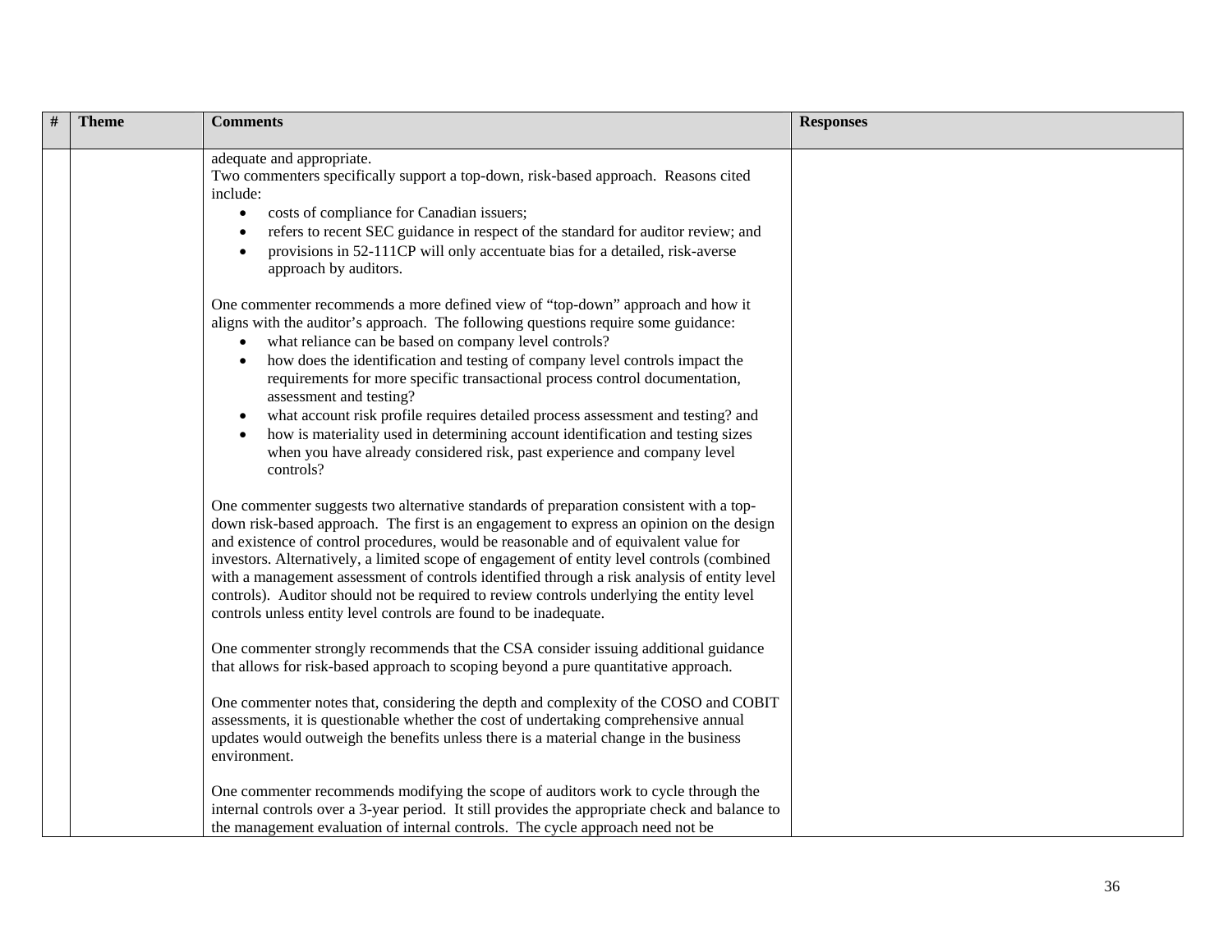| # | Theme | Comments | Responses |
|---|---|---|---|
| | | adequate and appropriate.<br>Two commenters specifically support a top-down, risk-based approach. Reasons cited include:<br>• costs of compliance for Canadian issuers;<br>• refers to recent SEC guidance in respect of the standard for auditor review; and<br>• provisions in 52-111CP will only accentuate bias for a detailed, risk-averse approach by auditors.<br><br>One commenter recommends a more defined view of "top-down" approach and how it aligns with the auditor's approach. The following questions require some guidance:<br>• what reliance can be based on company level controls?<br>• how does the identification and testing of company level controls impact the requirements for more specific transactional process control documentation, assessment and testing?<br>• what account risk profile requires detailed process assessment and testing? and<br>• how is materiality used in determining account identification and testing sizes when you have already considered risk, past experience and company level controls?<br><br>One commenter suggests two alternative standards of preparation consistent with a top-down risk-based approach. The first is an engagement to express an opinion on the design and existence of control procedures, would be reasonable and of equivalent value for investors. Alternatively, a limited scope of engagement of entity level controls (combined with a management assessment of controls identified through a risk analysis of entity level controls). Auditor should not be required to review controls underlying the entity level controls unless entity level controls are found to be inadequate.<br><br>One commenter strongly recommends that the CSA consider issuing additional guidance that allows for risk-based approach to scoping beyond a pure quantitative approach.<br><br>One commenter notes that, considering the depth and complexity of the COSO and COBIT assessments, it is questionable whether the cost of undertaking comprehensive annual updates would outweigh the benefits unless there is a material change in the business environment.<br><br>One commenter recommends modifying the scope of auditors work to cycle through the internal controls over a 3-year period. It still provides the appropriate check and balance to the management evaluation of internal controls. The cycle approach need not be | |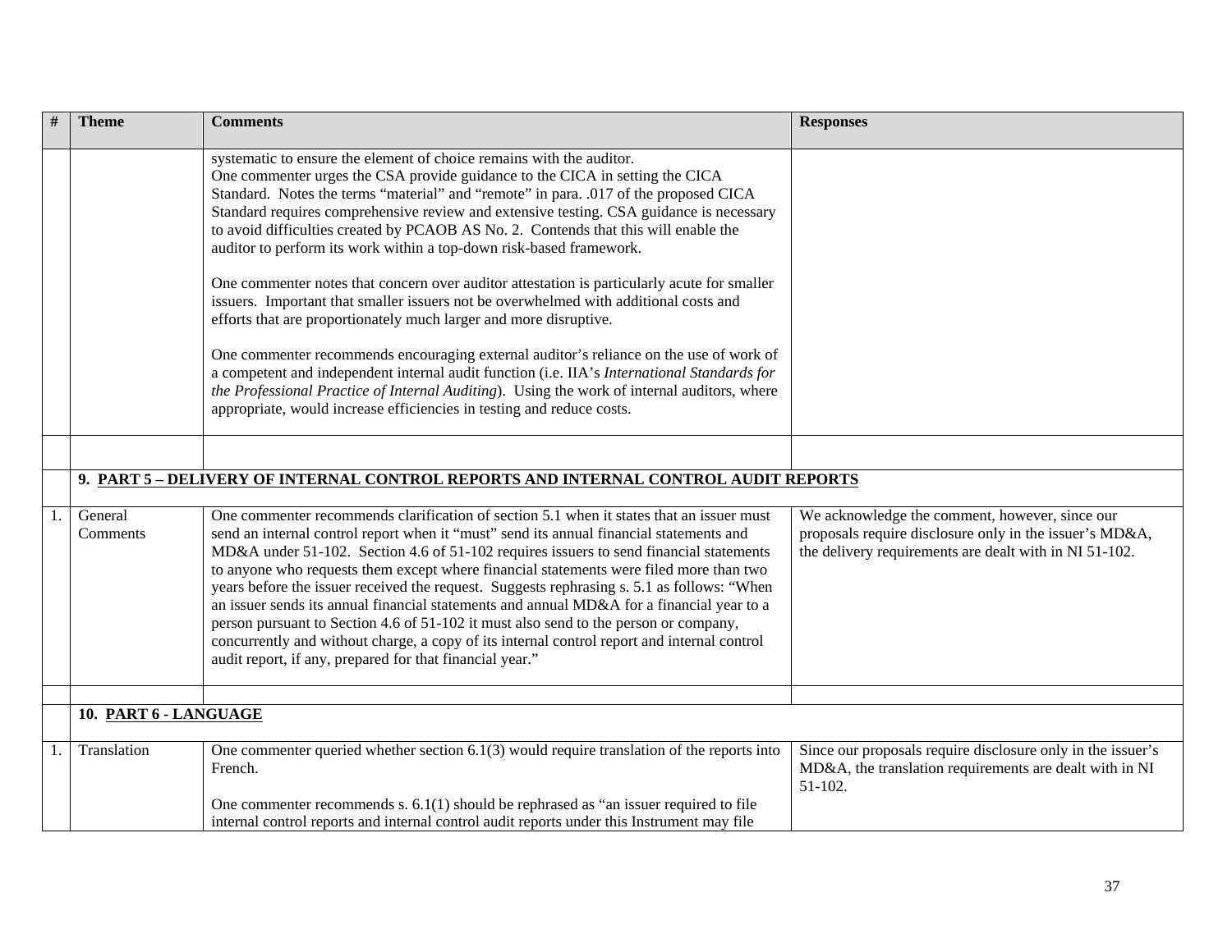| # | Theme | Comments | Responses |
|---|---|---|---|
| | | systematic to ensure the element of choice remains with the auditor.<br>One commenter urges the CSA provide guidance to the CICA in setting the CICA Standard. Notes the terms "material" and "remote" in para. .017 of the proposed CICA Standard requires comprehensive review and extensive testing. CSA guidance is necessary to avoid difficulties created by PCAOB AS No. 2. Contends that this will enable the auditor to perform its work within a top-down risk-based framework.<br><br>One commenter notes that concern over auditor attestation is particularly acute for smaller issuers. Important that smaller issuers not be overwhelmed with additional costs and efforts that are proportionately much larger and more disruptive.<br><br>One commenter recommends encouraging external auditor's reliance on the use of work of a competent and independent internal audit function (i.e. IIA's *International Standards for the Professional Practice of Internal Auditing*). Using the work of internal auditors, where appropriate, would increase efficiencies in testing and reduce costs. | |
| | | | |
| | **9. PART 5 – DELIVERY OF INTERNAL CONTROL REPORTS AND INTERNAL CONTROL AUDIT REPORTS** | | |
| 1. | General Comments | One commenter recommends clarification of section 5.1 when it states that an issuer must send an internal control report when it "must" send its annual financial statements and MD&A under 51-102. Section 4.6 of 51-102 requires issuers to send financial statements to anyone who requests them except where financial statements were filed more than two years before the issuer received the request. Suggests rephrasing s. 5.1 as follows: "When an issuer sends its annual financial statements and annual MD&A for a financial year to a person pursuant to Section 4.6 of 51-102 it must also send to the person or company, concurrently and without charge, a copy of its internal control report and internal control audit report, if any, prepared for that financial year." | We acknowledge the comment, however, since our proposals require disclosure only in the issuer's MD&A, the delivery requirements are dealt with in NI 51-102. |
| | | | |
| | **10. PART 6 - LANGUAGE** | | |
| 1. | Translation | One commenter queried whether section 6.1(3) would require translation of the reports into French.<br><br>One commenter recommends s. 6.1(1) should be rephrased as "an issuer required to file internal control reports and internal control audit reports under this Instrument may file | Since our proposals require disclosure only in the issuer's MD&A, the translation requirements are dealt with in NI 51-102. |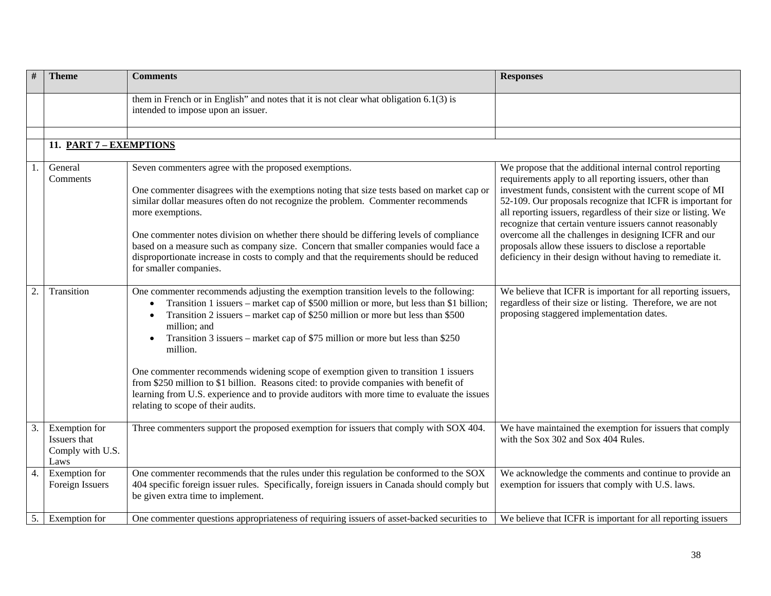| # | Theme | Comments | Responses |
|---|---|---|---|
| | | them in French or in English" and notes that it is not clear what obligation 6.1(3) is intended to impose upon an issuer. | |
| | | | |
| | **11. PART 7 – EXEMPTIONS** | | |
| 1. | General Comments | Seven commenters agree with the proposed exemptions.<br><br>One commenter disagrees with the exemptions noting that size tests based on market cap or similar dollar measures often do not recognize the problem. Commenter recommends more exemptions.<br><br>One commenter notes division on whether there should be differing levels of compliance based on a measure such as company size. Concern that smaller companies would face a disproportionate increase in costs to comply and that the requirements should be reduced for smaller companies. | We propose that the additional internal control reporting requirements apply to all reporting issuers, other than investment funds, consistent with the current scope of MI 52-109. Our proposals recognize that ICFR is important for all reporting issuers, regardless of their size or listing. We recognize that certain venture issuers cannot reasonably overcome all the challenges in designing ICFR and our proposals allow these issuers to disclose a reportable deficiency in their design without having to remediate it. |
| 2. | Transition | One commenter recommends adjusting the exemption transition levels to the following:<br>• Transition 1 issuers – market cap of $500 million or more, but less than $1 billion;<br>• Transition 2 issuers – market cap of $250 million or more but less than $500 million; and<br>• Transition 3 issuers – market cap of $75 million or more but less than $250 million.<br><br>One commenter recommends widening scope of exemption given to transition 1 issuers from $250 million to $1 billion. Reasons cited: to provide companies with benefit of learning from U.S. experience and to provide auditors with more time to evaluate the issues relating to scope of their audits. | We believe that ICFR is important for all reporting issuers, regardless of their size or listing. Therefore, we are not proposing staggered implementation dates. |
| 3. | Exemption for Issuers that Comply with U.S. Laws | Three commenters support the proposed exemption for issuers that comply with SOX 404. | We have maintained the exemption for issuers that comply with the Sox 302 and Sox 404 Rules. |
| 4. | Exemption for Foreign Issuers | One commenter recommends that the rules under this regulation be conformed to the SOX 404 specific foreign issuer rules. Specifically, foreign issuers in Canada should comply but be given extra time to implement. | We acknowledge the comments and continue to provide an exemption for issuers that comply with U.S. laws. |
| 5. | Exemption for | One commenter questions appropriateness of requiring issuers of asset-backed securities to | We believe that ICFR is important for all reporting issuers |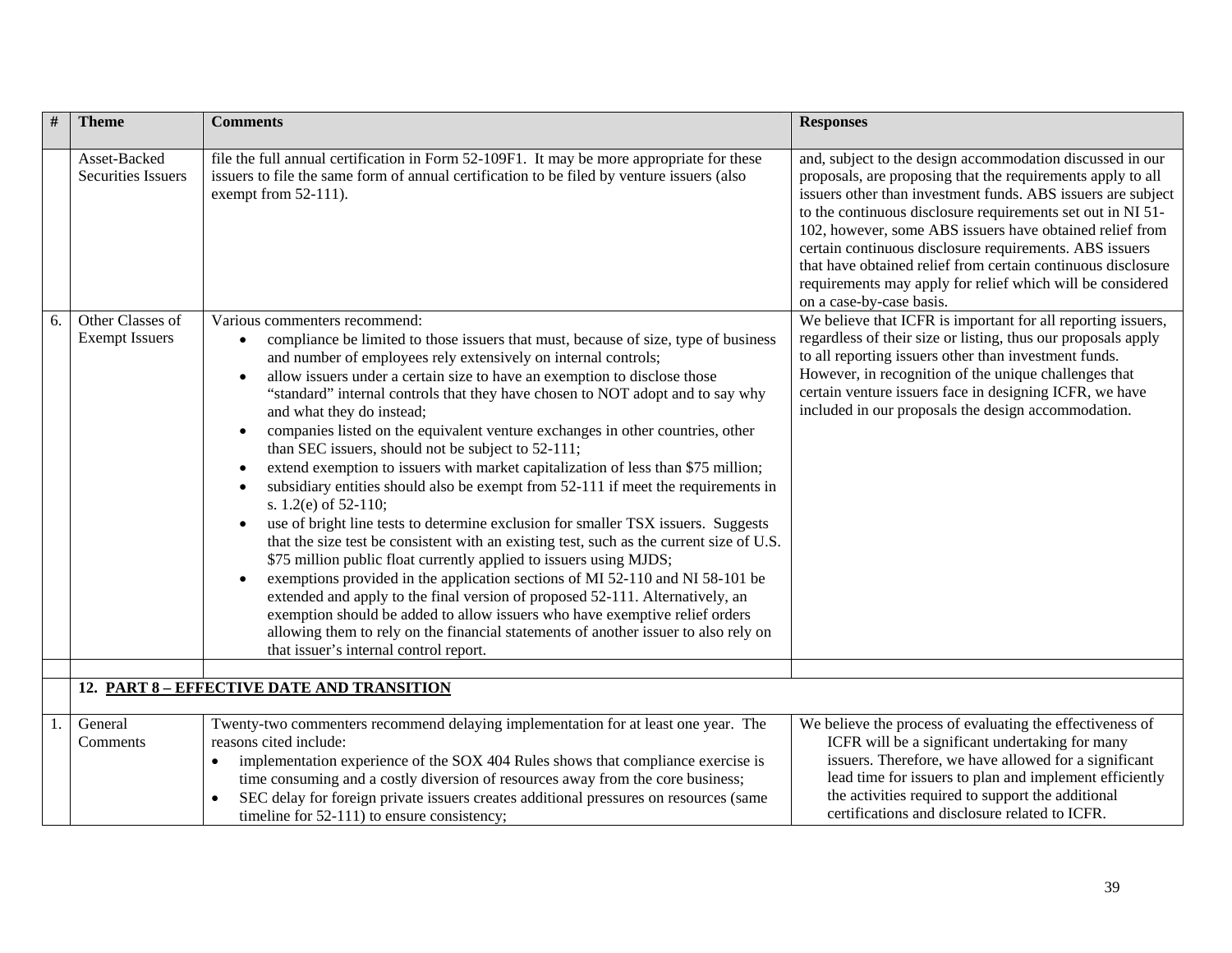| # | Theme | Comments | Responses |
|---|---|---|---|
| | Asset-Backed Securities Issuers | file the full annual certification in Form 52-109F1. It may be more appropriate for these issuers to file the same form of annual certification to be filed by venture issuers (also exempt from 52-111). | and, subject to the design accommodation discussed in our proposals, are proposing that the requirements apply to all issuers other than investment funds. ABS issuers are subject to the continuous disclosure requirements set out in NI 51-102, however, some ABS issuers have obtained relief from certain continuous disclosure requirements. ABS issuers that have obtained relief from certain continuous disclosure requirements may apply for relief which will be considered on a case-by-case basis. |
| 6. | Other Classes of Exempt Issuers | Various commenters recommend:<br>• compliance be limited to those issuers that must, because of size, type of business and number of employees rely extensively on internal controls;<br>• allow issuers under a certain size to have an exemption to disclose those "standard" internal controls that they have chosen to NOT adopt and to say why and what they do instead;<br>• companies listed on the equivalent venture exchanges in other countries, other than SEC issuers, should not be subject to 52-111;<br>• extend exemption to issuers with market capitalization of less than $75 million;<br>• subsidiary entities should also be exempt from 52-111 if meet the requirements in s. 1.2(e) of 52-110;<br>• use of bright line tests to determine exclusion for smaller TSX issuers. Suggests that the size test be consistent with an existing test, such as the current size of U.S. $75 million public float currently applied to issuers using MJDS;<br>• exemptions provided in the application sections of MI 52-110 and NI 58-101 be extended and apply to the final version of proposed 52-111. Alternatively, an exemption should be added to allow issuers who have exemptive relief orders allowing them to rely on the financial statements of another issuer to also rely on that issuer's internal control report. | We believe that ICFR is important for all reporting issuers, regardless of their size or listing, thus our proposals apply to all reporting issuers other than investment funds. However, in recognition of the unique challenges that certain venture issuers face in designing ICFR, we have included in our proposals the design accommodation. |
| | | | |
| | **12. <u>PART 8 – EFFECTIVE DATE AND TRANSITION</u>** | | |
| 1. | General Comments | Twenty-two commenters recommend delaying implementation for at least one year. The reasons cited include:<br>• implementation experience of the SOX 404 Rules shows that compliance exercise is time consuming and a costly diversion of resources away from the core business;<br>• SEC delay for foreign private issuers creates additional pressures on resources (same timeline for 52-111) to ensure consistency; | We believe the process of evaluating the effectiveness of ICFR will be a significant undertaking for many issuers. Therefore, we have allowed for a significant lead time for issuers to plan and implement efficiently the activities required to support the additional certifications and disclosure related to ICFR. |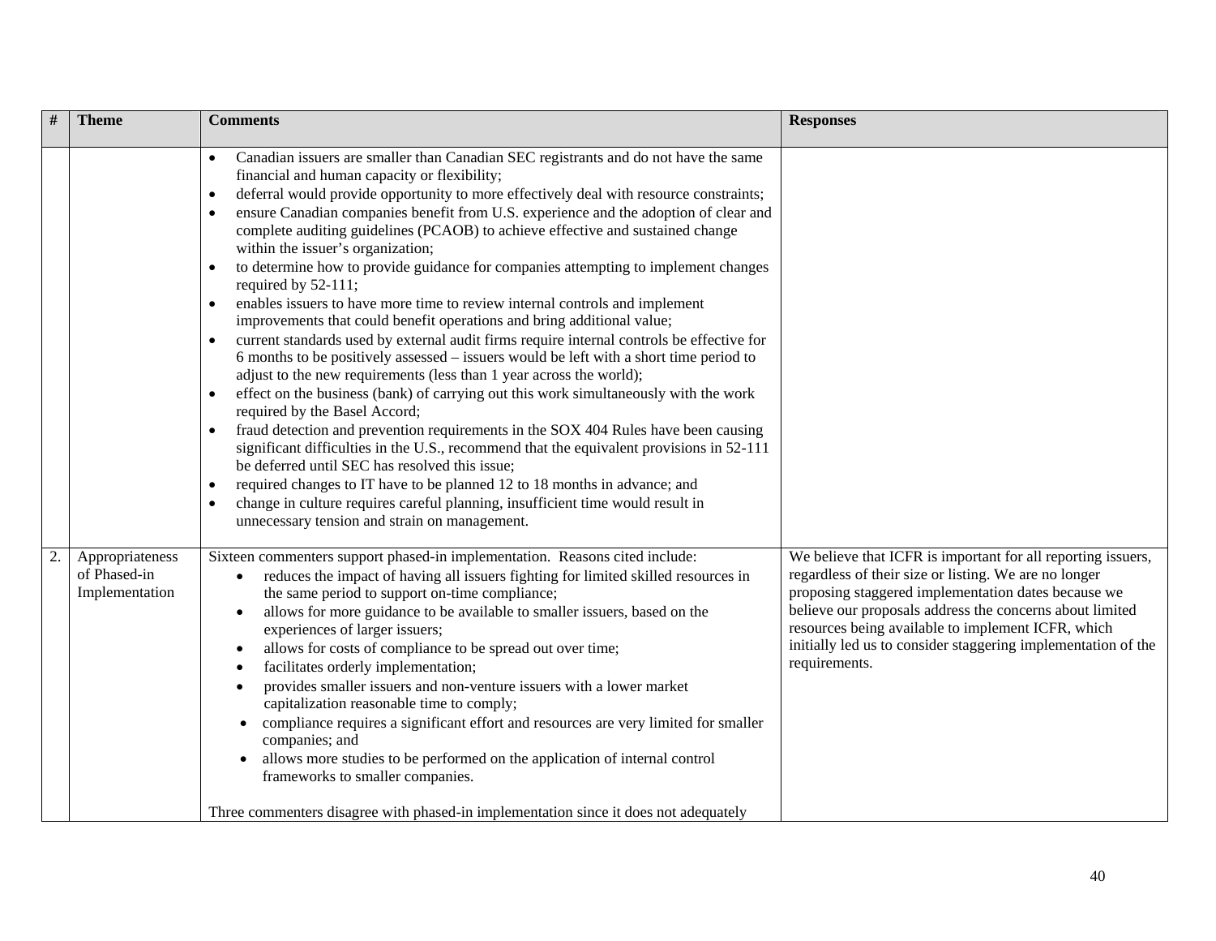| # | Theme | Comments | Responses |
|---|---|---|---|
| | | • Canadian issuers are smaller than Canadian SEC registrants and do not have the same financial and human capacity or flexibility;<br>• deferral would provide opportunity to more effectively deal with resource constraints;<br>• ensure Canadian companies benefit from U.S. experience and the adoption of clear and complete auditing guidelines (PCAOB) to achieve effective and sustained change within the issuer's organization;<br>• to determine how to provide guidance for companies attempting to implement changes required by 52-111;<br>• enables issuers to have more time to review internal controls and implement improvements that could benefit operations and bring additional value;<br>• current standards used by external audit firms require internal controls be effective for 6 months to be positively assessed – issuers would be left with a short time period to adjust to the new requirements (less than 1 year across the world);<br>• effect on the business (bank) of carrying out this work simultaneously with the work required by the Basel Accord;<br>• fraud detection and prevention requirements in the SOX 404 Rules have been causing significant difficulties in the U.S., recommend that the equivalent provisions in 52-111 be deferred until SEC has resolved this issue;<br>• required changes to IT have to be planned 12 to 18 months in advance; and<br>• change in culture requires careful planning, insufficient time would result in unnecessary tension and strain on management. | |
| 2. | Appropriateness of Phased-in Implementation | Sixteen commenters support phased-in implementation. Reasons cited include:<br>• reduces the impact of having all issuers fighting for limited skilled resources in the same period to support on-time compliance;<br>• allows for more guidance to be available to smaller issuers, based on the experiences of larger issuers;<br>• allows for costs of compliance to be spread out over time;<br>• facilitates orderly implementation;<br>• provides smaller issuers and non-venture issuers with a lower market capitalization reasonable time to comply;<br>• compliance requires a significant effort and resources are very limited for smaller companies; and<br>• allows more studies to be performed on the application of internal control frameworks to smaller companies.<br><br>Three commenters disagree with phased-in implementation since it does not adequately | We believe that ICFR is important for all reporting issuers, regardless of their size or listing. We are no longer proposing staggered implementation dates because we believe our proposals address the concerns about limited resources being available to implement ICFR, which initially led us to consider staggering implementation of the requirements. |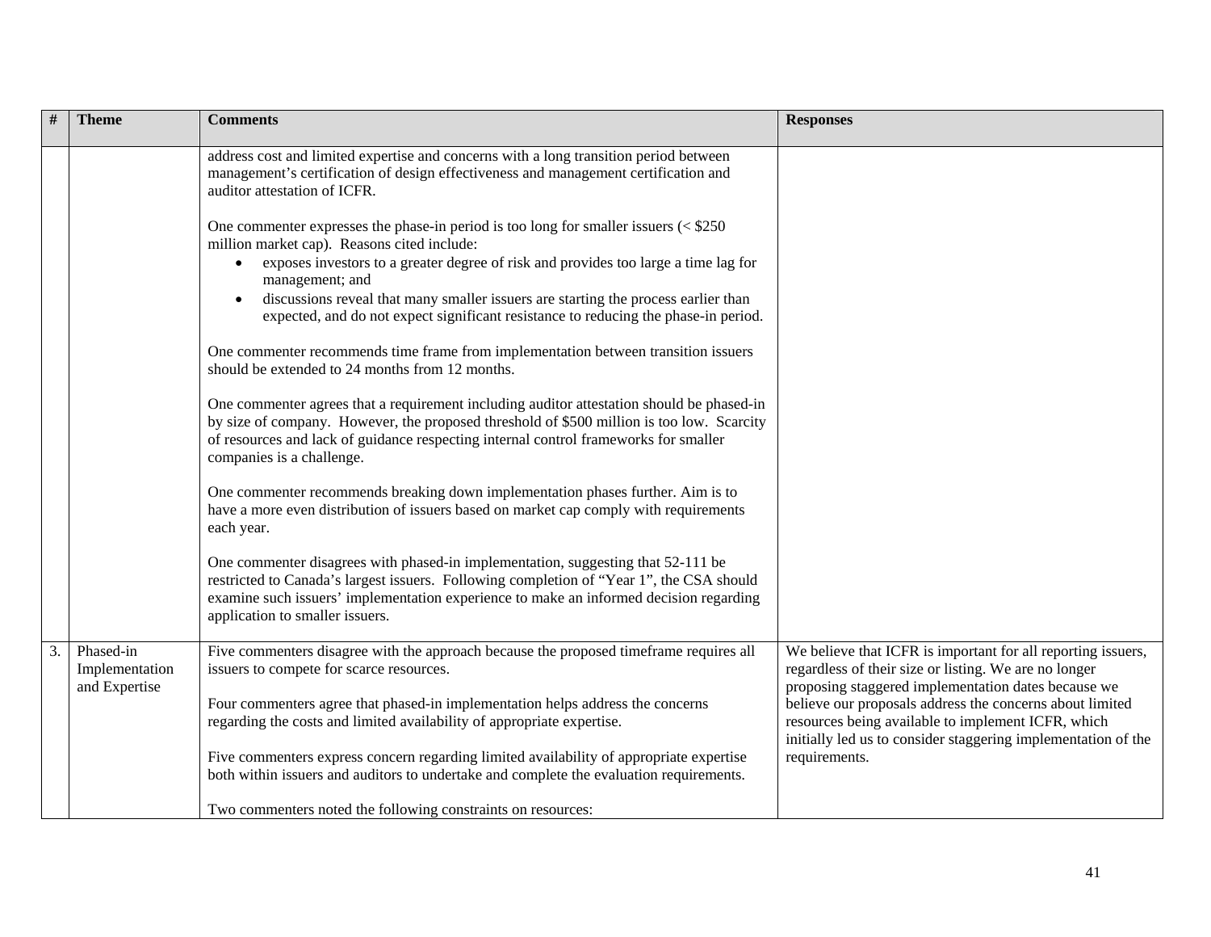| # | Theme | Comments | Responses |
|---|---|---|---|
| | | address cost and limited expertise and concerns with a long transition period between management's certification of design effectiveness and management certification and auditor attestation of ICFR.<br><br>One commenter expresses the phase-in period is too long for smaller issuers (< $250 million market cap). Reasons cited include:<br>• exposes investors to a greater degree of risk and provides too large a time lag for management; and<br>• discussions reveal that many smaller issuers are starting the process earlier than expected, and do not expect significant resistance to reducing the phase-in period.<br><br>One commenter recommends time frame from implementation between transition issuers should be extended to 24 months from 12 months.<br><br>One commenter agrees that a requirement including auditor attestation should be phased-in by size of company. However, the proposed threshold of $500 million is too low. Scarcity of resources and lack of guidance respecting internal control frameworks for smaller companies is a challenge.<br><br>One commenter recommends breaking down implementation phases further. Aim is to have a more even distribution of issuers based on market cap comply with requirements each year.<br><br>One commenter disagrees with phased-in implementation, suggesting that 52-111 be restricted to Canada's largest issuers. Following completion of "Year 1", the CSA should examine such issuers' implementation experience to make an informed decision regarding application to smaller issuers. | |
| 3. | Phased-in Implementation and Expertise | Five commenters disagree with the approach because the proposed timeframe requires all issuers to compete for scarce resources.<br><br>Four commenters agree that phased-in implementation helps address the concerns regarding the costs and limited availability of appropriate expertise.<br><br>Five commenters express concern regarding limited availability of appropriate expertise both within issuers and auditors to undertake and complete the evaluation requirements.<br><br>Two commenters noted the following constraints on resources: | We believe that ICFR is important for all reporting issuers, regardless of their size or listing. We are no longer proposing staggered implementation dates because we believe our proposals address the concerns about limited resources being available to implement ICFR, which initially led us to consider staggering implementation of the requirements. |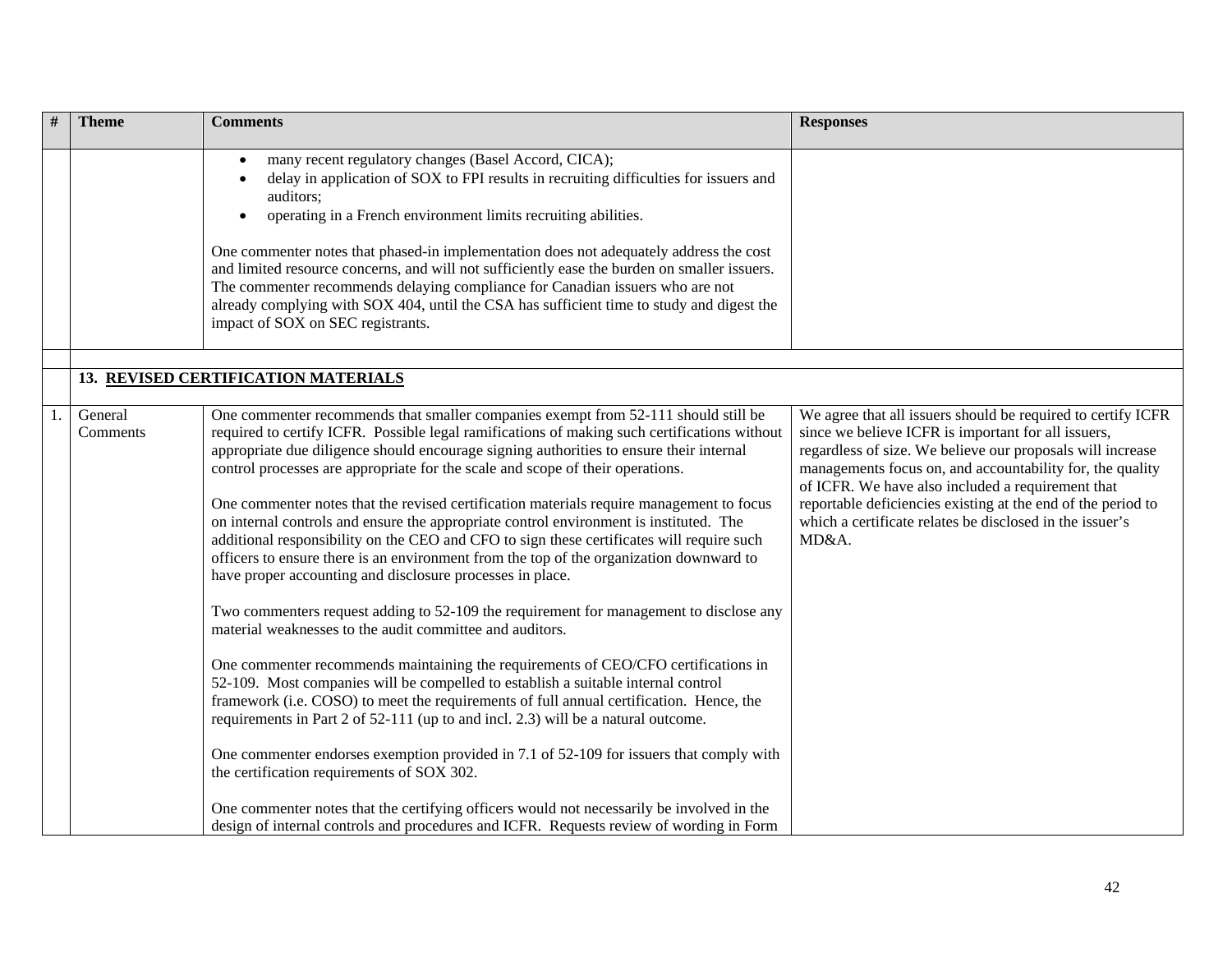| # | Theme | Comments | Responses |
|---|---|---|---|
| | | • many recent regulatory changes (Basel Accord, CICA);<br>• delay in application of SOX to FPI results in recruiting difficulties for issuers and auditors;<br>• operating in a French environment limits recruiting abilities.<br><br>One commenter notes that phased-in implementation does not adequately address the cost and limited resource concerns, and will not sufficiently ease the burden on smaller issuers. The commenter recommends delaying compliance for Canadian issuers who are not already complying with SOX 404, until the CSA has sufficient time to study and digest the impact of SOX on SEC registrants. | |
| | | | |
| | **13. REVISED CERTIFICATION MATERIALS** | | |
| 1. | General Comments | One commenter recommends that smaller companies exempt from 52-111 should still be required to certify ICFR. Possible legal ramifications of making such certifications without appropriate due diligence should encourage signing authorities to ensure their internal control processes are appropriate for the scale and scope of their operations.<br><br>One commenter notes that the revised certification materials require management to focus on internal controls and ensure the appropriate control environment is instituted. The additional responsibility on the CEO and CFO to sign these certificates will require such officers to ensure there is an environment from the top of the organization downward to have proper accounting and disclosure processes in place.<br><br>Two commenters request adding to 52-109 the requirement for management to disclose any material weaknesses to the audit committee and auditors.<br><br>One commenter recommends maintaining the requirements of CEO/CFO certifications in 52-109. Most companies will be compelled to establish a suitable internal control framework (i.e. COSO) to meet the requirements of full annual certification. Hence, the requirements in Part 2 of 52-111 (up to and incl. 2.3) will be a natural outcome.<br><br>One commenter endorses exemption provided in 7.1 of 52-109 for issuers that comply with the certification requirements of SOX 302.<br><br>One commenter notes that the certifying officers would not necessarily be involved in the design of internal controls and procedures and ICFR. Requests review of wording in Form | We agree that all issuers should be required to certify ICFR since we believe ICFR is important for all issuers, regardless of size. We believe our proposals will increase managements focus on, and accountability for, the quality of ICFR. We have also included a requirement that reportable deficiencies existing at the end of the period to which a certificate relates be disclosed in the issuer's MD&A. |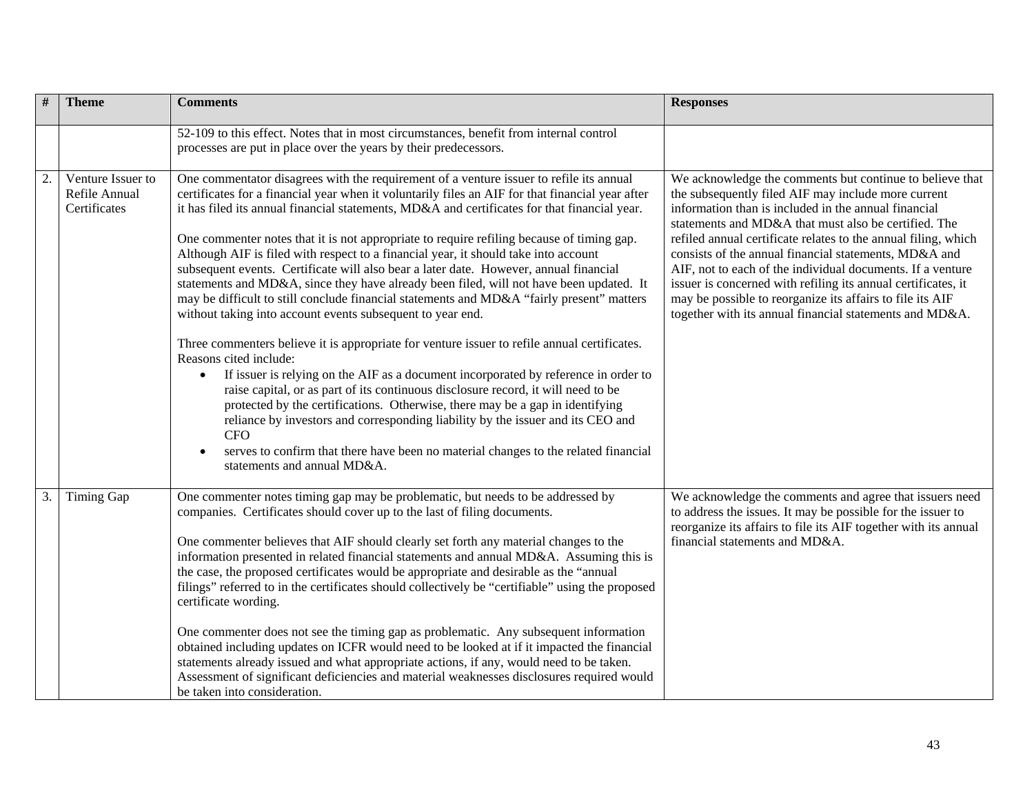| # | Theme | Comments | Responses |
|---|---|---|---|
| | | 52-109 to this effect. Notes that in most circumstances, benefit from internal control processes are put in place over the years by their predecessors. | |
| 2. | Venture Issuer to Refile Annual Certificates | One commentator disagrees with the requirement of a venture issuer to refile its annual certificates for a financial year when it voluntarily files an AIF for that financial year after it has filed its annual financial statements, MD&A and certificates for that financial year.<br><br>One commenter notes that it is not appropriate to require refiling because of timing gap. Although AIF is filed with respect to a financial year, it should take into account subsequent events. Certificate will also bear a later date. However, annual financial statements and MD&A, since they have already been filed, will not have been updated. It may be difficult to still conclude financial statements and MD&A "fairly present" matters without taking into account events subsequent to year end.<br><br>Three commenters believe it is appropriate for venture issuer to refile annual certificates. Reasons cited include:<br>• If issuer is relying on the AIF as a document incorporated by reference in order to raise capital, or as part of its continuous disclosure record, it will need to be protected by the certifications. Otherwise, there may be a gap in identifying reliance by investors and corresponding liability by the issuer and its CEO and CFO<br>• serves to confirm that there have been no material changes to the related financial statements and annual MD&A. | We acknowledge the comments but continue to believe that the subsequently filed AIF may include more current information than is included in the annual financial statements and MD&A that must also be certified. The refiled annual certificate relates to the annual filing, which consists of the annual financial statements, MD&A and AIF, not to each of the individual documents. If a venture issuer is concerned with refiling its annual certificates, it may be possible to reorganize its affairs to file its AIF together with its annual financial statements and MD&A. |
| 3. | Timing Gap | One commenter notes timing gap may be problematic, but needs to be addressed by companies. Certificates should cover up to the last of filing documents.<br><br>One commenter believes that AIF should clearly set forth any material changes to the information presented in related financial statements and annual MD&A. Assuming this is the case, the proposed certificates would be appropriate and desirable as the "annual filings" referred to in the certificates should collectively be "certifiable" using the proposed certificate wording.<br><br>One commenter does not see the timing gap as problematic. Any subsequent information obtained including updates on ICFR would need to be looked at if it impacted the financial statements already issued and what appropriate actions, if any, would need to be taken. Assessment of significant deficiencies and material weaknesses disclosures required would be taken into consideration. | We acknowledge the comments and agree that issuers need to address the issues. It may be possible for the issuer to reorganize its affairs to file its AIF together with its annual financial statements and MD&A. |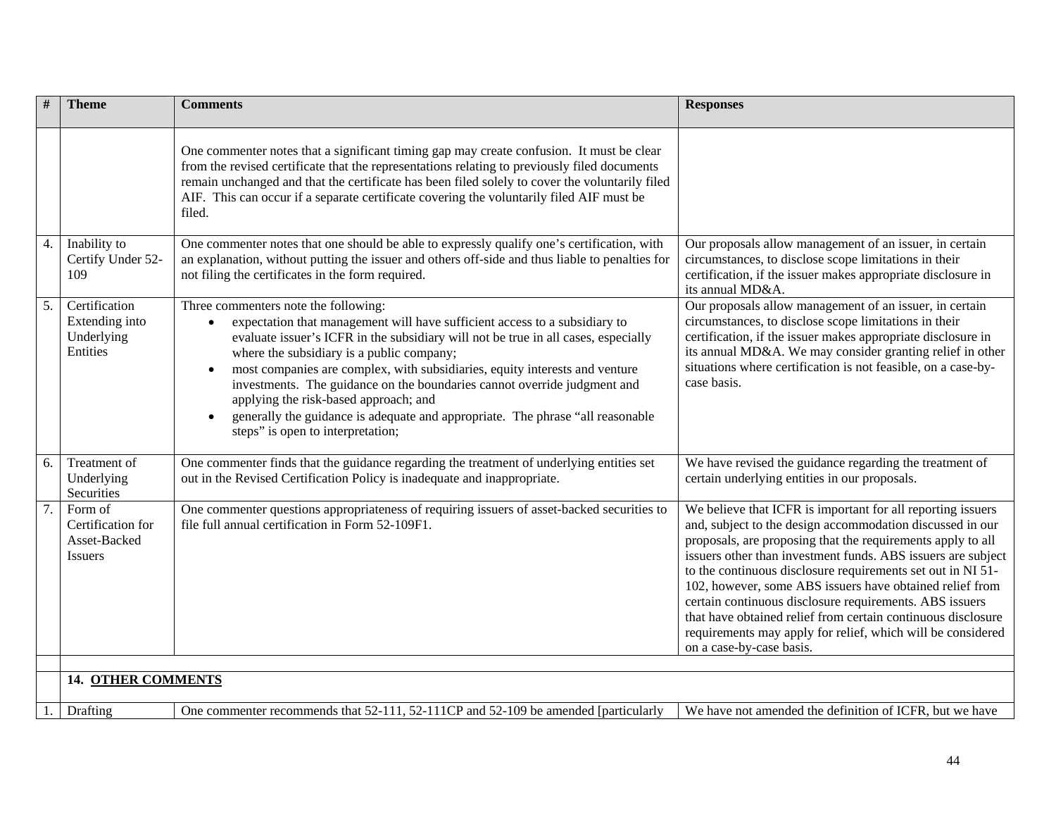| # | Theme | Comments | Responses |
|---|---|---|---|
| | | One commenter notes that a significant timing gap may create confusion. It must be clear from the revised certificate that the representations relating to previously filed documents remain unchanged and that the certificate has been filed solely to cover the voluntarily filed AIF. This can occur if a separate certificate covering the voluntarily filed AIF must be filed. | |
| 4. | Inability to Certify Under 52-109 | One commenter notes that one should be able to expressly qualify one's certification, with an explanation, without putting the issuer and others off-side and thus liable to penalties for not filing the certificates in the form required. | Our proposals allow management of an issuer, in certain circumstances, to disclose scope limitations in their certification, if the issuer makes appropriate disclosure in its annual MD&A. |
| 5. | Certification Extending into Underlying Entities | Three commenters note the following:<br>• expectation that management will have sufficient access to a subsidiary to evaluate issuer's ICFR in the subsidiary will not be true in all cases, especially where the subsidiary is a public company;<br>• most companies are complex, with subsidiaries, equity interests and venture investments. The guidance on the boundaries cannot override judgment and applying the risk-based approach; and<br>• generally the guidance is adequate and appropriate. The phrase "all reasonable steps" is open to interpretation; | Our proposals allow management of an issuer, in certain circumstances, to disclose scope limitations in their certification, if the issuer makes appropriate disclosure in its annual MD&A. We may consider granting relief in other situations where certification is not feasible, on a case-by-case basis. |
| 6. | Treatment of Underlying Securities | One commenter finds that the guidance regarding the treatment of underlying entities set out in the Revised Certification Policy is inadequate and inappropriate. | We have revised the guidance regarding the treatment of certain underlying entities in our proposals. |
| 7. | Form of Certification for Asset-Backed Issuers | One commenter questions appropriateness of requiring issuers of asset-backed securities to file full annual certification in Form 52-109F1. | We believe that ICFR is important for all reporting issuers and, subject to the design accommodation discussed in our proposals, are proposing that the requirements apply to all issuers other than investment funds. ABS issuers are subject to the continuous disclosure requirements set out in NI 51-102, however, some ABS issuers have obtained relief from certain continuous disclosure requirements. ABS issuers that have obtained relief from certain continuous disclosure requirements may apply for relief, which will be considered on a case-by-case basis. |
| | | | |
| | **14. OTHER COMMENTS** | | |
| 1. | Drafting | One commenter recommends that 52-111, 52-111CP and 52-109 be amended [particularly | We have not amended the definition of ICFR, but we have |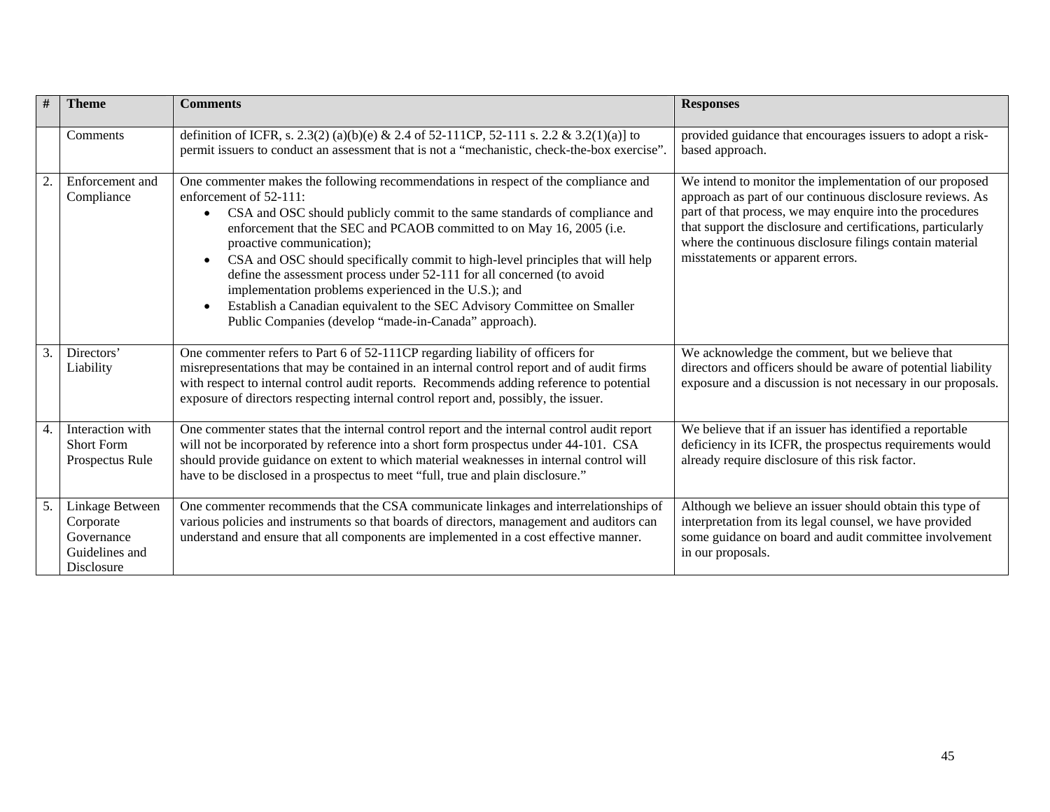| # | Theme | Comments | Responses |
|---|---|---|---|
| | Comments | definition of ICFR, s. 2.3(2) (a)(b)(e) & 2.4 of 52-111CP, 52-111 s. 2.2 & 3.2(1)(a)] to permit issuers to conduct an assessment that is not a "mechanistic, check-the-box exercise". | provided guidance that encourages issuers to adopt a risk-based approach. |
| 2. | Enforcement and Compliance | One commenter makes the following recommendations in respect of the compliance and enforcement of 52-111:<br>• CSA and OSC should publicly commit to the same standards of compliance and enforcement that the SEC and PCAOB committed to on May 16, 2005 (i.e. proactive communication);<br>• CSA and OSC should specifically commit to high-level principles that will help define the assessment process under 52-111 for all concerned (to avoid implementation problems experienced in the U.S.); and<br>• Establish a Canadian equivalent to the SEC Advisory Committee on Smaller Public Companies (develop "made-in-Canada" approach). | We intend to monitor the implementation of our proposed approach as part of our continuous disclosure reviews. As part of that process, we may enquire into the procedures that support the disclosure and certifications, particularly where the continuous disclosure filings contain material misstatements or apparent errors. |
| 3. | Directors' Liability | One commenter refers to Part 6 of 52-111CP regarding liability of officers for misrepresentations that may be contained in an internal control report and of audit firms with respect to internal control audit reports. Recommends adding reference to potential exposure of directors respecting internal control report and, possibly, the issuer. | We acknowledge the comment, but we believe that directors and officers should be aware of potential liability exposure and a discussion is not necessary in our proposals. |
| 4. | Interaction with Short Form Prospectus Rule | One commenter states that the internal control report and the internal control audit report will not be incorporated by reference into a short form prospectus under 44-101. CSA should provide guidance on extent to which material weaknesses in internal control will have to be disclosed in a prospectus to meet "full, true and plain disclosure." | We believe that if an issuer has identified a reportable deficiency in its ICFR, the prospectus requirements would already require disclosure of this risk factor. |
| 5. | Linkage Between Corporate Governance Guidelines and Disclosure | One commenter recommends that the CSA communicate linkages and interrelationships of various policies and instruments so that boards of directors, management and auditors can understand and ensure that all components are implemented in a cost effective manner. | Although we believe an issuer should obtain this type of interpretation from its legal counsel, we have provided some guidance on board and audit committee involvement in our proposals. |